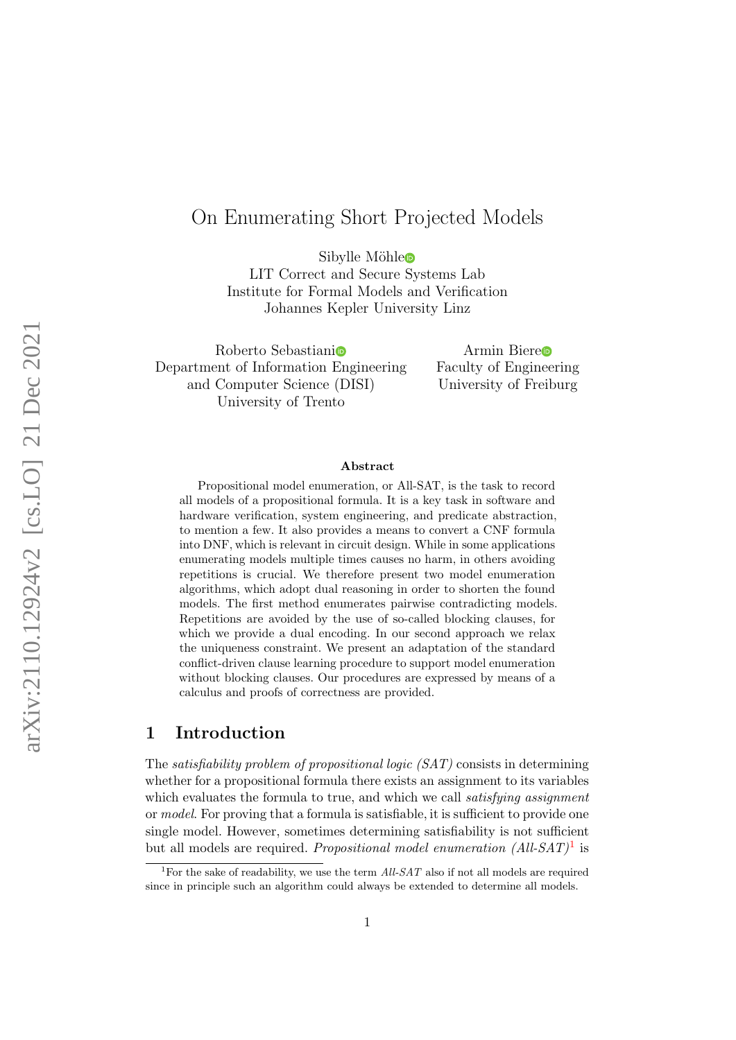# On Enumerating Short Projected Models

Sibylle Möhle
LIT Correct and Secure Systems Lab
Institute for Formal Models and Verification
Johannes Kepler University Linz

Roberto Sebastiani
Department of Information Engineering and Computer Science (DISI)
University of Trento

Armin Biere
Faculty of Engineering
University of Freiburg

arXiv:2110.12924v2 [cs.LO] 21 Dec 2021

## Abstract

Propositional model enumeration, or All-SAT, is the task to record all models of a propositional formula. It is a key task in software and hardware verification, system engineering, and predicate abstraction, to mention a few. It also provides a means to convert a CNF formula into DNF, which is relevant in circuit design. While in some applications enumerating models multiple times causes no harm, in others avoiding repetitions is crucial. We therefore present two model enumeration algorithms, which adopt dual reasoning in order to shorten the found models. The first method enumerates pairwise contradicting models. Repetitions are avoided by the use of so-called blocking clauses, for which we provide a dual encoding. In our second approach we relax the uniqueness constraint. We present an adaptation of the standard conflict-driven clause learning procedure to support model enumeration without blocking clauses. Our procedures are expressed by means of a calculus and proofs of correctness are provided.

## 1 Introduction

The *satisfiability problem of propositional logic (SAT)* consists in determining whether for a propositional formula there exists an assignment to its variables which evaluates the formula to true, and which we call *satisfying assignment* or *model*. For proving that a formula is satisfiable, it is sufficient to provide one single model. However, sometimes determining satisfiability is not sufficient but all models are required. *Propositional model enumeration (All-SAT)*[1] is

[1]For the sake of readability, we use the term *All-SAT* also if not all models are required since in principle such an algorithm could always be extended to determine all models.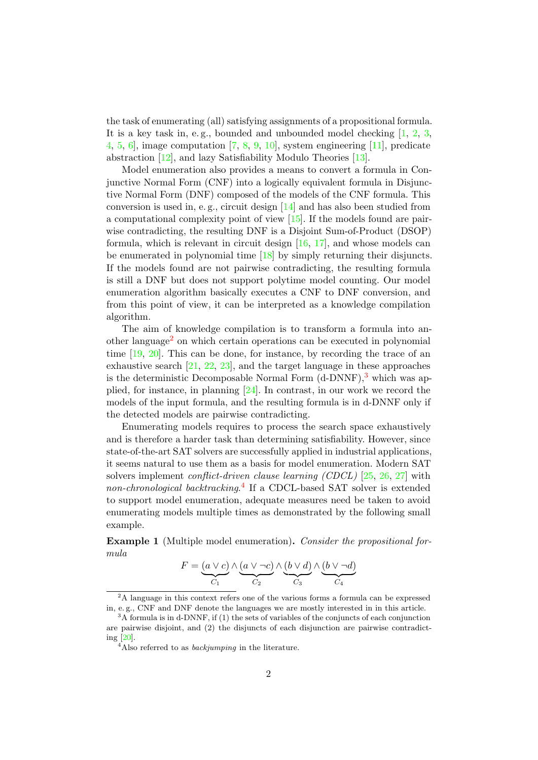the task of enumerating (all) satisfying assignments of a propositional formula. It is a key task in, e. g., bounded and unbounded model checking [1, 2, 3, 4, 5, 6], image computation [7, 8, 9, 10], system engineering [11], predicate abstraction [12], and lazy Satisfiability Modulo Theories [13].

Model enumeration also provides a means to convert a formula in Conjunctive Normal Form (CNF) into a logically equivalent formula in Disjunctive Normal Form (DNF) composed of the models of the CNF formula. This conversion is used in, e. g., circuit design [14] and has also been studied from a computational complexity point of view [15]. If the models found are pairwise contradicting, the resulting DNF is a Disjoint Sum-of-Product (DSOP) formula, which is relevant in circuit design [16, 17], and whose models can be enumerated in polynomial time [18] by simply returning their disjuncts. If the models found are not pairwise contradicting, the resulting formula is still a DNF but does not support polytime model counting. Our model enumeration algorithm basically executes a CNF to DNF conversion, and from this point of view, it can be interpreted as a knowledge compilation algorithm.

The aim of knowledge compilation is to transform a formula into another language[2] on which certain operations can be executed in polynomial time [19, 20]. This can be done, for instance, by recording the trace of an exhaustive search [21, 22, 23], and the target language in these approaches is the deterministic Decomposable Normal Form (d-DNNF),[3] which was applied, for instance, in planning [24]. In contrast, in our work we record the models of the input formula, and the resulting formula is in d-DNNF only if the detected models are pairwise contradicting.

Enumerating models requires to process the search space exhaustively and is therefore a harder task than determining satisfiability. However, since state-of-the-art SAT solvers are successfully applied in industrial applications, it seems natural to use them as a basis for model enumeration. Modern SAT solvers implement *conflict-driven clause learning (CDCL)* [25, 26, 27] with *non-chronological backtracking*.[4] If a CDCL-based SAT solver is extended to support model enumeration, adequate measures need be taken to avoid enumerating models multiple times as demonstrated by the following small example.

**Example 1** (Multiple model enumeration)**.** *Consider the propositional formula*

$$F = \underbrace{(a \vee c)}_{C_1} \wedge \underbrace{(a \vee \neg c)}_{C_2} \wedge \underbrace{(b \vee d)}_{C_3} \wedge \underbrace{(b \vee \neg d)}_{C_4}$$

[2] A language in this context refers one of the various forms a formula can be expressed in, e. g., CNF and DNF denote the languages we are mostly interested in in this article.

[3] A formula is in d-DNNF, if (1) the sets of variables of the conjuncts of each conjunction are pairwise disjoint, and (2) the disjuncts of each disjunction are pairwise contradicting [20].

[4] Also referred to as *backjumping* in the literature.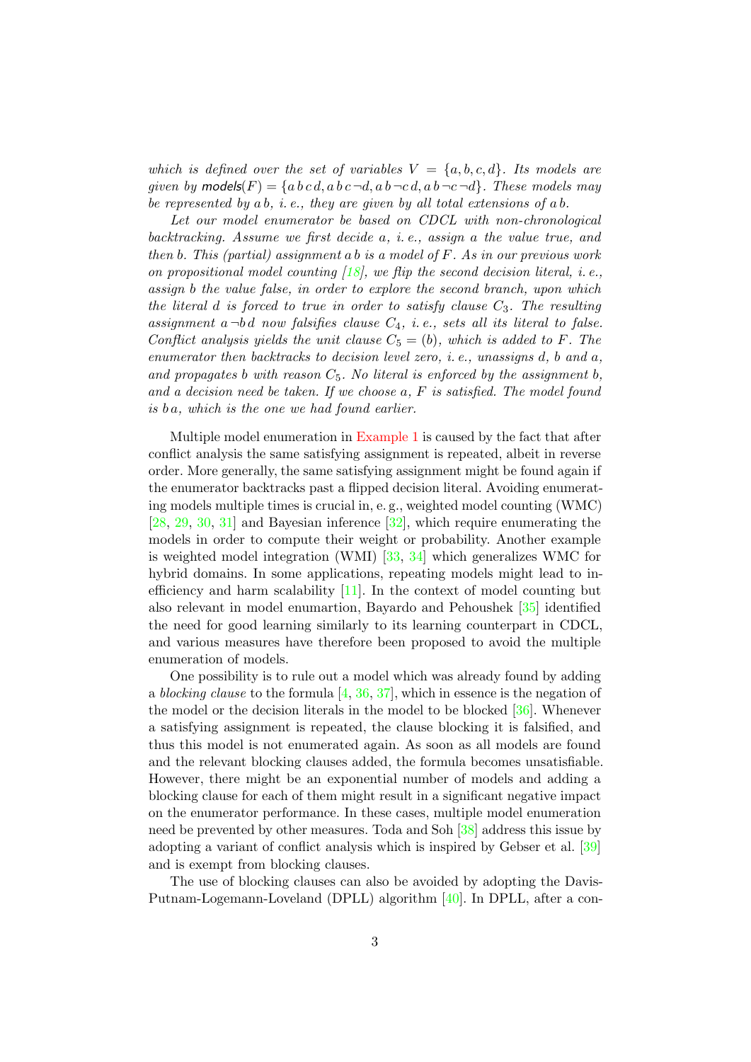*which is defined over the set of variables $V = \{a, b, c, d\}$. Its models are given by $\mathsf{models}(F) = \{a\,b\,c\,d, a\,b\,c\,\neg d, a\,b\,\neg c\,d, a\,b\,\neg c\,\neg d\}$. These models may be represented by $a\,b$, i. e., they are given by all total extensions of $a\,b$.*

*Let our model enumerator be based on CDCL with non-chronological backtracking. Assume we first decide $a$, i. e., assign $a$ the value true, and then $b$. This (partial) assignment $a\,b$ is a model of $F$. As in our previous work on propositional model counting [18], we flip the second decision literal, i. e., assign $b$ the value false, in order to explore the second branch, upon which the literal $d$ is forced to true in order to satisfy clause $C_3$. The resulting assignment $a\,\neg b\,d$ now falsifies clause $C_4$, i. e., sets all its literal to false. Conflict analysis yields the unit clause $C_5 = (b)$, which is added to $F$. The enumerator then backtracks to decision level zero, i. e., unassigns $d$, $b$ and $a$, and propagates $b$ with reason $C_5$. No literal is enforced by the assignment $b$, and a decision need be taken. If we choose $a$, $F$ is satisfied. The model found is $b\,a$, which is the one we had found earlier.*

Multiple model enumeration in Example 1 is caused by the fact that after conflict analysis the same satisfying assignment is repeated, albeit in reverse order. More generally, the same satisfying assignment might be found again if the enumerator backtracks past a flipped decision literal. Avoiding enumerating models multiple times is crucial in, e. g., weighted model counting (WMC) [28, 29, 30, 31] and Bayesian inference [32], which require enumerating the models in order to compute their weight or probability. Another example is weighted model integration (WMI) [33, 34] which generalizes WMC for hybrid domains. In some applications, repeating models might lead to inefficiency and harm scalability [11]. In the context of model counting but also relevant in model enumartion, Bayardo and Pehoushek [35] identified the need for good learning similarly to its learning counterpart in CDCL, and various measures have therefore been proposed to avoid the multiple enumeration of models.

One possibility is to rule out a model which was already found by adding a *blocking clause* to the formula [4, 36, 37], which in essence is the negation of the model or the decision literals in the model to be blocked [36]. Whenever a satisfying assignment is repeated, the clause blocking it is falsified, and thus this model is not enumerated again. As soon as all models are found and the relevant blocking clauses added, the formula becomes unsatisfiable. However, there might be an exponential number of models and adding a blocking clause for each of them might result in a significant negative impact on the enumerator performance. In these cases, multiple model enumeration need be prevented by other measures. Toda and Soh [38] address this issue by adopting a variant of conflict analysis which is inspired by Gebser et al. [39] and is exempt from blocking clauses.

The use of blocking clauses can also be avoided by adopting the Davis-Putnam-Logemann-Loveland (DPLL) algorithm [40]. In DPLL, after a con-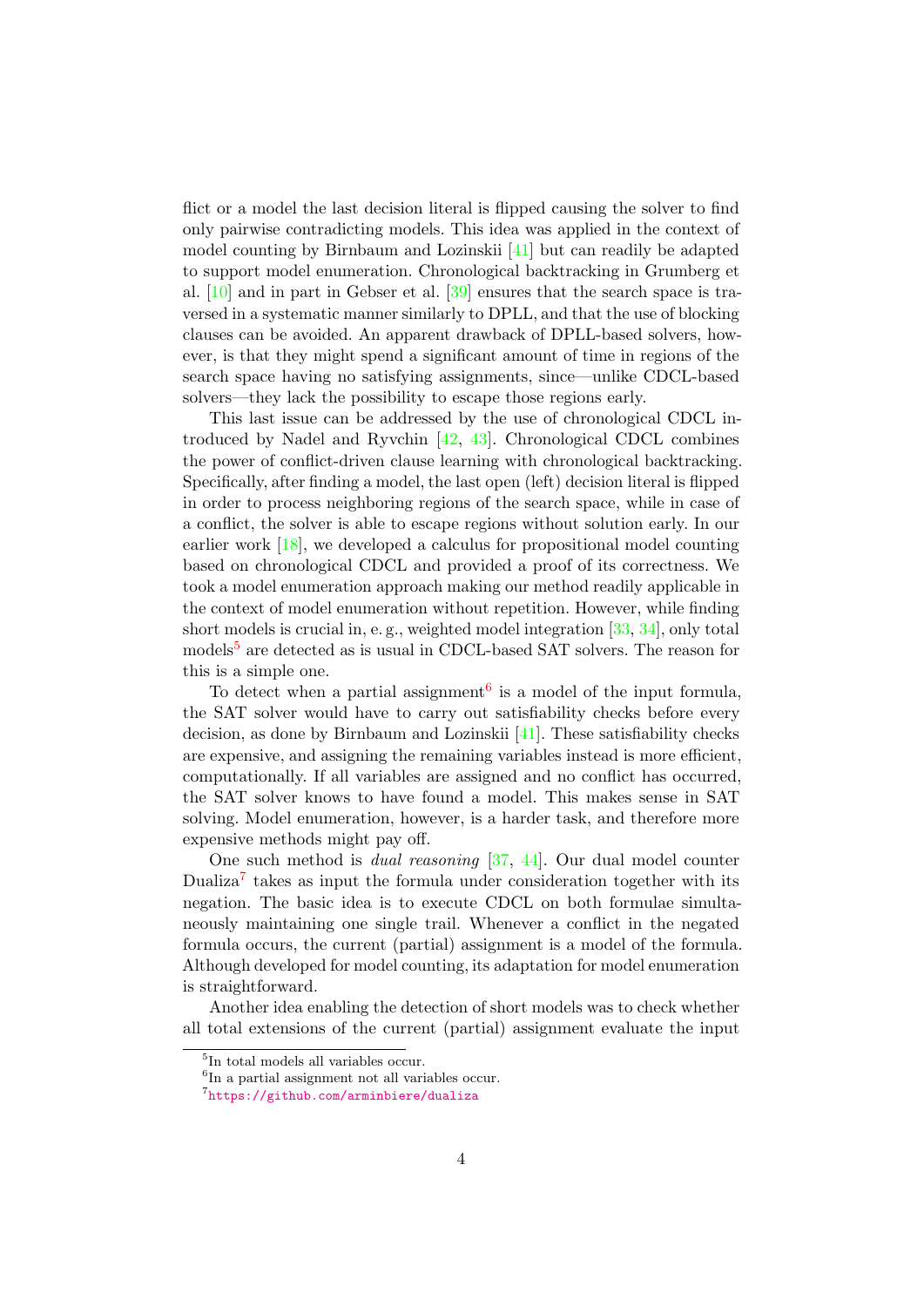flict or a model the last decision literal is flipped causing the solver to find only pairwise contradicting models. This idea was applied in the context of model counting by Birnbaum and Lozinskii [41] but can readily be adapted to support model enumeration. Chronological backtracking in Grumberg et al. [10] and in part in Gebser et al. [39] ensures that the search space is traversed in a systematic manner similarly to DPLL, and that the use of blocking clauses can be avoided. An apparent drawback of DPLL-based solvers, however, is that they might spend a significant amount of time in regions of the search space having no satisfying assignments, since—unlike CDCL-based solvers—they lack the possibility to escape those regions early.

This last issue can be addressed by the use of chronological CDCL introduced by Nadel and Ryvchin [42, 43]. Chronological CDCL combines the power of conflict-driven clause learning with chronological backtracking. Specifically, after finding a model, the last open (left) decision literal is flipped in order to process neighboring regions of the search space, while in case of a conflict, the solver is able to escape regions without solution early. In our earlier work [18], we developed a calculus for propositional model counting based on chronological CDCL and provided a proof of its correctness. We took a model enumeration approach making our method readily applicable in the context of model enumeration without repetition. However, while finding short models is crucial in, e. g., weighted model integration [33, 34], only total models[5] are detected as is usual in CDCL-based SAT solvers. The reason for this is a simple one.

To detect when a partial assignment[6] is a model of the input formula, the SAT solver would have to carry out satisfiability checks before every decision, as done by Birnbaum and Lozinskii [41]. These satisfiability checks are expensive, and assigning the remaining variables instead is more efficient, computationally. If all variables are assigned and no conflict has occurred, the SAT solver knows to have found a model. This makes sense in SAT solving. Model enumeration, however, is a harder task, and therefore more expensive methods might pay off.

One such method is *dual reasoning* [37, 44]. Our dual model counter Dualiza[7] takes as input the formula under consideration together with its negation. The basic idea is to execute CDCL on both formulae simultaneously maintaining one single trail. Whenever a conflict in the negated formula occurs, the current (partial) assignment is a model of the formula. Although developed for model counting, its adaptation for model enumeration is straightforward.

Another idea enabling the detection of short models was to check whether all total extensions of the current (partial) assignment evaluate the input

[5] In total models all variables occur.

[6] In a partial assignment not all variables occur.

[7] https://github.com/arminbiere/dualiza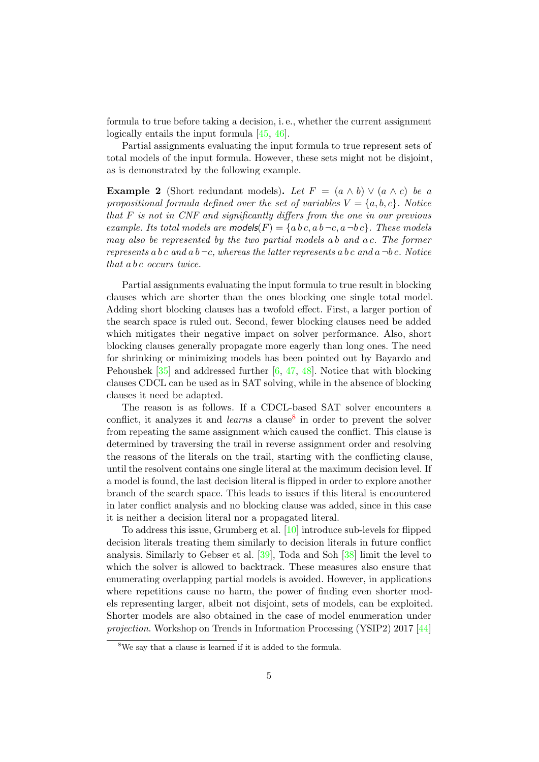formula to true before taking a decision, i. e., whether the current assignment logically entails the input formula [45, 46].

Partial assignments evaluating the input formula to true represent sets of total models of the input formula. However, these sets might not be disjoint, as is demonstrated by the following example.

**Example 2** (Short redundant models)**.** *Let $F = (a \wedge b) \vee (a \wedge c)$ be a propositional formula defined over the set of variables $V = \{a, b, c\}$. Notice that $F$ is not in CNF and significantly differs from the one in our previous example. Its total models are $\mathsf{models}(F) = \{a\,b\,c, a\,b\,\neg c, a\,\neg b\,c\}$. These models may also be represented by the two partial models $a\,b$ and $a\,c$. The former represents $a\,b\,c$ and $a\,b\,\neg c$, whereas the latter represents $a\,b\,c$ and $a\,\neg b\,c$. Notice that $a\,b\,c$ occurs twice.*

Partial assignments evaluating the input formula to true result in blocking clauses which are shorter than the ones blocking one single total model. Adding short blocking clauses has a twofold effect. First, a larger portion of the search space is ruled out. Second, fewer blocking clauses need be added which mitigates their negative impact on solver performance. Also, short blocking clauses generally propagate more eagerly than long ones. The need for shrinking or minimizing models has been pointed out by Bayardo and Pehoushek [35] and addressed further [6, 47, 48]. Notice that with blocking clauses CDCL can be used as in SAT solving, while in the absence of blocking clauses it need be adapted.

The reason is as follows. If a CDCL-based SAT solver encounters a conflict, it analyzes it and *learns* a clause[8] in order to prevent the solver from repeating the same assignment which caused the conflict. This clause is determined by traversing the trail in reverse assignment order and resolving the reasons of the literals on the trail, starting with the conflicting clause, until the resolvent contains one single literal at the maximum decision level. If a model is found, the last decision literal is flipped in order to explore another branch of the search space. This leads to issues if this literal is encountered in later conflict analysis and no blocking clause was added, since in this case it is neither a decision literal nor a propagated literal.

To address this issue, Grumberg et al. [10] introduce sub-levels for flipped decision literals treating them similarly to decision literals in future conflict analysis. Similarly to Gebser et al. [39], Toda and Soh [38] limit the level to which the solver is allowed to backtrack. These measures also ensure that enumerating overlapping partial models is avoided. However, in applications where repetitions cause no harm, the power of finding even shorter models representing larger, albeit not disjoint, sets of models, can be exploited. Shorter models are also obtained in the case of model enumeration under *projection*. Workshop on Trends in Information Processing (YSIP2) 2017 [44]

[8] We say that a clause is learned if it is added to the formula.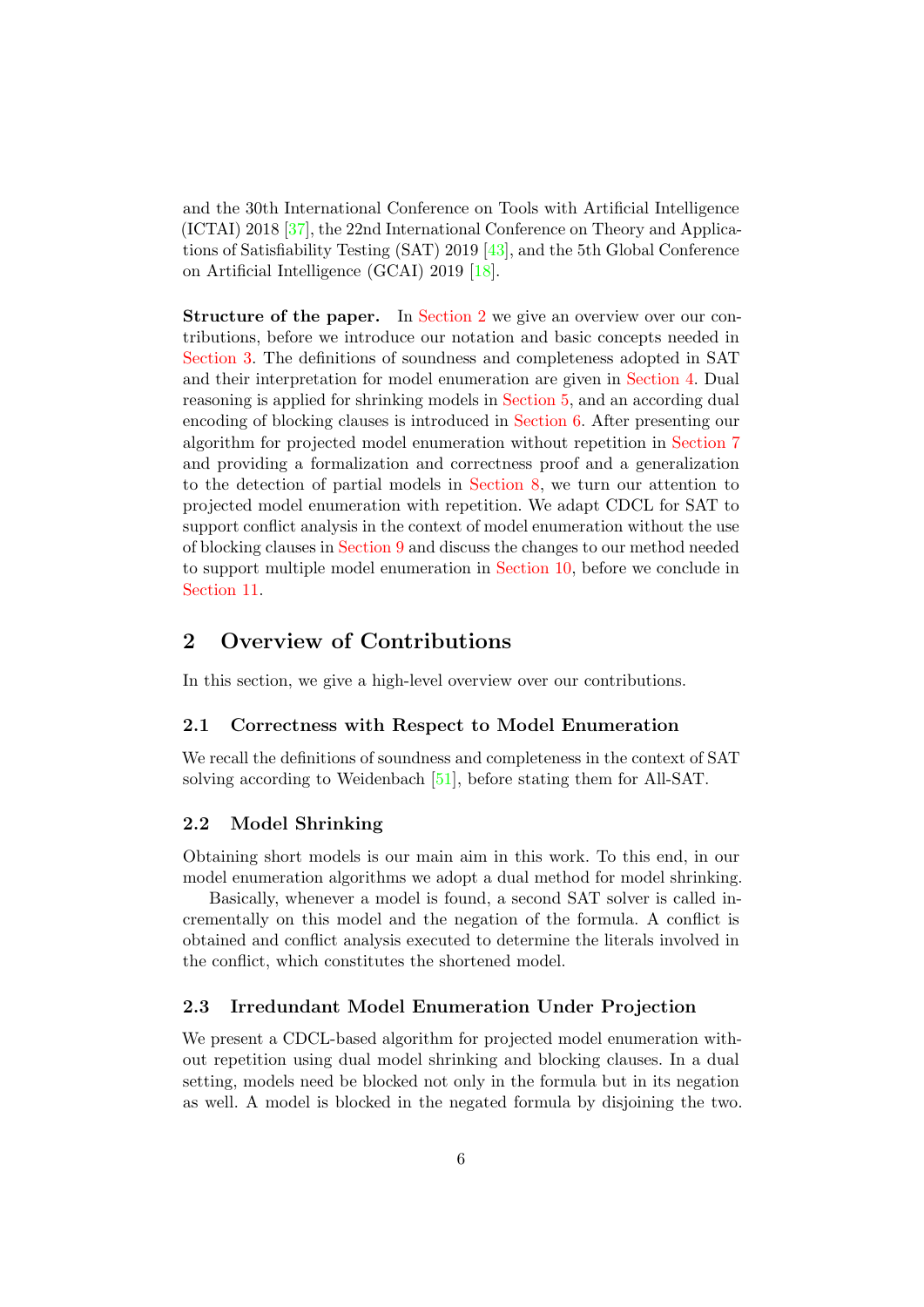and the 30th International Conference on Tools with Artificial Intelligence (ICTAI) 2018 [37], the 22nd International Conference on Theory and Applications of Satisfiability Testing (SAT) 2019 [43], and the 5th Global Conference on Artificial Intelligence (GCAI) 2019 [18].

**Structure of the paper.** In Section 2 we give an overview over our contributions, before we introduce our notation and basic concepts needed in Section 3. The definitions of soundness and completeness adopted in SAT and their interpretation for model enumeration are given in Section 4. Dual reasoning is applied for shrinking models in Section 5, and an according dual encoding of blocking clauses is introduced in Section 6. After presenting our algorithm for projected model enumeration without repetition in Section 7 and providing a formalization and correctness proof and a generalization to the detection of partial models in Section 8, we turn our attention to projected model enumeration with repetition. We adapt CDCL for SAT to support conflict analysis in the context of model enumeration without the use of blocking clauses in Section 9 and discuss the changes to our method needed to support multiple model enumeration in Section 10, before we conclude in Section 11.

## 2 Overview of Contributions

In this section, we give a high-level overview over our contributions.

### 2.1 Correctness with Respect to Model Enumeration

We recall the definitions of soundness and completeness in the context of SAT solving according to Weidenbach [51], before stating them for All-SAT.

### 2.2 Model Shrinking

Obtaining short models is our main aim in this work. To this end, in our model enumeration algorithms we adopt a dual method for model shrinking.

Basically, whenever a model is found, a second SAT solver is called incrementally on this model and the negation of the formula. A conflict is obtained and conflict analysis executed to determine the literals involved in the conflict, which constitutes the shortened model.

### 2.3 Irredundant Model Enumeration Under Projection

We present a CDCL-based algorithm for projected model enumeration without repetition using dual model shrinking and blocking clauses. In a dual setting, models need be blocked not only in the formula but in its negation as well. A model is blocked in the negated formula by disjoining the two.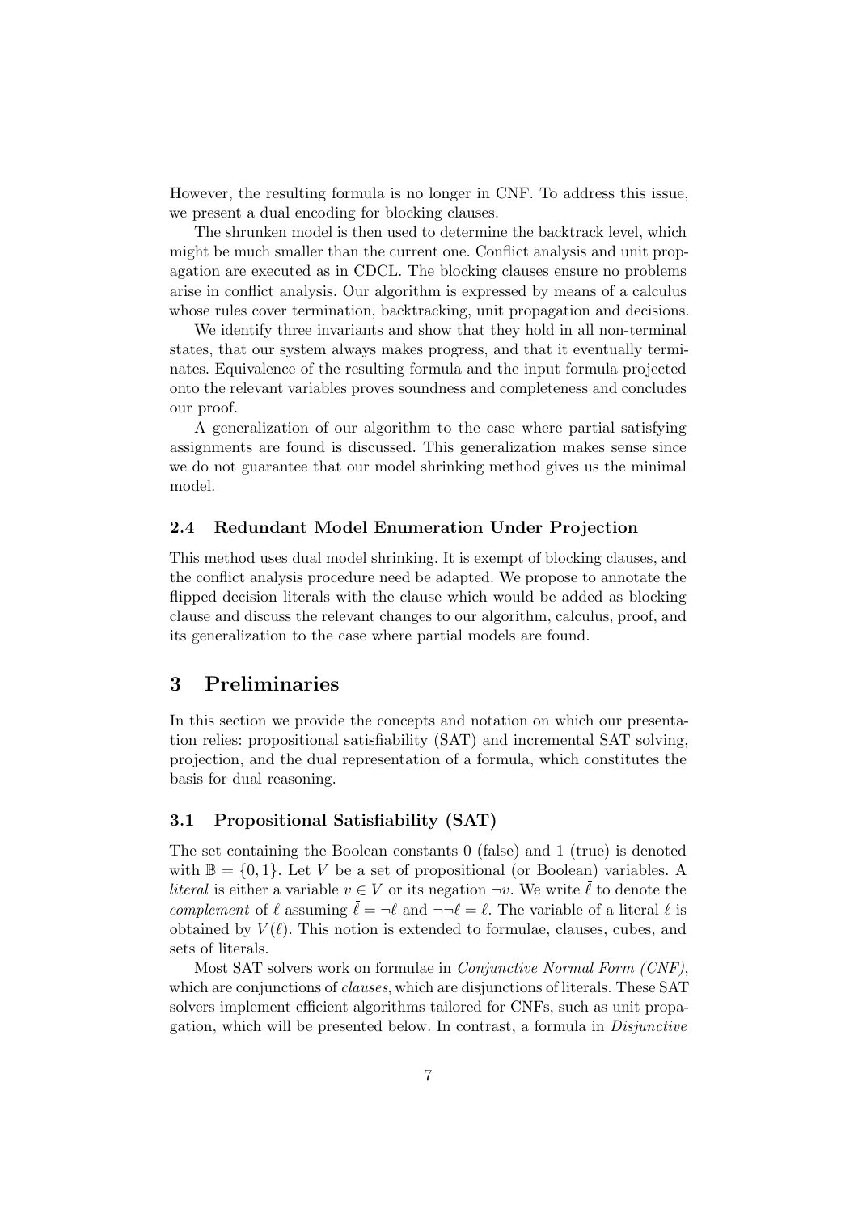However, the resulting formula is no longer in CNF. To address this issue, we present a dual encoding for blocking clauses.

The shrunken model is then used to determine the backtrack level, which might be much smaller than the current one. Conflict analysis and unit propagation are executed as in CDCL. The blocking clauses ensure no problems arise in conflict analysis. Our algorithm is expressed by means of a calculus whose rules cover termination, backtracking, unit propagation and decisions.

We identify three invariants and show that they hold in all non-terminal states, that our system always makes progress, and that it eventually terminates. Equivalence of the resulting formula and the input formula projected onto the relevant variables proves soundness and completeness and concludes our proof.

A generalization of our algorithm to the case where partial satisfying assignments are found is discussed. This generalization makes sense since we do not guarantee that our model shrinking method gives us the minimal model.

### 2.4 Redundant Model Enumeration Under Projection

This method uses dual model shrinking. It is exempt of blocking clauses, and the conflict analysis procedure need be adapted. We propose to annotate the flipped decision literals with the clause which would be added as blocking clause and discuss the relevant changes to our algorithm, calculus, proof, and its generalization to the case where partial models are found.

## 3 Preliminaries

In this section we provide the concepts and notation on which our presentation relies: propositional satisfiability (SAT) and incremental SAT solving, projection, and the dual representation of a formula, which constitutes the basis for dual reasoning.

### 3.1 Propositional Satisfiability (SAT)

The set containing the Boolean constants 0 (false) and 1 (true) is denoted with $\mathbb{B} = \{0, 1\}$. Let $V$ be a set of propositional (or Boolean) variables. A *literal* is either a variable $v \in V$ or its negation $\neg v$. We write $\bar{\ell}$ to denote the *complement* of $\ell$ assuming $\bar{\ell} = \neg\ell$ and $\neg\neg\ell = \ell$. The variable of a literal $\ell$ is obtained by $V(\ell)$. This notion is extended to formulae, clauses, cubes, and sets of literals.

Most SAT solvers work on formulae in *Conjunctive Normal Form (CNF)*, which are conjunctions of *clauses*, which are disjunctions of literals. These SAT solvers implement efficient algorithms tailored for CNFs, such as unit propagation, which will be presented below. In contrast, a formula in *Disjunctive*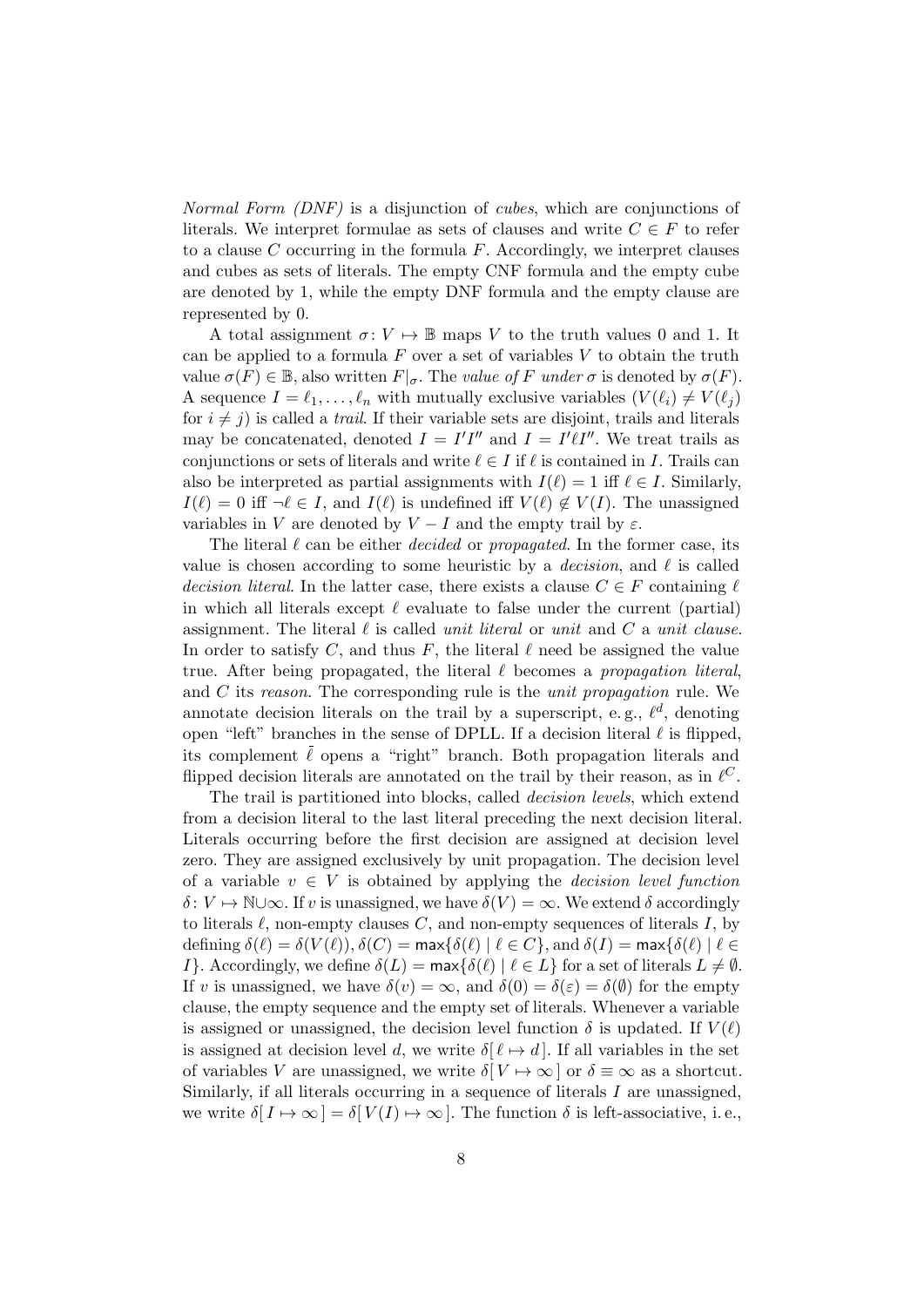*Normal Form (DNF)* is a disjunction of *cubes*, which are conjunctions of literals. We interpret formulae as sets of clauses and write $C \in F$ to refer to a clause $C$ occurring in the formula $F$. Accordingly, we interpret clauses and cubes as sets of literals. The empty CNF formula and the empty cube are denoted by 1, while the empty DNF formula and the empty clause are represented by 0.

A total assignment $\sigma\colon V \mapsto \mathbb{B}$ maps $V$ to the truth values 0 and 1. It can be applied to a formula $F$ over a set of variables $V$ to obtain the truth value $\sigma(F) \in \mathbb{B}$, also written $F|_\sigma$. The *value of* $F$ *under* $\sigma$ is denoted by $\sigma(F)$. A sequence $I = \ell_1, \ldots, \ell_n$ with mutually exclusive variables ($V(\ell_i) \neq V(\ell_j)$ for $i \neq j$) is called a *trail*. If their variable sets are disjoint, trails and literals may be concatenated, denoted $I = I'I''$ and $I = I'\ell I''$. We treat trails as conjunctions or sets of literals and write $\ell \in I$ if $\ell$ is contained in $I$. Trails can also be interpreted as partial assignments with $I(\ell) = 1$ iff $\ell \in I$. Similarly, $I(\ell) = 0$ iff $\neg\ell \in I$, and $I(\ell)$ is undefined iff $V(\ell) \notin V(I)$. The unassigned variables in $V$ are denoted by $V - I$ and the empty trail by $\varepsilon$.

The literal $\ell$ can be either *decided* or *propagated*. In the former case, its value is chosen according to some heuristic by a *decision*, and $\ell$ is called *decision literal*. In the latter case, there exists a clause $C \in F$ containing $\ell$ in which all literals except $\ell$ evaluate to false under the current (partial) assignment. The literal $\ell$ is called *unit literal* or *unit* and $C$ a *unit clause*. In order to satisfy $C$, and thus $F$, the literal $\ell$ need be assigned the value true. After being propagated, the literal $\ell$ becomes a *propagation literal*, and $C$ its *reason*. The corresponding rule is the *unit propagation* rule. We annotate decision literals on the trail by a superscript, e. g., $\ell^d$, denoting open "left" branches in the sense of DPLL. If a decision literal $\ell$ is flipped, its complement $\bar{\ell}$ opens a "right" branch. Both propagation literals and flipped decision literals are annotated on the trail by their reason, as in $\ell^C$.

The trail is partitioned into blocks, called *decision levels*, which extend from a decision literal to the last literal preceding the next decision literal. Literals occurring before the first decision are assigned at decision level zero. They are assigned exclusively by unit propagation. The decision level of a variable $v \in V$ is obtained by applying the *decision level function* $\delta\colon V \mapsto \mathbb{N} \cup \infty$. If $v$ is unassigned, we have $\delta(V) = \infty$. We extend $\delta$ accordingly to literals $\ell$, non-empty clauses $C$, and non-empty sequences of literals $I$, by defining $\delta(\ell) = \delta(V(\ell))$, $\delta(C) = \max\{\delta(\ell) \mid \ell \in C\}$, and $\delta(I) = \max\{\delta(\ell) \mid \ell \in I\}$. Accordingly, we define $\delta(L) = \max\{\delta(\ell) \mid \ell \in L\}$ for a set of literals $L \neq \emptyset$. If $v$ is unassigned, we have $\delta(v) = \infty$, and $\delta(0) = \delta(\varepsilon) = \delta(\emptyset)$ for the empty clause, the empty sequence and the empty set of literals. Whenever a variable is assigned or unassigned, the decision level function $\delta$ is updated. If $V(\ell)$ is assigned at decision level $d$, we write $\delta[\,\ell \mapsto d\,]$. If all variables in the set of variables $V$ are unassigned, we write $\delta[\,V \mapsto \infty\,]$ or $\delta \equiv \infty$ as a shortcut. Similarly, if all literals occurring in a sequence of literals $I$ are unassigned, we write $\delta[\,I \mapsto \infty\,] = \delta[\,V(I) \mapsto \infty\,]$. The function $\delta$ is left-associative, i. e.,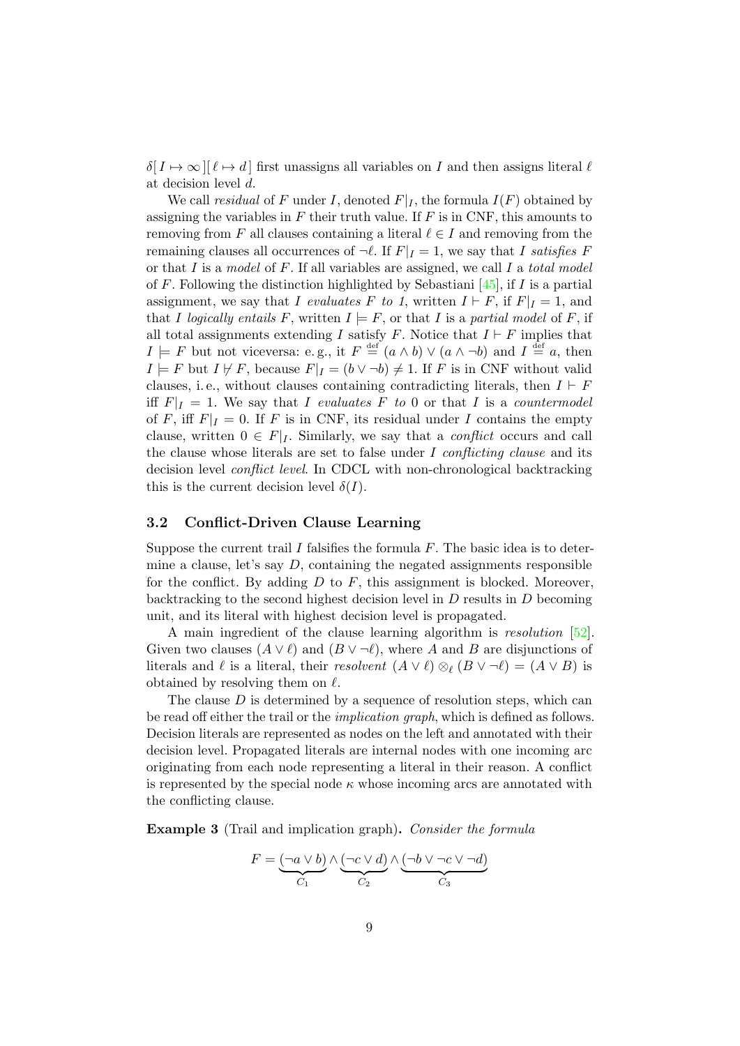$\delta[\,I \mapsto \infty\,][\,\ell \mapsto d\,]$ first unassigns all variables on $I$ and then assigns literal $\ell$ at decision level $d$.

We call *residual* of $F$ under $I$, denoted $F|_I$, the formula $I(F)$ obtained by assigning the variables in $F$ their truth value. If $F$ is in CNF, this amounts to removing from $F$ all clauses containing a literal $\ell \in I$ and removing from the remaining clauses all occurrences of $\neg\ell$. If $F|_I = 1$, we say that $I$ *satisfies* $F$ or that $I$ is a *model* of $F$. If all variables are assigned, we call $I$ a *total model* of $F$. Following the distinction highlighted by Sebastiani [45], if $I$ is a partial assignment, we say that $I$ *evaluates* $F$ *to 1*, written $I \vdash F$, if $F|_I = 1$, and that $I$ *logically entails* $F$, written $I \models F$, or that $I$ is a *partial model* of $F$, if all total assignments extending $I$ satisfy $F$. Notice that $I \vdash F$ implies that $I \models F$ but not viceversa: e. g., it $F \stackrel{\text{def}}{=} (a \wedge b) \vee (a \wedge \neg b)$ and $I \stackrel{\text{def}}{=} a$, then $I \models F$ but $I \nvdash F$, because $F|_I = (b \vee \neg b) \neq 1$. If $F$ is in CNF without valid clauses, i. e., without clauses containing contradicting literals, then $I \vdash F$ iff $F|_I = 1$. We say that $I$ *evaluates* $F$ *to* 0 or that $I$ is a *countermodel* of $F$, iff $F|_I = 0$. If $F$ is in CNF, its residual under $I$ contains the empty clause, written $0 \in F|_I$. Similarly, we say that a *conflict* occurs and call the clause whose literals are set to false under $I$ *conflicting clause* and its decision level *conflict level*. In CDCL with non-chronological backtracking this is the current decision level $\delta(I)$.

### 3.2 Conflict-Driven Clause Learning

Suppose the current trail $I$ falsifies the formula $F$. The basic idea is to determine a clause, let's say $D$, containing the negated assignments responsible for the conflict. By adding $D$ to $F$, this assignment is blocked. Moreover, backtracking to the second highest decision level in $D$ results in $D$ becoming unit, and its literal with highest decision level is propagated.

A main ingredient of the clause learning algorithm is *resolution* [52]. Given two clauses $(A \vee \ell)$ and $(B \vee \neg\ell)$, where $A$ and $B$ are disjunctions of literals and $\ell$ is a literal, their *resolvent* $(A \vee \ell) \otimes_\ell (B \vee \neg\ell) = (A \vee B)$ is obtained by resolving them on $\ell$.

The clause $D$ is determined by a sequence of resolution steps, which can be read off either the trail or the *implication graph*, which is defined as follows. Decision literals are represented as nodes on the left and annotated with their decision level. Propagated literals are internal nodes with one incoming arc originating from each node representing a literal in their reason. A conflict is represented by the special node $\kappa$ whose incoming arcs are annotated with the conflicting clause.

**Example 3** (Trail and implication graph)**.** *Consider the formula*

$$F = \underbrace{(\neg a \vee b)}_{C_1} \wedge \underbrace{(\neg c \vee d)}_{C_2} \wedge \underbrace{(\neg b \vee \neg c \vee \neg d)}_{C_3}$$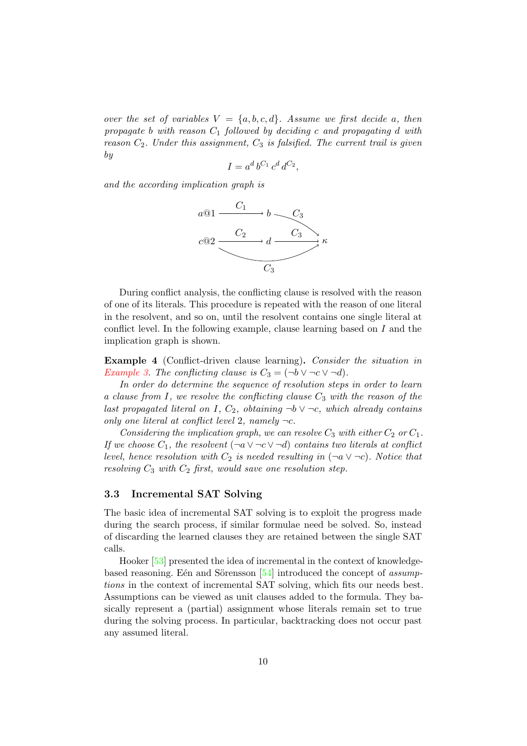*over the set of variables $V = \{a, b, c, d\}$. Assume we first decide $a$, then propagate $b$ with reason $C_1$ followed by deciding $c$ and propagating $d$ with reason $C_2$. Under this assignment, $C_3$ is falsified. The current trail is given by*

$$I = a^d \, b^{C_1} \, c^d \, d^{C_2},$$

*and the according implication graph is*

$$a@1 \xrightarrow{C_1} b \xrightarrow{C_3} \kappa$$

$$c@2 \xrightarrow{C_2} d \xrightarrow{C_3} \kappa$$

$$c@2 \xrightarrow{C_3} \kappa$$

During conflict analysis, the conflicting clause is resolved with the reason of one of its literals. This procedure is repeated with the reason of one literal in the resolvent, and so on, until the resolvent contains one single literal at conflict level. In the following example, clause learning based on $I$ and the implication graph is shown.

**Example 4** (Conflict-driven clause learning)**.** *Consider the situation in Example 3. The conflicting clause is $C_3 = (\neg b \vee \neg c \vee \neg d)$.*

*In order do determine the sequence of resolution steps in order to learn a clause from $I$, we resolve the conflicting clause $C_3$ with the reason of the last propagated literal on $I$, $C_2$, obtaining $\neg b \vee \neg c$, which already contains only one literal at conflict level 2, namely $\neg c$.*

*Considering the implication graph, we can resolve $C_3$ with either $C_2$ or $C_1$. If we choose $C_1$, the resolvent $(\neg a \vee \neg c \vee \neg d)$ contains two literals at conflict level, hence resolution with $C_2$ is needed resulting in $(\neg a \vee \neg c)$. Notice that resolving $C_3$ with $C_2$ first, would save one resolution step.*

### 3.3 Incremental SAT Solving

The basic idea of incremental SAT solving is to exploit the progress made during the search process, if similar formulae need be solved. So, instead of discarding the learned clauses they are retained between the single SAT calls.

Hooker [53] presented the idea of incremental in the context of knowledge-based reasoning. Eén and Sörensson [54] introduced the concept of *assumptions* in the context of incremental SAT solving, which fits our needs best. Assumptions can be viewed as unit clauses added to the formula. They basically represent a (partial) assignment whose literals remain set to true during the solving process. In particular, backtracking does not occur past any assumed literal.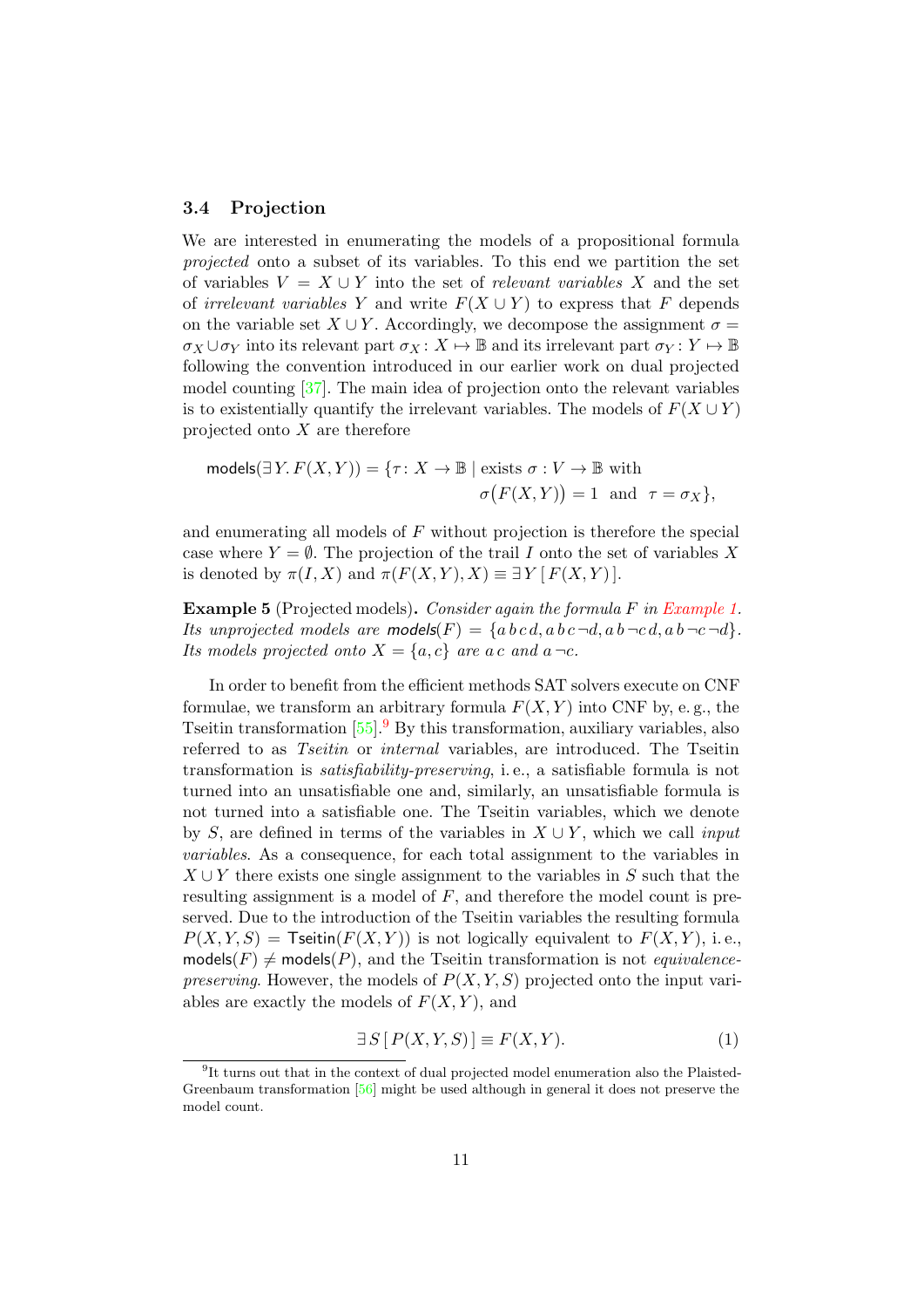### 3.4 Projection

We are interested in enumerating the models of a propositional formula *projected* onto a subset of its variables. To this end we partition the set of variables $V = X \cup Y$ into the set of *relevant variables* $X$ and the set of *irrelevant variables* $Y$ and write $F(X \cup Y)$ to express that $F$ depends on the variable set $X \cup Y$. Accordingly, we decompose the assignment $\sigma = \sigma_X \cup \sigma_Y$ into its relevant part $\sigma_X : X \mapsto \mathbb{B}$ and its irrelevant part $\sigma_Y : Y \mapsto \mathbb{B}$ following the convention introduced in our earlier work on dual projected model counting [37]. The main idea of projection onto the relevant variables is to existentially quantify the irrelevant variables. The models of $F(X \cup Y)$ projected onto $X$ are therefore

$$\mathsf{models}(\exists Y.\, F(X,Y)) = \{\tau\colon X \to \mathbb{B} \mid \text{exists } \sigma : V \to \mathbb{B} \text{ with } \sigma\big(F(X,Y)\big) = 1 \text{ and } \tau = \sigma_X\},$$

and enumerating all models of $F$ without projection is therefore the special case where $Y = \emptyset$. The projection of the trail $I$ onto the set of variables $X$ is denoted by $\pi(I, X)$ and $\pi(F(X,Y), X) \equiv \exists Y\,[\,F(X,Y)\,]$.

**Example 5** (Projected models)**.** *Consider again the formula $F$ in Example 1. Its unprojected models are $\mathsf{models}(F) = \{a\,b\,c\,d, a\,b\,c\,\neg d, a\,b\,\neg c\,d, a\,b\,\neg c\,\neg d\}$. Its models projected onto $X = \{a, c\}$ are $a\,c$ and $a\,\neg c$.*

In order to benefit from the efficient methods SAT solvers execute on CNF formulae, we transform an arbitrary formula $F(X,Y)$ into CNF by, e. g., the Tseitin transformation [55].[9] By this transformation, auxiliary variables, also referred to as *Tseitin* or *internal* variables, are introduced. The Tseitin transformation is *satisfiability-preserving*, i. e., a satisfiable formula is not turned into an unsatisfiable one and, similarly, an unsatisfiable formula is not turned into a satisfiable one. The Tseitin variables, which we denote by $S$, are defined in terms of the variables in $X \cup Y$, which we call *input variables*. As a consequence, for each total assignment to the variables in $X \cup Y$ there exists one single assignment to the variables in $S$ such that the resulting assignment is a model of $F$, and therefore the model count is preserved. Due to the introduction of the Tseitin variables the resulting formula $P(X,Y,S) = \mathsf{Tseitin}(F(X,Y))$ is not logically equivalent to $F(X,Y)$, i. e., $\mathsf{models}(F) \neq \mathsf{models}(P)$, and the Tseitin transformation is not *equivalence-preserving*. However, the models of $P(X,Y,S)$ projected onto the input variables are exactly the models of $F(X,Y)$, and

$$\exists S\,[\,P(X,Y,S)\,] \equiv F(X,Y). \tag{1}$$

[9] It turns out that in the context of dual projected model enumeration also the Plaisted-Greenbaum transformation [56] might be used although in general it does not preserve the model count.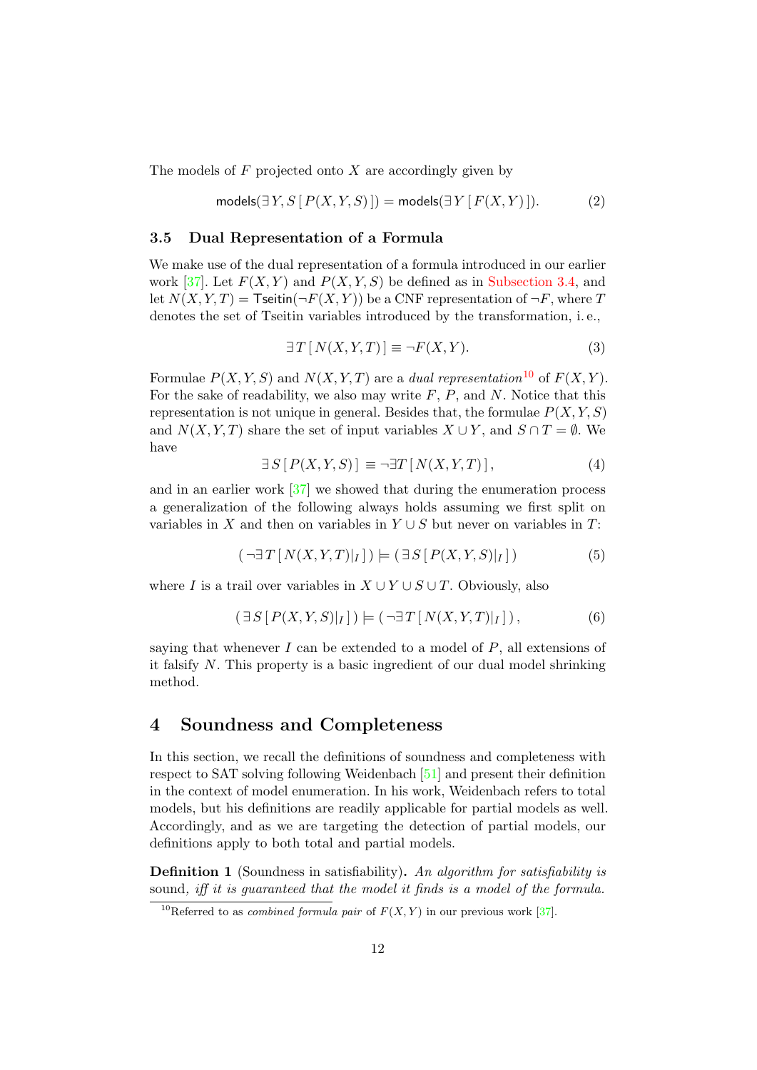The models of $F$ projected onto $X$ are accordingly given by

$$\mathsf{models}(\exists\, Y, S\, [\, P(X,Y,S)\, ]) = \mathsf{models}(\exists\, Y\, [\, F(X,Y)\, ]). \tag{2}$$

### 3.5 Dual Representation of a Formula

We make use of the dual representation of a formula introduced in our earlier work [37]. Let $F(X,Y)$ and $P(X,Y,S)$ be defined as in Subsection 3.4, and let $N(X,Y,T) = \mathsf{Tseitin}(\neg F(X,Y))$ be a CNF representation of $\neg F$, where $T$ denotes the set of Tseitin variables introduced by the transformation, i. e.,

$$\exists\, T\, [\, N(X,Y,T)\, ] \equiv \neg F(X,Y). \tag{3}$$

Formulae $P(X,Y,S)$ and $N(X,Y,T)$ are a *dual representation*[10] of $F(X,Y)$. For the sake of readability, we also may write $F$, $P$, and $N$. Notice that this representation is not unique in general. Besides that, the formulae $P(X,Y,S)$ and $N(X,Y,T)$ share the set of input variables $X \cup Y$, and $S \cap T = \emptyset$. We have

$$\exists\, S\, [\, P(X,Y,S)\, ] \;\equiv \neg \exists T\, [\, N(X,Y,T)\, ]\,, \tag{4}$$

and in an earlier work [37] we showed that during the enumeration process a generalization of the following always holds assuming we first split on variables in $X$ and then on variables in $Y \cup S$ but never on variables in $T$:

$$(\, \neg \exists\, T\, [\, N(X,Y,T)|_I\, ]\, ) \models (\, \exists\, S\, [\, P(X,Y,S)|_I\, ]\, ) \tag{5}$$

where $I$ is a trail over variables in $X \cup Y \cup S \cup T$. Obviously, also

$$(\, \exists\, S\, [\, P(X,Y,S)|_I\, ]\, ) \models (\, \neg \exists\, T\, [\, N(X,Y,T)|_I\, ]\, )\,, \tag{6}$$

saying that whenever $I$ can be extended to a model of $P$, all extensions of it falsify $N$. This property is a basic ingredient of our dual model shrinking method.

## 4 Soundness and Completeness

In this section, we recall the definitions of soundness and completeness with respect to SAT solving following Weidenbach [51] and present their definition in the context of model enumeration. In his work, Weidenbach refers to total models, but his definitions are readily applicable for partial models as well. Accordingly, and as we are targeting the detection of partial models, our definitions apply to both total and partial models.

**Definition 1** (Soundness in satisfiability)**.** *An algorithm for satisfiability is* sound, *iff it is guaranteed that the model it finds is a model of the formula.*

[10] Referred to as *combined formula pair* of $F(X,Y)$ in our previous work [37].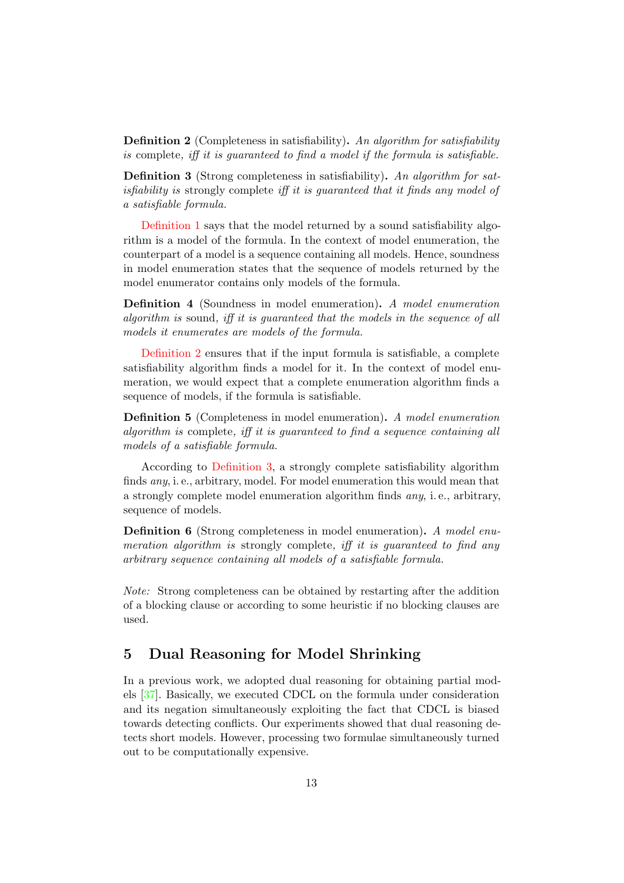**Definition 2** (Completeness in satisfiability)**.** *An algorithm for satisfiability is* complete*, iff it is guaranteed to find a model if the formula is satisfiable.*

**Definition 3** (Strong completeness in satisfiability)**.** *An algorithm for satisfiability is* strongly complete *iff it is guaranteed that it finds any model of a satisfiable formula.*

Definition 1 says that the model returned by a sound satisfiability algorithm is a model of the formula. In the context of model enumeration, the counterpart of a model is a sequence containing all models. Hence, soundness in model enumeration states that the sequence of models returned by the model enumerator contains only models of the formula.

**Definition 4** (Soundness in model enumeration)**.** *A model enumeration algorithm is* sound*, iff it is guaranteed that the models in the sequence of all models it enumerates are models of the formula.*

Definition 2 ensures that if the input formula is satisfiable, a complete satisfiability algorithm finds a model for it. In the context of model enumeration, we would expect that a complete enumeration algorithm finds a sequence of models, if the formula is satisfiable.

**Definition 5** (Completeness in model enumeration)**.** *A model enumeration algorithm is* complete*, iff it is guaranteed to find a sequence containing all models of a satisfiable formula.*

According to Definition 3, a strongly complete satisfiability algorithm finds *any*, i. e., arbitrary, model. For model enumeration this would mean that a strongly complete model enumeration algorithm finds *any*, i. e., arbitrary, sequence of models.

**Definition 6** (Strong completeness in model enumeration)**.** *A model enumeration algorithm is* strongly complete*, iff it is guaranteed to find any arbitrary sequence containing all models of a satisfiable formula.*

*Note:* Strong completeness can be obtained by restarting after the addition of a blocking clause or according to some heuristic if no blocking clauses are used.

## 5 Dual Reasoning for Model Shrinking

In a previous work, we adopted dual reasoning for obtaining partial models [37]. Basically, we executed CDCL on the formula under consideration and its negation simultaneously exploiting the fact that CDCL is biased towards detecting conflicts. Our experiments showed that dual reasoning detects short models. However, processing two formulae simultaneously turned out to be computationally expensive.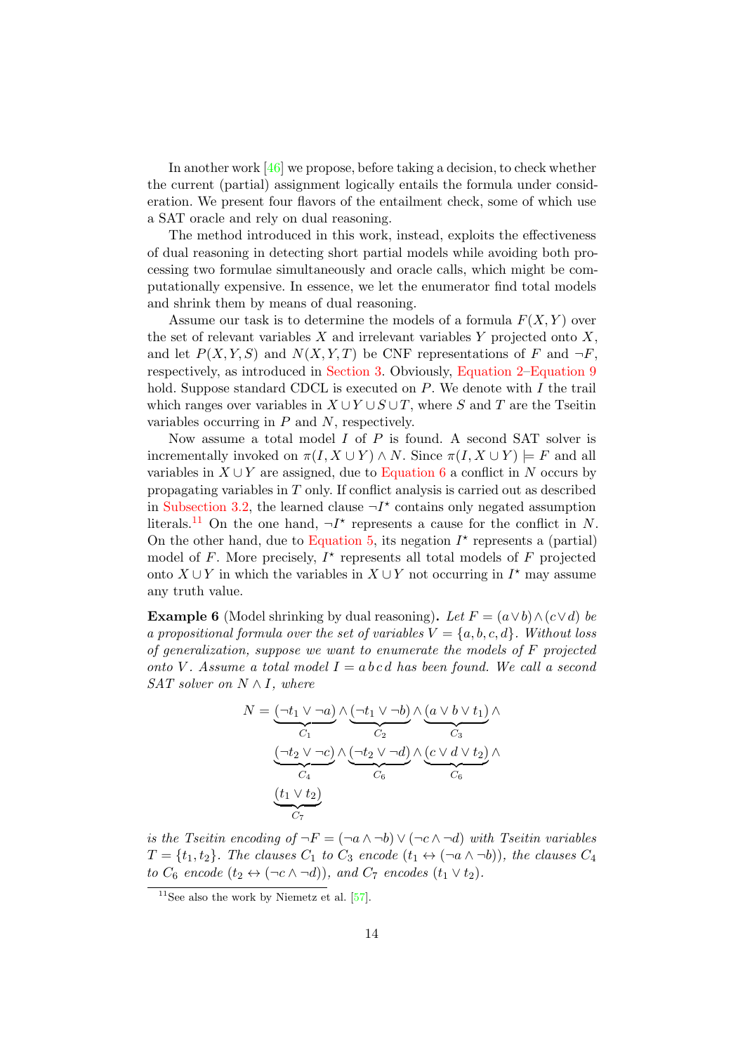In another work [46] we propose, before taking a decision, to check whether the current (partial) assignment logically entails the formula under consideration. We present four flavors of the entailment check, some of which use a SAT oracle and rely on dual reasoning.

The method introduced in this work, instead, exploits the effectiveness of dual reasoning in detecting short partial models while avoiding both processing two formulae simultaneously and oracle calls, which might be computationally expensive. In essence, we let the enumerator find total models and shrink them by means of dual reasoning.

Assume our task is to determine the models of a formula $F(X, Y)$ over the set of relevant variables $X$ and irrelevant variables $Y$ projected onto $X$, and let $P(X, Y, S)$ and $N(X, Y, T)$ be CNF representations of $F$ and $\neg F$, respectively, as introduced in Section 3. Obviously, Equation 2–Equation 9 hold. Suppose standard CDCL is executed on $P$. We denote with $I$ the trail which ranges over variables in $X \cup Y \cup S \cup T$, where $S$ and $T$ are the Tseitin variables occurring in $P$ and $N$, respectively.

Now assume a total model $I$ of $P$ is found. A second SAT solver is incrementally invoked on $\pi(I, X \cup Y) \wedge N$. Since $\pi(I, X \cup Y) \models F$ and all variables in $X \cup Y$ are assigned, due to Equation 6 a conflict in $N$ occurs by propagating variables in $T$ only. If conflict analysis is carried out as described in Subsection 3.2, the learned clause $\neg I^\star$ contains only negated assumption literals.[11] On the one hand, $\neg I^\star$ represents a cause for the conflict in $N$. On the other hand, due to Equation 5, its negation $I^\star$ represents a (partial) model of $F$. More precisely, $I^\star$ represents all total models of $F$ projected onto $X \cup Y$ in which the variables in $X \cup Y$ not occurring in $I^\star$ may assume any truth value.

**Example 6** (Model shrinking by dual reasoning)**.** *Let $F = (a \vee b) \wedge (c \vee d)$ be a propositional formula over the set of variables $V = \{a, b, c, d\}$. Without loss of generalization, suppose we want to enumerate the models of $F$ projected onto $V$. Assume a total model $I = a\, b\, c\, d$ has been found. We call a second SAT solver on $N \wedge I$, where*

$$
\begin{aligned}
N = &\underbrace{(\neg t_1 \vee \neg a)}_{C_1} \wedge \underbrace{(\neg t_1 \vee \neg b)}_{C_2} \wedge \underbrace{(a \vee b \vee t_1)}_{C_3} \wedge \\
&\underbrace{(\neg t_2 \vee \neg c)}_{C_4} \wedge \underbrace{(\neg t_2 \vee \neg d)}_{C_6} \wedge \underbrace{(c \vee d \vee t_2)}_{C_6} \wedge \\
&\underbrace{(t_1 \vee t_2)}_{C_7}
\end{aligned}
$$

*is the Tseitin encoding of $\neg F = (\neg a \wedge \neg b) \vee (\neg c \wedge \neg d)$ with Tseitin variables $T = \{t_1, t_2\}$. The clauses $C_1$ to $C_3$ encode $(t_1 \leftrightarrow (\neg a \wedge \neg b))$, the clauses $C_4$ to $C_6$ encode $(t_2 \leftrightarrow (\neg c \wedge \neg d))$, and $C_7$ encodes $(t_1 \vee t_2)$.*

[11] See also the work by Niemetz et al. [57].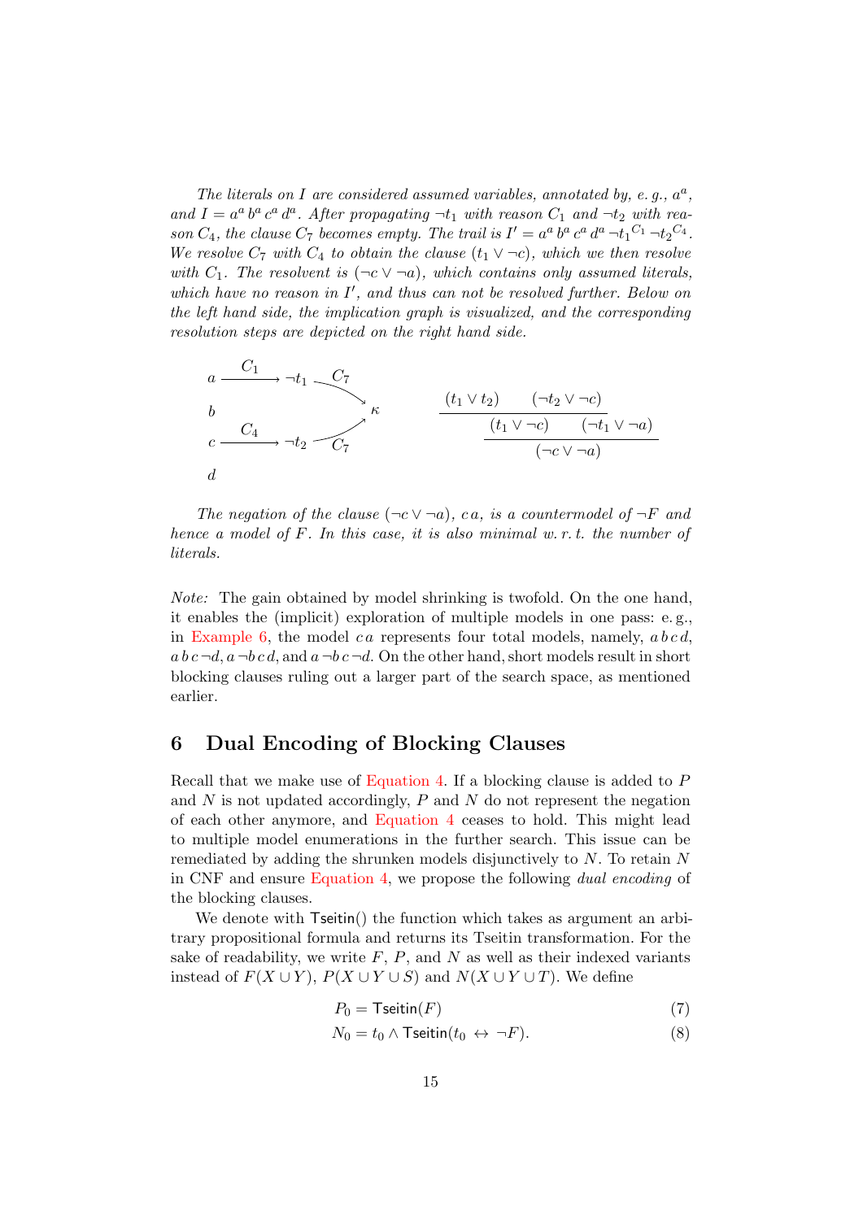*The literals on $I$ are considered assumed variables, annotated by, e. g., $a^a$, and $I = a^a\, b^a\, c^a\, d^a$. After propagating $\neg t_1$ with reason $C_1$ and $\neg t_2$ with reason $C_4$, the clause $C_7$ becomes empty. The trail is $I' = a^a\, b^a\, c^a\, d^a\, \neg t_1{}^{C_1}\, \neg t_2{}^{C_4}$. We resolve $C_7$ with $C_4$ to obtain the clause $(t_1 \vee \neg c)$, which we then resolve with $C_1$. The resolvent is $(\neg c \vee \neg a)$, which contains only assumed literals, which have no reason in $I'$, and thus can not be resolved further. Below on the left hand side, the implication graph is visualized, and the corresponding resolution steps are depicted on the right hand side.*

$$a \xrightarrow{C_1} \neg t_1 \xrightarrow{C_7} \kappa \qquad c \xrightarrow{C_4} \neg t_2 \xrightarrow{C_7} \kappa \qquad b \qquad d$$

$$\cfrac{\cfrac{(t_1 \vee t_2) \qquad (\neg t_2 \vee \neg c)}{(t_1 \vee \neg c)} \qquad (\neg t_1 \vee \neg a)}{(\neg c \vee \neg a)}$$

*The negation of the clause $(\neg c \vee \neg a)$, $c\,a$, is a countermodel of $\neg F$ and hence a model of $F$. In this case, it is also minimal w. r. t. the number of literals.*

*Note:* The gain obtained by model shrinking is twofold. On the one hand, it enables the (implicit) exploration of multiple models in one pass: e. g., in Example 6, the model $c\,a$ represents four total models, namely, $a\,b\,c\,d$, $a\,b\,c\,\neg d$, $a\,\neg b\,c\,d$, and $a\,\neg b\,c\,\neg d$. On the other hand, short models result in short blocking clauses ruling out a larger part of the search space, as mentioned earlier.

## 6 Dual Encoding of Blocking Clauses

Recall that we make use of Equation 4. If a blocking clause is added to $P$ and $N$ is not updated accordingly, $P$ and $N$ do not represent the negation of each other anymore, and Equation 4 ceases to hold. This might lead to multiple model enumerations in the further search. This issue can be remediated by adding the shrunken models disjunctively to $N$. To retain $N$ in CNF and ensure Equation 4, we propose the following *dual encoding* of the blocking clauses.

We denote with $\mathsf{Tseitin}()$ the function which takes as argument an arbitrary propositional formula and returns its Tseitin transformation. For the sake of readability, we write $F$, $P$, and $N$ as well as their indexed variants instead of $F(X \cup Y)$, $P(X \cup Y \cup S)$ and $N(X \cup Y \cup T)$. We define

$$P_0 = \mathsf{Tseitin}(F) \tag{7}$$

$$N_0 = t_0 \wedge \mathsf{Tseitin}(t_0 \leftrightarrow \neg F). \tag{8}$$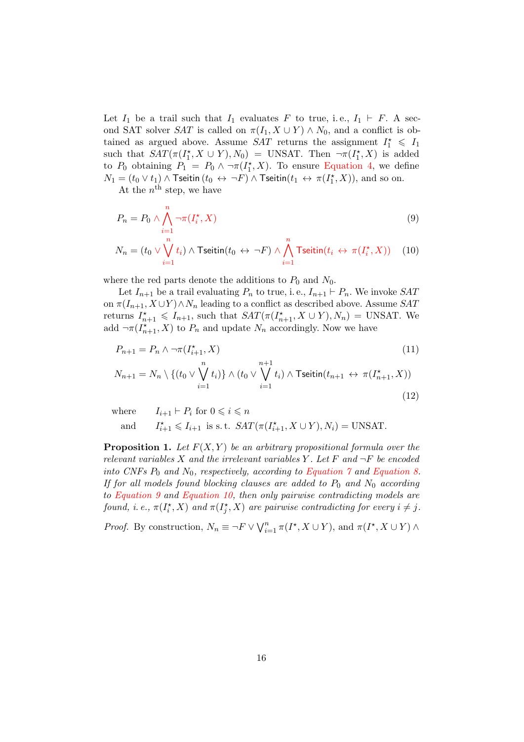Let $I_1$ be a trail such that $I_1$ evaluates $F$ to true, i. e., $I_1 \vdash F$. A second SAT solver *SAT* is called on $\pi(I_1, X \cup Y) \wedge N_0$, and a conflict is obtained as argued above. Assume *SAT* returns the assignment $I_1^\star \leqslant I_1$ such that $SAT(\pi(I_1^\star, X \cup Y), N_0) = \text{UNSAT}$. Then $\neg\pi(I_1^\star, X)$ is added to $P_0$ obtaining $P_1 = P_0 \wedge \neg\pi(I_1^\star, X)$. To ensure Equation 4, we define $N_1 = (t_0 \vee t_1) \wedge \mathsf{Tseitin}\,(t_0 \leftrightarrow \neg F) \wedge \mathsf{Tseitin}(t_1 \leftrightarrow \pi(I_1^\star, X))$, and so on.

At the $n^{\text{th}}$ step, we have

$$P_n = P_0 \wedge \bigwedge_{i=1}^{n} \neg\pi(I_i^\star, X) \tag{9}$$

$$N_n = (t_0 \vee \bigvee_{i=1}^{n} t_i) \wedge \mathsf{Tseitin}(t_0 \leftrightarrow \neg F) \wedge \bigwedge_{i=1}^{n} \mathsf{Tseitin}(t_i \leftrightarrow \pi(I_i^\star, X)) \tag{10}$$

where the red parts denote the additions to $P_0$ and $N_0$.

Let $I_{n+1}$ be a trail evaluating $P_n$ to true, i. e., $I_{n+1} \vdash P_n$. We invoke *SAT* on $\pi(I_{n+1}, X \cup Y) \wedge N_n$ leading to a conflict as described above. Assume *SAT* returns $I_{n+1}^\star \leqslant I_{n+1}$, such that $SAT(\pi(I_{n+1}^\star, X \cup Y), N_n) = \text{UNSAT}$. We add $\neg\pi(I_{n+1}^\star, X)$ to $P_n$ and update $N_n$ accordingly. Now we have

$$P_{n+1} = P_n \wedge \neg\pi(I_{i+1}^\star, X) \tag{11}$$

$$N_{n+1} = N_n \setminus \{(t_0 \vee \bigvee_{i=1}^{n} t_i)\} \wedge (t_0 \vee \bigvee_{i=1}^{n+1} t_i) \wedge \mathsf{Tseitin}(t_{n+1} \leftrightarrow \pi(I_{n+1}^\star, X)) \tag{12}$$

where $\quad I_{i+1} \vdash P_i$ for $0 \leqslant i \leqslant n$

and $\quad I_{i+1}^\star \leqslant I_{i+1}$ is s. t. $SAT(\pi(I_{i+1}^\star, X \cup Y), N_i) = \text{UNSAT}$.

**Proposition 1.** *Let $F(X, Y)$ be an arbitrary propositional formula over the relevant variables $X$ and the irrelevant variables $Y$. Let $F$ and $\neg F$ be encoded into CNFs $P_0$ and $N_0$, respectively, according to Equation 7 and Equation 8. If for all models found blocking clauses are added to $P_0$ and $N_0$ according to Equation 9 and Equation 10, then only pairwise contradicting models are found, i. e., $\pi(I_i^\star, X)$ and $\pi(I_j^\star, X)$ are pairwise contradicting for every $i \neq j$.*

*Proof.* By construction, $N_n \equiv \neg F \vee \bigvee_{i=1}^{n} \pi(I^\star, X \cup Y)$, and $\pi(I^\star, X \cup Y) \wedge$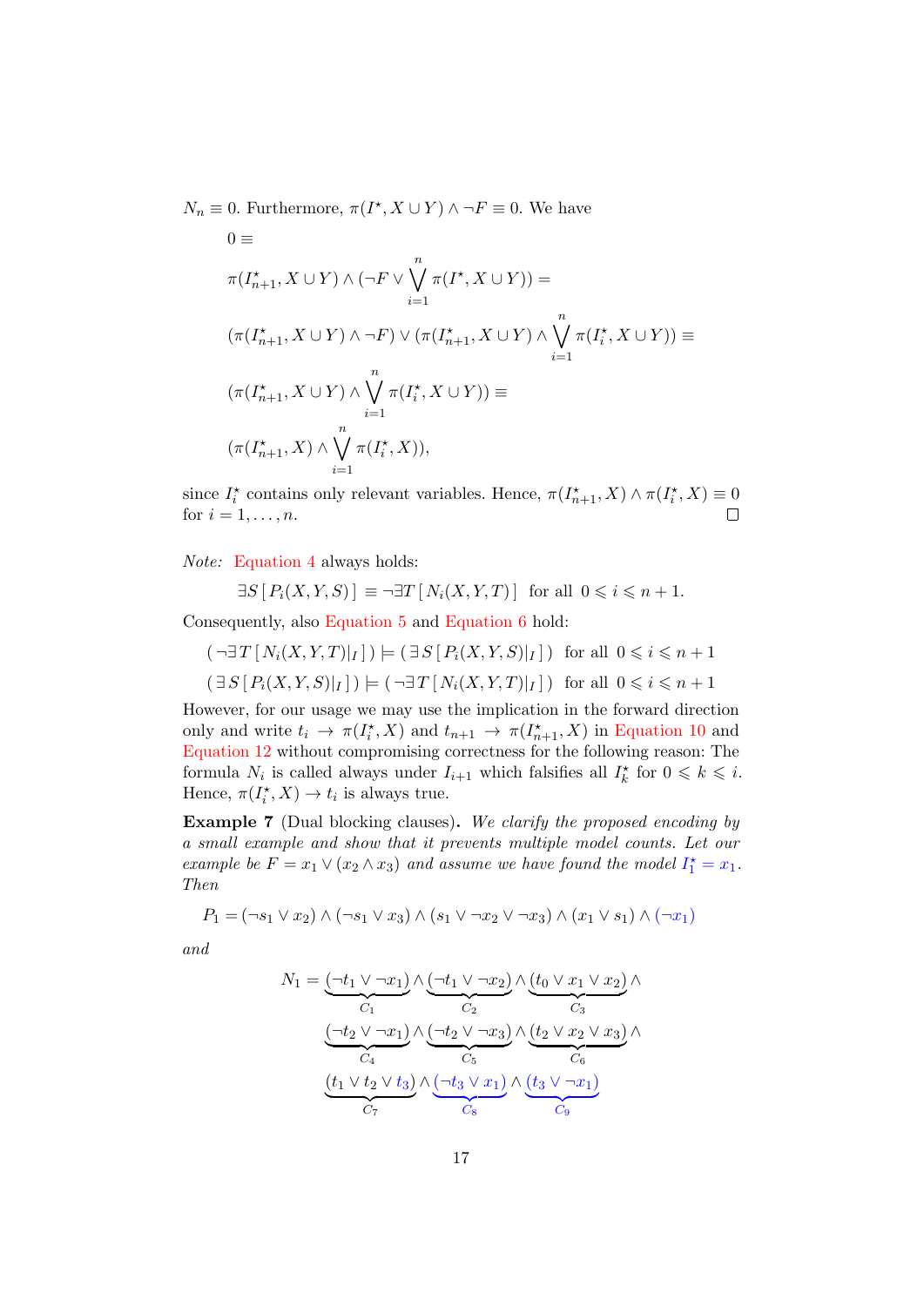$N_n \equiv 0$. Furthermore, $\pi(I^\star, X \cup Y) \wedge \neg F \equiv 0$. We have

$$
\begin{aligned}
&0 \equiv \\
&\pi(I^\star_{n+1}, X \cup Y) \wedge (\neg F \vee \bigvee_{i=1}^{n} \pi(I^\star, X \cup Y)) = \\
&(\pi(I^\star_{n+1}, X \cup Y) \wedge \neg F) \vee (\pi(I^\star_{n+1}, X \cup Y) \wedge \bigvee_{i=1}^{n} \pi(I^\star_i, X \cup Y)) \equiv \\
&(\pi(I^\star_{n+1}, X \cup Y) \wedge \bigvee_{i=1}^{n} \pi(I^\star_i, X \cup Y)) \equiv \\
&(\pi(I^\star_{n+1}, X) \wedge \bigvee_{i=1}^{n} \pi(I^\star_i, X)),
\end{aligned}
$$

since $I^\star_i$ contains only relevant variables. Hence, $\pi(I^\star_{n+1}, X) \wedge \pi(I^\star_i, X) \equiv 0$ for $i = 1, \ldots, n$. □

*Note:* Equation 4 always holds:

$$\exists S \,[\, P_i(X, Y, S) \,] \equiv \neg \exists T \,[\, N_i(X, Y, T) \,] \quad \text{for all } \; 0 \leqslant i \leqslant n+1.$$

Consequently, also Equation 5 and Equation 6 hold:

$$(\, \neg \exists T \,[\, N_i(X, Y, T)|_I \,] \,) \models (\, \exists S \,[\, P_i(X, Y, S)|_I \,] \,) \quad \text{for all } \; 0 \leqslant i \leqslant n+1$$

$$(\, \exists S \,[\, P_i(X, Y, S)|_I \,] \,) \models (\, \neg \exists T \,[\, N_i(X, Y, T)|_I \,] \,) \quad \text{for all } \; 0 \leqslant i \leqslant n+1$$

However, for our usage we may use the implication in the forward direction only and write $t_i \rightarrow \pi(I^\star_i, X)$ and $t_{n+1} \rightarrow \pi(I^\star_{n+1}, X)$ in Equation 10 and Equation 12 without compromising correctness for the following reason: The formula $N_i$ is called always under $I_{i+1}$ which falsifies all $I^\star_k$ for $0 \leqslant k \leqslant i$. Hence, $\pi(I^\star_i, X) \rightarrow t_i$ is always true.

**Example 7** (Dual blocking clauses). *We clarify the proposed encoding by a small example and show that it prevents multiple model counts. Let our example be $F = x_1 \vee (x_2 \wedge x_3)$ and assume we have found the model $I^\star_1 = x_1$. Then*

$$P_1 = (\neg s_1 \vee x_2) \wedge (\neg s_1 \vee x_3) \wedge (s_1 \vee \neg x_2 \vee \neg x_3) \wedge (x_1 \vee s_1) \wedge (\neg x_1)$$

*and*

$$
\begin{aligned}
N_1 = \; &\underbrace{(\neg t_1 \vee \neg x_1)}_{C_1} \wedge \underbrace{(\neg t_1 \vee \neg x_2)}_{C_2} \wedge \underbrace{(t_0 \vee x_1 \vee x_2)}_{C_3} \wedge \\
&\underbrace{(\neg t_2 \vee \neg x_1)}_{C_4} \wedge \underbrace{(\neg t_2 \vee \neg x_3)}_{C_5} \wedge \underbrace{(t_2 \vee x_2 \vee x_3)}_{C_6} \wedge \\
&\underbrace{(t_1 \vee t_2 \vee t_3)}_{C_7} \wedge \underbrace{(\neg t_3 \vee x_1)}_{C_8} \wedge \underbrace{(t_3 \vee \neg x_1)}_{C_9}
\end{aligned}
$$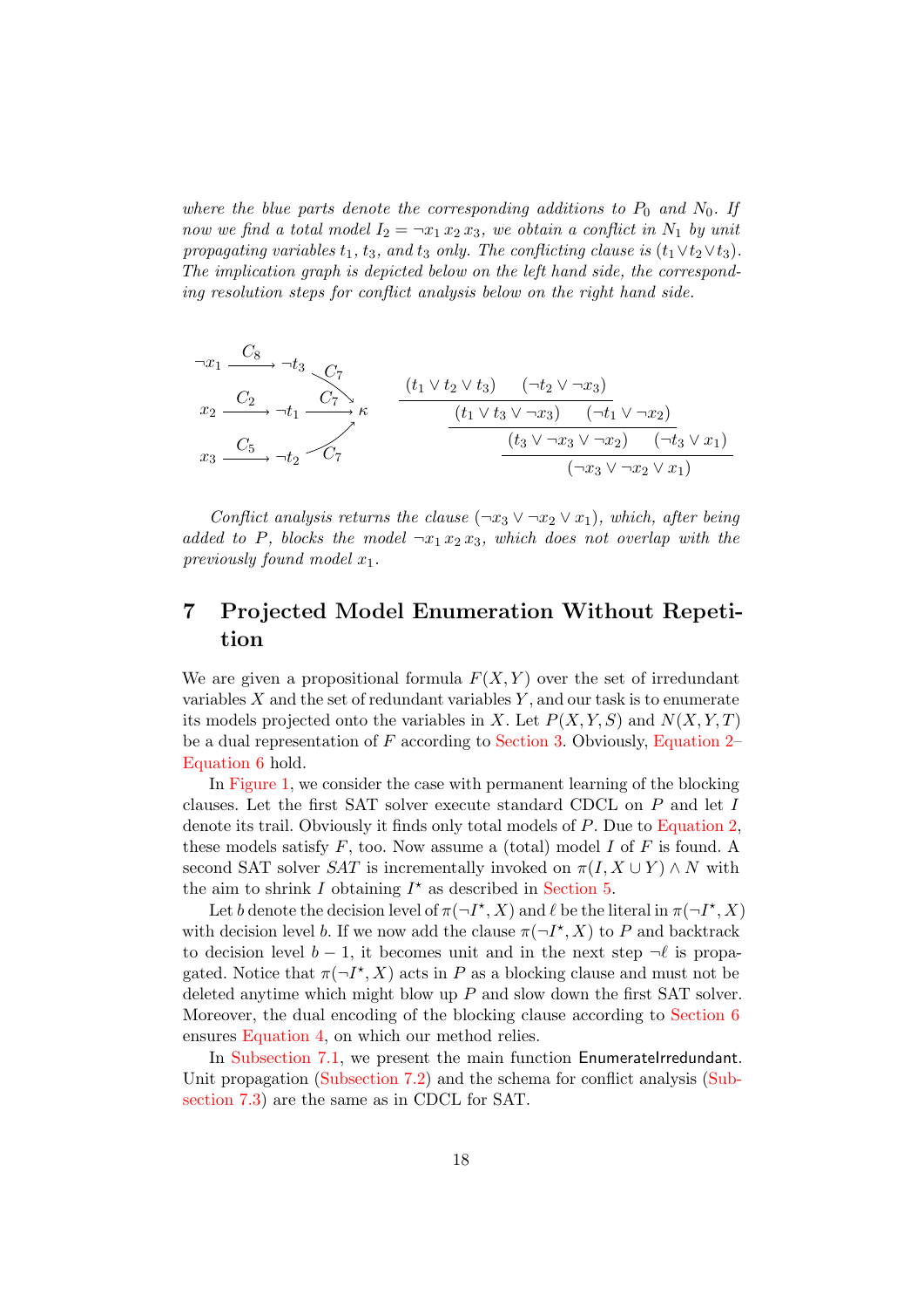*where the blue parts denote the corresponding additions to $P_0$ and $N_0$. If now we find a total model $I_2 = \neg x_1\, x_2\, x_3$, we obtain a conflict in $N_1$ by unit propagating variables $t_1$, $t_3$, and $t_3$ only. The conflicting clause is $(t_1 \vee t_2 \vee t_3)$. The implication graph is depicted below on the left hand side, the corresponding resolution steps for conflict analysis below on the right hand side.*

$$
\begin{array}{lll}
\neg x_1 \xrightarrow{C_8} \neg t_3 & & \\
x_2 \xrightarrow{C_2} \neg t_1 \xrightarrow{C_7} \kappa & & \\
x_3 \xrightarrow{C_5} \neg t_2 & &
\end{array}
\qquad
\dfrac{\dfrac{\dfrac{(t_1 \vee t_2 \vee t_3) \quad (\neg t_2 \vee \neg x_3)}{(t_1 \vee t_3 \vee \neg x_3)} \quad (\neg t_1 \vee \neg x_2)}{(t_3 \vee \neg x_3 \vee \neg x_2)} \quad (\neg t_3 \vee x_1)}{(\neg x_3 \vee \neg x_2 \vee x_1)}
$$

(In the implication graph, $\neg t_3$, $\neg t_1$ and $\neg t_2$ each point to $\kappa$ via edges labeled $C_7$.)

*Conflict analysis returns the clause $(\neg x_3 \vee \neg x_2 \vee x_1)$, which, after being added to $P$, blocks the model $\neg x_1\, x_2\, x_3$, which does not overlap with the previously found model $x_1$.*

# 7 Projected Model Enumeration Without Repetition

We are given a propositional formula $F(X, Y)$ over the set of irredundant variables $X$ and the set of redundant variables $Y$, and our task is to enumerate its models projected onto the variables in $X$. Let $P(X, Y, S)$ and $N(X, Y, T)$ be a dual representation of $F$ according to Section 3. Obviously, Equation 2–Equation 6 hold.

In Figure 1, we consider the case with permanent learning of the blocking clauses. Let the first SAT solver execute standard CDCL on $P$ and let $I$ denote its trail. Obviously it finds only total models of $P$. Due to Equation 2, these models satisfy $F$, too. Now assume a (total) model $I$ of $F$ is found. A second SAT solver $SAT$ is incrementally invoked on $\pi(I, X \cup Y) \wedge N$ with the aim to shrink $I$ obtaining $I^\star$ as described in Section 5.

Let $b$ denote the decision level of $\pi(\neg I^\star, X)$ and $\ell$ be the literal in $\pi(\neg I^\star, X)$ with decision level $b$. If we now add the clause $\pi(\neg I^\star, X)$ to $P$ and backtrack to decision level $b - 1$, it becomes unit and in the next step $\neg \ell$ is propagated. Notice that $\pi(\neg I^\star, X)$ acts in $P$ as a blocking clause and must not be deleted anytime which might blow up $P$ and slow down the first SAT solver. Moreover, the dual encoding of the blocking clause according to Section 6 ensures Equation 4, on which our method relies.

In Subsection 7.1, we present the main function EnumerateIrredundant. Unit propagation (Subsection 7.2) and the schema for conflict analysis (Subsection 7.3) are the same as in CDCL for SAT.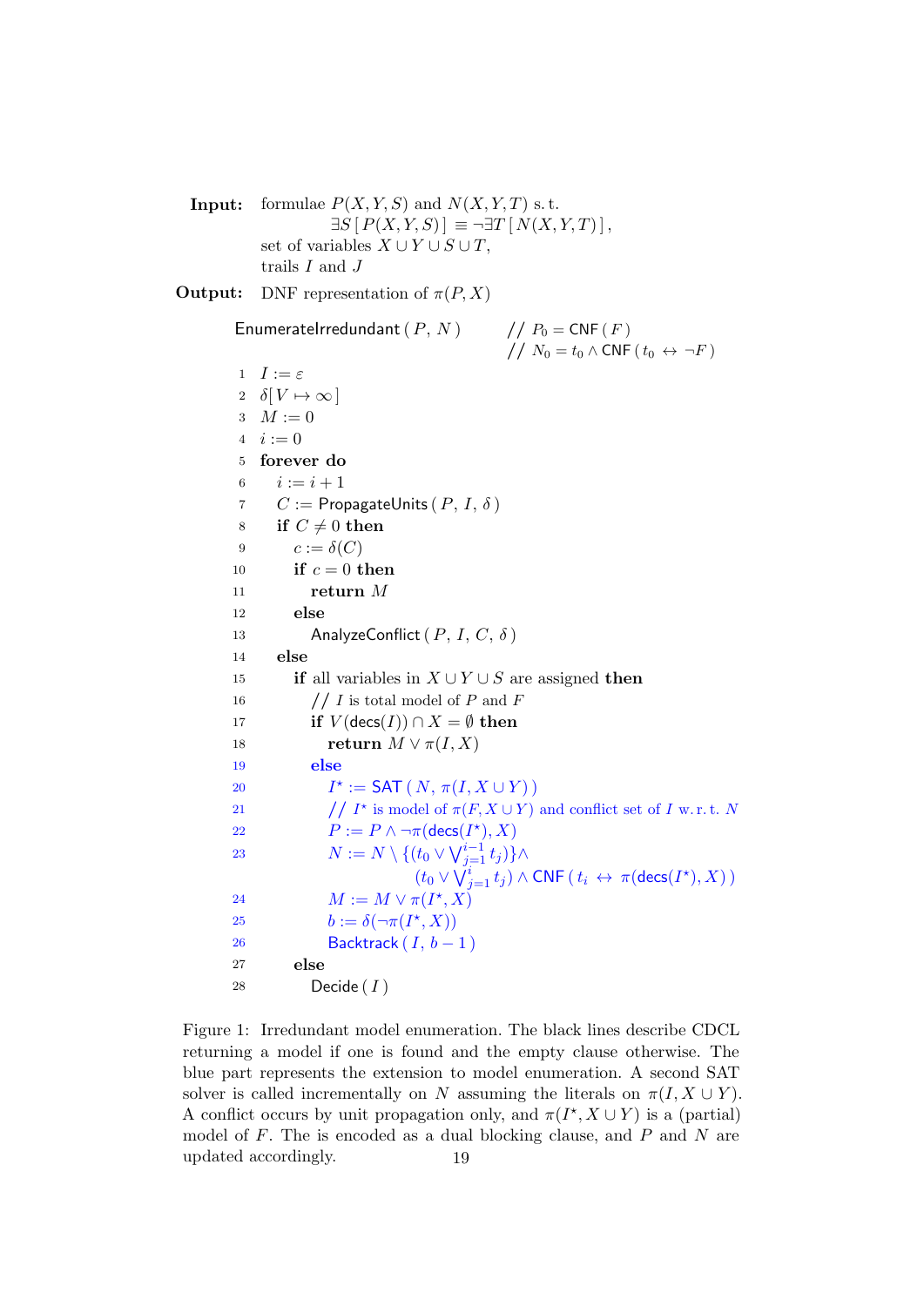**Input:** formulae $P(X, Y, S)$ and $N(X, Y, T)$ s. t.
$\exists S\,[\,P(X, Y, S)\,] \equiv \neg\exists T\,[\,N(X, Y, T)\,]$,
set of variables $X \cup Y \cup S \cup T$,
trails $I$ and $J$

**Output:** DNF representation of $\pi(P, X)$

```
EnumerateIrredundant ( P, N )          // P_0 = CNF ( F )
                                       // N_0 = t_0 ∧ CNF ( t_0 ↔ ¬F )
 1  I := ε
 2  δ[ V ↦ ∞ ]
 3  M := 0
 4  i := 0
 5  forever do
 6    i := i + 1
 7    C := PropagateUnits ( P, I, δ )
 8    if C ≠ 0 then
 9      c := δ(C)
10      if c = 0 then
11        return M
12      else
13        AnalyzeConflict ( P, I, C, δ )
14    else
15      if all variables in X ∪ Y ∪ S are assigned then
16        // I is total model of P and F
17        if V(decs(I)) ∩ X = ∅ then
18          return M ∨ π(I, X)
19        else
20          I* := SAT ( N, π(I, X ∪ Y) )
21          // I* is model of π(F, X ∪ Y) and conflict set of I w.r.t. N
22          P := P ∧ ¬π(decs(I*), X)
23          N := N \ {(t_0 ∨ ⋁_{j=1}^{i-1} t_j)} ∧
                 (t_0 ∨ ⋁_{j=1}^{i} t_j) ∧ CNF ( t_i ↔ π(decs(I*), X) )
24          M := M ∨ π(I*, X)
25          b := δ(¬π(I*, X))
26          Backtrack ( I, b − 1 )
27      else
28        Decide ( I )
```

Figure 1: Irredundant model enumeration. The black lines describe CDCL returning a model if one is found and the empty clause otherwise. The blue part represents the extension to model enumeration. A second SAT solver is called incrementally on $N$ assuming the literals on $\pi(I, X \cup Y)$. A conflict occurs by unit propagation only, and $\pi(I^\star, X \cup Y)$ is a (partial) model of $F$. The is encoded as a dual blocking clause, and $P$ and $N$ are updated accordingly.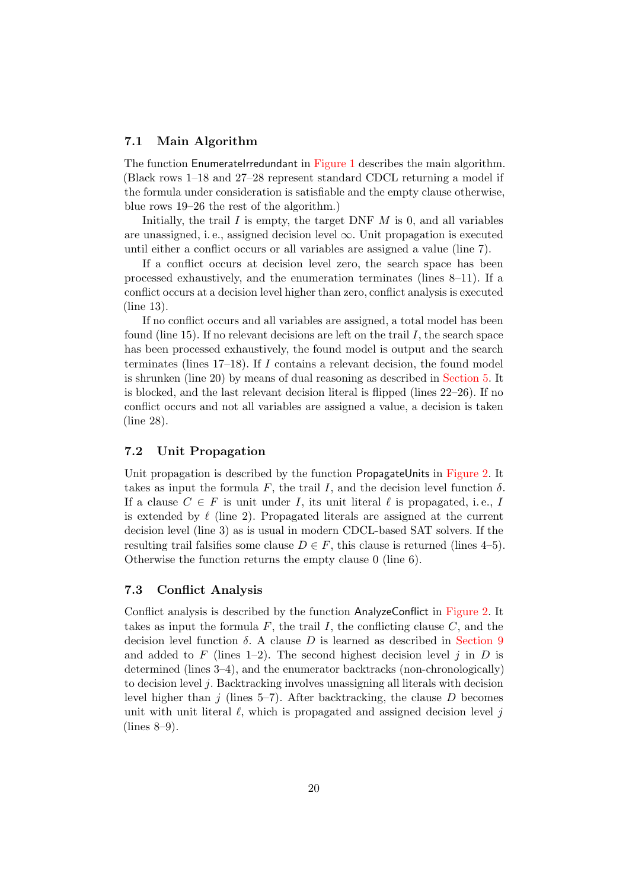### 7.1 Main Algorithm

The function EnumerateIrredundant in Figure 1 describes the main algorithm. (Black rows 1–18 and 27–28 represent standard CDCL returning a model if the formula under consideration is satisfiable and the empty clause otherwise, blue rows 19–26 the rest of the algorithm.)

Initially, the trail $I$ is empty, the target DNF $M$ is 0, and all variables are unassigned, i. e., assigned decision level $\infty$. Unit propagation is executed until either a conflict occurs or all variables are assigned a value (line 7).

If a conflict occurs at decision level zero, the search space has been processed exhaustively, and the enumeration terminates (lines 8–11). If a conflict occurs at a decision level higher than zero, conflict analysis is executed (line 13).

If no conflict occurs and all variables are assigned, a total model has been found (line 15). If no relevant decisions are left on the trail $I$, the search space has been processed exhaustively, the found model is output and the search terminates (lines 17–18). If $I$ contains a relevant decision, the found model is shrunken (line 20) by means of dual reasoning as described in Section 5. It is blocked, and the last relevant decision literal is flipped (lines 22–26). If no conflict occurs and not all variables are assigned a value, a decision is taken (line 28).

### 7.2 Unit Propagation

Unit propagation is described by the function PropagateUnits in Figure 2. It takes as input the formula $F$, the trail $I$, and the decision level function $\delta$. If a clause $C \in F$ is unit under $I$, its unit literal $\ell$ is propagated, i. e., $I$ is extended by $\ell$ (line 2). Propagated literals are assigned at the current decision level (line 3) as is usual in modern CDCL-based SAT solvers. If the resulting trail falsifies some clause $D \in F$, this clause is returned (lines 4–5). Otherwise the function returns the empty clause 0 (line 6).

### 7.3 Conflict Analysis

Conflict analysis is described by the function AnalyzeConflict in Figure 2. It takes as input the formula $F$, the trail $I$, the conflicting clause $C$, and the decision level function $\delta$. A clause $D$ is learned as described in Section 9 and added to $F$ (lines 1–2). The second highest decision level $j$ in $D$ is determined (lines 3–4), and the enumerator backtracks (non-chronologically) to decision level $j$. Backtracking involves unassigning all literals with decision level higher than $j$ (lines 5–7). After backtracking, the clause $D$ becomes unit with unit literal $\ell$, which is propagated and assigned decision level $j$ (lines 8–9).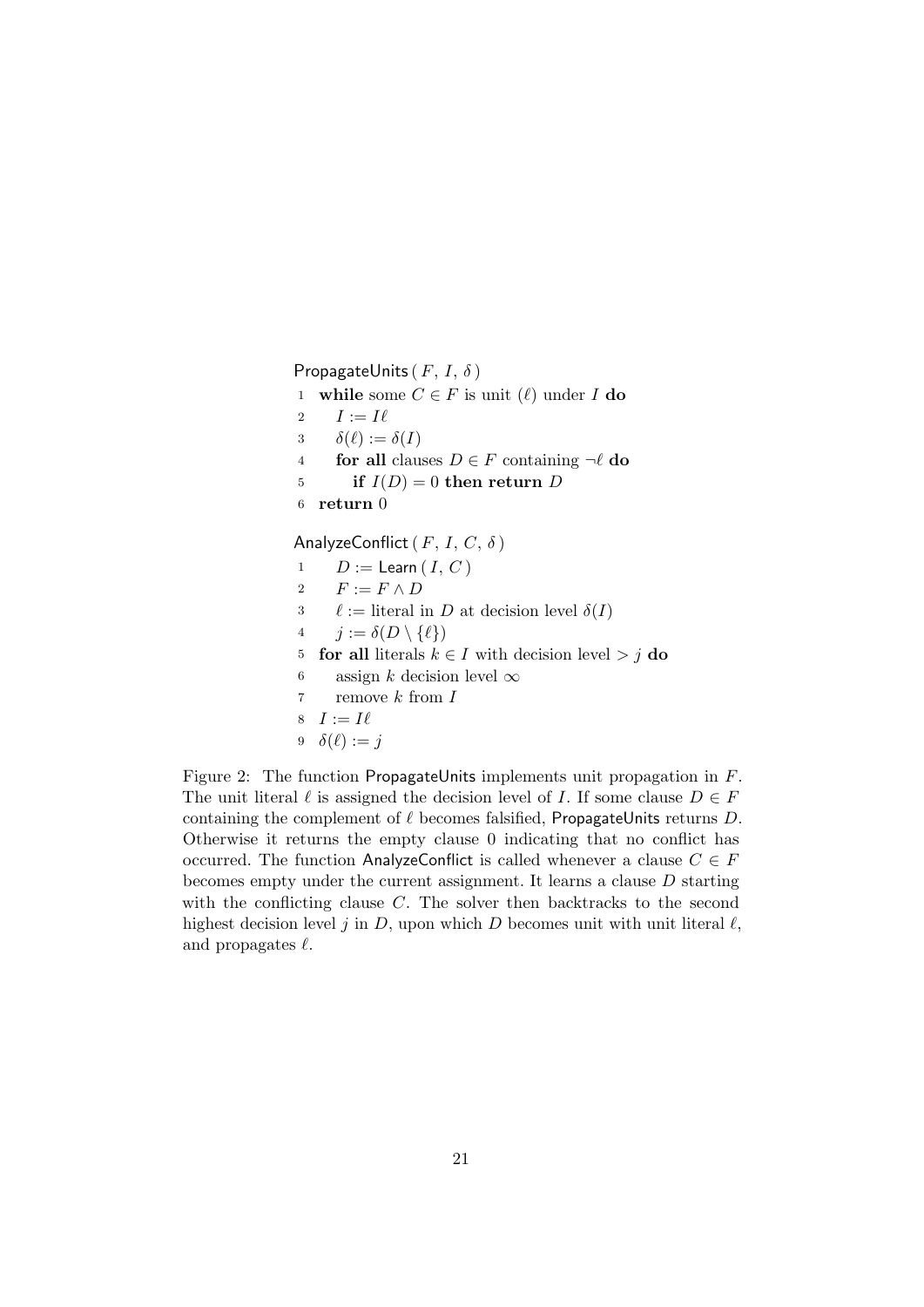PropagateUnits ( $F$, $I$, $\delta$ )

1 **while** some $C \in F$ is unit $(\ell)$ under $I$ **do**
2 $\quad I := I\ell$
3 $\quad \delta(\ell) := \delta(I)$
4 $\quad$ **for all** clauses $D \in F$ containing $\neg\ell$ **do**
5 $\quad\quad$ **if** $I(D) = 0$ **then return** $D$
6 **return** 0

AnalyzeConflict ( $F$, $I$, $C$, $\delta$ )

1 $\quad D :=$ Learn ( $I$, $C$ )
2 $\quad F := F \wedge D$
3 $\quad \ell :=$ literal in $D$ at decision level $\delta(I)$
4 $\quad j := \delta(D \setminus \{\ell\})$
5 **for all** literals $k \in I$ with decision level $> j$ **do**
6 $\quad$ assign $k$ decision level $\infty$
7 $\quad$ remove $k$ from $I$
8 $I := I\ell$
9 $\delta(\ell) := j$

Figure 2: The function PropagateUnits implements unit propagation in $F$. The unit literal $\ell$ is assigned the decision level of $I$. If some clause $D \in F$ containing the complement of $\ell$ becomes falsified, PropagateUnits returns $D$. Otherwise it returns the empty clause 0 indicating that no conflict has occurred. The function AnalyzeConflict is called whenever a clause $C \in F$ becomes empty under the current assignment. It learns a clause $D$ starting with the conflicting clause $C$. The solver then backtracks to the second highest decision level $j$ in $D$, upon which $D$ becomes unit with unit literal $\ell$, and propagates $\ell$.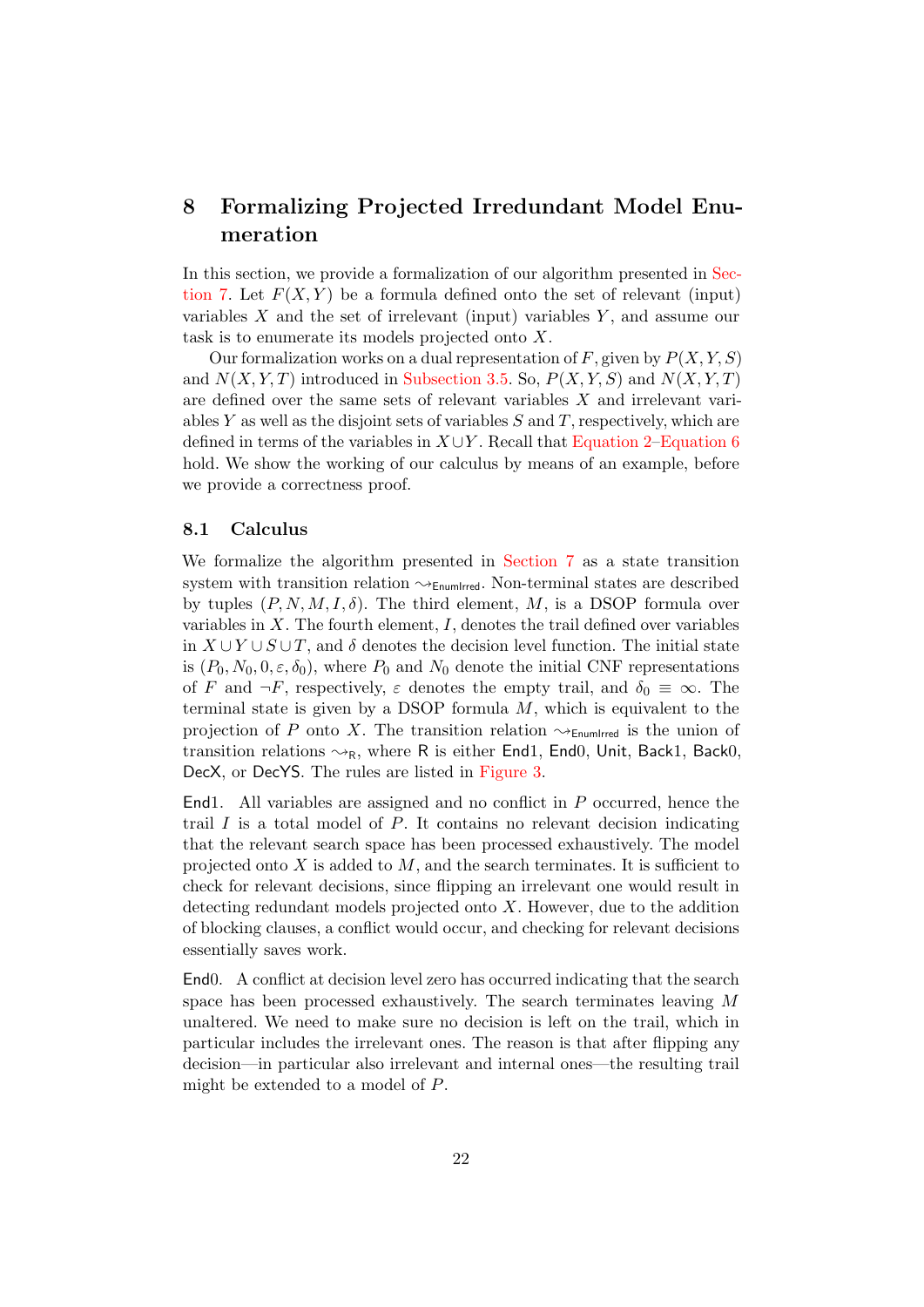# 8 Formalizing Projected Irredundant Model Enumeration

In this section, we provide a formalization of our algorithm presented in Section 7. Let $F(X, Y)$ be a formula defined onto the set of relevant (input) variables $X$ and the set of irrelevant (input) variables $Y$, and assume our task is to enumerate its models projected onto $X$.

Our formalization works on a dual representation of $F$, given by $P(X, Y, S)$ and $N(X, Y, T)$ introduced in Subsection 3.5. So, $P(X, Y, S)$ and $N(X, Y, T)$ are defined over the same sets of relevant variables $X$ and irrelevant variables $Y$ as well as the disjoint sets of variables $S$ and $T$, respectively, which are defined in terms of the variables in $X \cup Y$. Recall that Equation 2–Equation 6 hold. We show the working of our calculus by means of an example, before we provide a correctness proof.

## 8.1 Calculus

We formalize the algorithm presented in Section 7 as a state transition system with transition relation $\leadsto_{\mathsf{EnumIrred}}$. Non-terminal states are described by tuples $(P, N, M, I, \delta)$. The third element, $M$, is a DSOP formula over variables in $X$. The fourth element, $I$, denotes the trail defined over variables in $X \cup Y \cup S \cup T$, and $\delta$ denotes the decision level function. The initial state is $(P_0, N_0, 0, \varepsilon, \delta_0)$, where $P_0$ and $N_0$ denote the initial CNF representations of $F$ and $\neg F$, respectively, $\varepsilon$ denotes the empty trail, and $\delta_0 \equiv \infty$. The terminal state is given by a DSOP formula $M$, which is equivalent to the projection of $P$ onto $X$. The transition relation $\leadsto_{\mathsf{EnumIrred}}$ is the union of transition relations $\leadsto_{\mathsf{R}}$, where $\mathsf{R}$ is either $\mathsf{End1}$, $\mathsf{End0}$, $\mathsf{Unit}$, $\mathsf{Back1}$, $\mathsf{Back0}$, $\mathsf{DecX}$, or $\mathsf{DecYS}$. The rules are listed in Figure 3.

$\mathsf{End1}$. All variables are assigned and no conflict in $P$ occurred, hence the trail $I$ is a total model of $P$. It contains no relevant decision indicating that the relevant search space has been processed exhaustively. The model projected onto $X$ is added to $M$, and the search terminates. It is sufficient to check for relevant decisions, since flipping an irrelevant one would result in detecting redundant models projected onto $X$. However, due to the addition of blocking clauses, a conflict would occur, and checking for relevant decisions essentially saves work.

$\mathsf{End0}$. A conflict at decision level zero has occurred indicating that the search space has been processed exhaustively. The search terminates leaving $M$ unaltered. We need to make sure no decision is left on the trail, which in particular includes the irrelevant ones. The reason is that after flipping any decision—in particular also irrelevant and internal ones—the resulting trail might be extended to a model of $P$.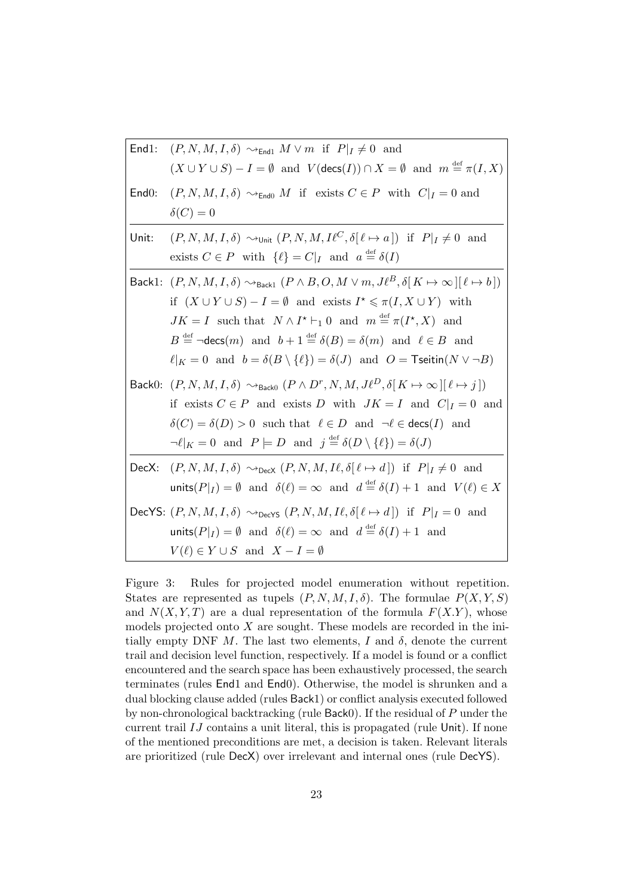End1: $(P, N, M, I, \delta) \rightsquigarrow_{\mathsf{End1}} M \vee m$ if $P|_I \neq 0$ and $(X \cup Y \cup S) - I = \emptyset$ and $V(\mathsf{decs}(I)) \cap X = \emptyset$ and $m \stackrel{\text{def}}{=} \pi(I, X)$

End0: $(P, N, M, I, \delta) \rightsquigarrow_{\mathsf{End0}} M$ if exists $C \in P$ with $C|_I = 0$ and $\delta(C) = 0$

Unit: $(P, N, M, I, \delta) \rightsquigarrow_{\mathsf{Unit}} (P, N, M, I\ell^C, \delta[\,\ell \mapsto a\,])$ if $P|_I \neq 0$ and exists $C \in P$ with $\{\ell\} = C|_I$ and $a \stackrel{\text{def}}{=} \delta(I)$

Back1: $(P, N, M, I, \delta) \rightsquigarrow_{\mathsf{Back1}} (P \wedge B, O, M \vee m, J\ell^B, \delta[\,K \mapsto \infty\,][\,\ell \mapsto b\,])$ if $(X \cup Y \cup S) - I = \emptyset$ and exists $I^\star \leqslant \pi(I, X \cup Y)$ with $JK = I$ such that $N \wedge I^\star \vdash_1 0$ and $m \stackrel{\text{def}}{=} \pi(I^\star, X)$ and $B \stackrel{\text{def}}{=} \neg\mathsf{decs}(m)$ and $b + 1 \stackrel{\text{def}}{=} \delta(B) = \delta(m)$ and $\ell \in B$ and $\ell|_K = 0$ and $b = \delta(B \setminus \{\ell\}) = \delta(J)$ and $O = \mathsf{Tseitin}(N \vee \neg B)$

Back0: $(P, N, M, I, \delta) \rightsquigarrow_{\mathsf{Back0}} (P \wedge D^r, N, M, J\ell^D, \delta[\,K \mapsto \infty\,][\,\ell \mapsto j\,])$ if exists $C \in P$ and exists $D$ with $JK = I$ and $C|_I = 0$ and $\delta(C) = \delta(D) > 0$ such that $\ell \in D$ and $\neg\ell \in \mathsf{decs}(I)$ and $\neg\ell|_K = 0$ and $P \models D$ and $j \stackrel{\text{def}}{=} \delta(D \setminus \{\ell\}) = \delta(J)$

DecX: $(P, N, M, I, \delta) \rightsquigarrow_{\mathsf{DecX}} (P, N, M, I\ell, \delta[\,\ell \mapsto d\,])$ if $P|_I \neq 0$ and $\mathsf{units}(P|_I) = \emptyset$ and $\delta(\ell) = \infty$ and $d \stackrel{\text{def}}{=} \delta(I) + 1$ and $V(\ell) \in X$

DecYS: $(P, N, M, I, \delta) \rightsquigarrow_{\mathsf{DecYS}} (P, N, M, I\ell, \delta[\,\ell \mapsto d\,])$ if $P|_I = 0$ and $\mathsf{units}(P|_I) = \emptyset$ and $\delta(\ell) = \infty$ and $d \stackrel{\text{def}}{=} \delta(I) + 1$ and $V(\ell) \in Y \cup S$ and $X - I = \emptyset$

Figure 3: Rules for projected model enumeration without repetition. States are represented as tupels $(P, N, M, I, \delta)$. The formulae $P(X, Y, S)$ and $N(X, Y, T)$ are a dual representation of the formula $F(X.Y)$, whose models projected onto $X$ are sought. These models are recorded in the initially empty DNF $M$. The last two elements, $I$ and $\delta$, denote the current trail and decision level function, respectively. If a model is found or a conflict encountered and the search space has been exhaustively processed, the search terminates (rules End1 and End0). Otherwise, the model is shrunken and a dual blocking clause added (rules Back1) or conflict analysis executed followed by non-chronological backtracking (rule Back0). If the residual of $P$ under the current trail $IJ$ contains a unit literal, this is propagated (rule Unit). If none of the mentioned preconditions are met, a decision is taken. Relevant literals are prioritized (rule DecX) over irrelevant and internal ones (rule DecYS).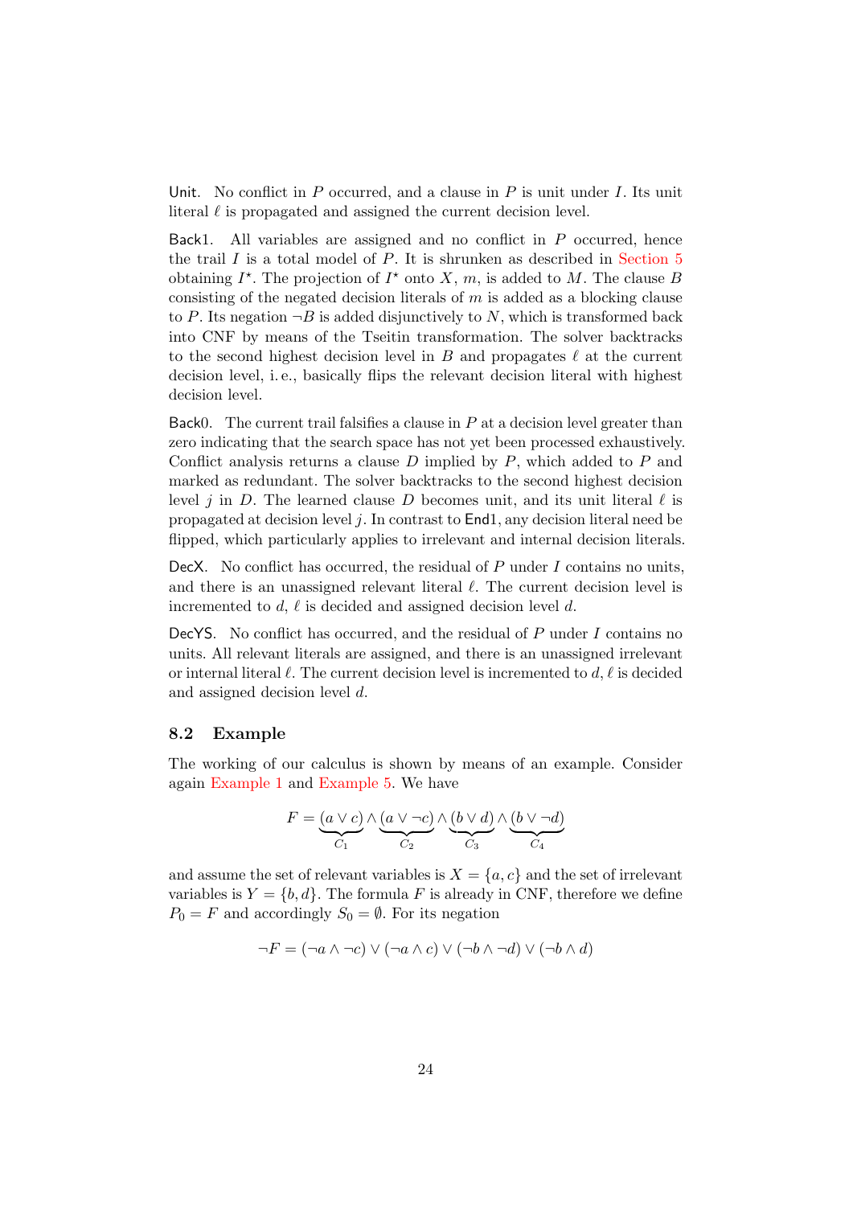Unit. No conflict in $P$ occurred, and a clause in $P$ is unit under $I$. Its unit literal $\ell$ is propagated and assigned the current decision level.

Back1. All variables are assigned and no conflict in $P$ occurred, hence the trail $I$ is a total model of $P$. It is shrunken as described in Section 5 obtaining $I^\star$. The projection of $I^\star$ onto $X$, $m$, is added to $M$. The clause $B$ consisting of the negated decision literals of $m$ is added as a blocking clause to $P$. Its negation $\neg B$ is added disjunctively to $N$, which is transformed back into CNF by means of the Tseitin transformation. The solver backtracks to the second highest decision level in $B$ and propagates $\ell$ at the current decision level, i. e., basically flips the relevant decision literal with highest decision level.

Back0. The current trail falsifies a clause in $P$ at a decision level greater than zero indicating that the search space has not yet been processed exhaustively. Conflict analysis returns a clause $D$ implied by $P$, which added to $P$ and marked as redundant. The solver backtracks to the second highest decision level $j$ in $D$. The learned clause $D$ becomes unit, and its unit literal $\ell$ is propagated at decision level $j$. In contrast to End1, any decision literal need be flipped, which particularly applies to irrelevant and internal decision literals.

DecX. No conflict has occurred, the residual of $P$ under $I$ contains no units, and there is an unassigned relevant literal $\ell$. The current decision level is incremented to $d$, $\ell$ is decided and assigned decision level $d$.

DecYS. No conflict has occurred, and the residual of $P$ under $I$ contains no units. All relevant literals are assigned, and there is an unassigned irrelevant or internal literal $\ell$. The current decision level is incremented to $d$, $\ell$ is decided and assigned decision level $d$.

### 8.2 Example

The working of our calculus is shown by means of an example. Consider again Example 1 and Example 5. We have

$$F = \underbrace{(a \lor c)}_{C_1} \land \underbrace{(a \lor \neg c)}_{C_2} \land \underbrace{(b \lor d)}_{C_3} \land \underbrace{(b \lor \neg d)}_{C_4}$$

and assume the set of relevant variables is $X = \{a, c\}$ and the set of irrelevant variables is $Y = \{b, d\}$. The formula $F$ is already in CNF, therefore we define $P_0 = F$ and accordingly $S_0 = \emptyset$. For its negation

$$\neg F = (\neg a \land \neg c) \lor (\neg a \land c) \lor (\neg b \land \neg d) \lor (\neg b \land d)$$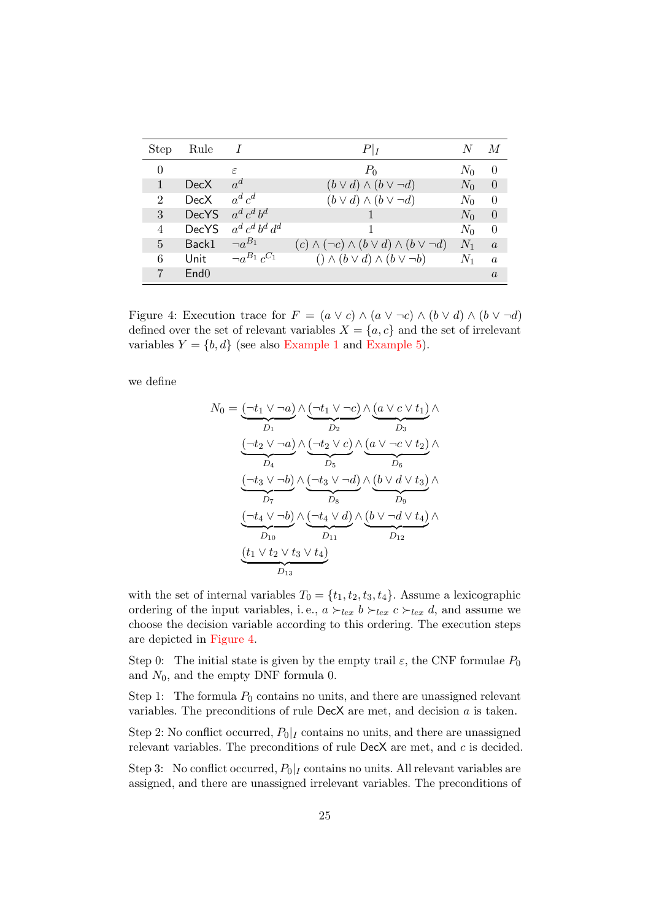| Step | Rule | $I$ | $P\|_I$ | $N$ | $M$ |
|---|---|---|---|---|---|
| 0 | | $\varepsilon$ | $P_0$ | $N_0$ | 0 |
| 1 | DecX | $a^d$ | $(b \vee d) \wedge (b \vee \neg d)$ | $N_0$ | 0 |
| 2 | DecX | $a^d\, c^d$ | $(b \vee d) \wedge (b \vee \neg d)$ | $N_0$ | 0 |
| 3 | DecYS | $a^d\, c^d\, b^d$ | 1 | $N_0$ | 0 |
| 4 | DecYS | $a^d\, c^d\, b^d\, d^d$ | 1 | $N_0$ | 0 |
| 5 | Back1 | $\neg a^{B_1}$ | $(c) \wedge (\neg c) \wedge (b \vee d) \wedge (b \vee \neg d)$ | $N_1$ | $a$ |
| 6 | Unit | $\neg a^{B_1}\, c^{C_1}$ | $() \wedge (b \vee d) \wedge (b \vee \neg b)$ | $N_1$ | $a$ |
| 7 | End0 | | | | $a$ |

Figure 4: Execution trace for $F = (a \vee c) \wedge (a \vee \neg c) \wedge (b \vee d) \wedge (b \vee \neg d)$ defined over the set of relevant variables $X = \{a, c\}$ and the set of irrelevant variables $Y = \{b, d\}$ (see also Example 1 and Example 5).

we define

$$
\begin{aligned}
N_0 = \underbrace{(\neg t_1 \vee \neg a)}_{D_1} \wedge \underbrace{(\neg t_1 \vee \neg c)}_{D_2} \wedge \underbrace{(a \vee c \vee t_1)}_{D_3} \wedge \\
\underbrace{(\neg t_2 \vee \neg a)}_{D_4} \wedge \underbrace{(\neg t_2 \vee c)}_{D_5} \wedge \underbrace{(a \vee \neg c \vee t_2)}_{D_6} \wedge \\
\underbrace{(\neg t_3 \vee \neg b)}_{D_7} \wedge \underbrace{(\neg t_3 \vee \neg d)}_{D_8} \wedge \underbrace{(b \vee d \vee t_3)}_{D_9} \wedge \\
\underbrace{(\neg t_4 \vee \neg b)}_{D_{10}} \wedge \underbrace{(\neg t_4 \vee d)}_{D_{11}} \wedge \underbrace{(b \vee \neg d \vee t_4)}_{D_{12}} \wedge \\
\underbrace{(t_1 \vee t_2 \vee t_3 \vee t_4)}_{D_{13}}
\end{aligned}
$$

with the set of internal variables $T_0 = \{t_1, t_2, t_3, t_4\}$. Assume a lexicographic ordering of the input variables, i. e., $a \succ_{lex} b \succ_{lex} c \succ_{lex} d$, and assume we choose the decision variable according to this ordering. The execution steps are depicted in Figure 4.

Step 0: The initial state is given by the empty trail $\varepsilon$, the CNF formulae $P_0$ and $N_0$, and the empty DNF formula 0.

Step 1: The formula $P_0$ contains no units, and there are unassigned relevant variables. The preconditions of rule DecX are met, and decision $a$ is taken.

Step 2: No conflict occurred, $P_0|_I$ contains no units, and there are unassigned relevant variables. The preconditions of rule DecX are met, and $c$ is decided.

Step 3: No conflict occurred, $P_0|_I$ contains no units. All relevant variables are assigned, and there are unassigned irrelevant variables. The preconditions of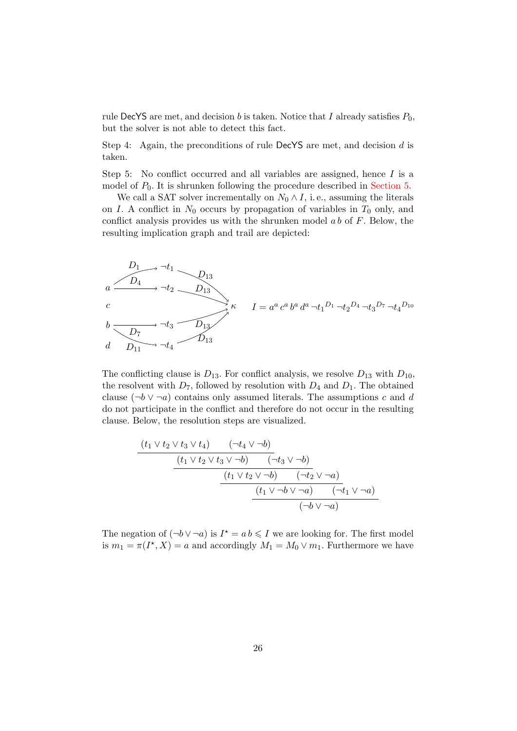rule DecYS are met, and decision $b$ is taken. Notice that $I$ already satisfies $P_0$, but the solver is not able to detect this fact.

Step 4: Again, the preconditions of rule DecYS are met, and decision $d$ is taken.

Step 5: No conflict occurred and all variables are assigned, hence $I$ is a model of $P_0$. It is shrunken following the procedure described in Section 5.

We call a SAT solver incrementally on $N_0 \wedge I$, i. e., assuming the literals on $I$. A conflict in $N_0$ occurs by propagation of variables in $T_0$ only, and conflict analysis provides us with the shrunken model $a\,b$ of $F$. Below, the resulting implication graph and trail are depicted:

$$I = a^a\, c^a\, b^a\, d^a\, \neg t_1{}^{D_1}\, \neg t_2{}^{D_4}\, \neg t_3{}^{D_7}\, \neg t_4{}^{D_{10}}$$

The conflicting clause is $D_{13}$. For conflict analysis, we resolve $D_{13}$ with $D_{10}$, the resolvent with $D_7$, followed by resolution with $D_4$ and $D_1$. The obtained clause $(\neg b \vee \neg a)$ contains only assumed literals. The assumptions $c$ and $d$ do not participate in the conflict and therefore do not occur in the resulting clause. Below, the resolution steps are visualized.

$$\dfrac{\dfrac{\dfrac{\dfrac{(t_1 \vee t_2 \vee t_3 \vee t_4) \qquad (\neg t_4 \vee \neg b)}{(t_1 \vee t_2 \vee t_3 \vee \neg b)} \qquad (\neg t_3 \vee \neg b)}{(t_1 \vee t_2 \vee \neg b)} \qquad (\neg t_2 \vee \neg a)}{(t_1 \vee \neg b \vee \neg a)} \qquad (\neg t_1 \vee \neg a)}{(\neg b \vee \neg a)}$$

The negation of $(\neg b \vee \neg a)$ is $I^\star = a\,b \leqslant I$ we are looking for. The first model is $m_1 = \pi(I^\star, X) = a$ and accordingly $M_1 = M_0 \vee m_1$. Furthermore we have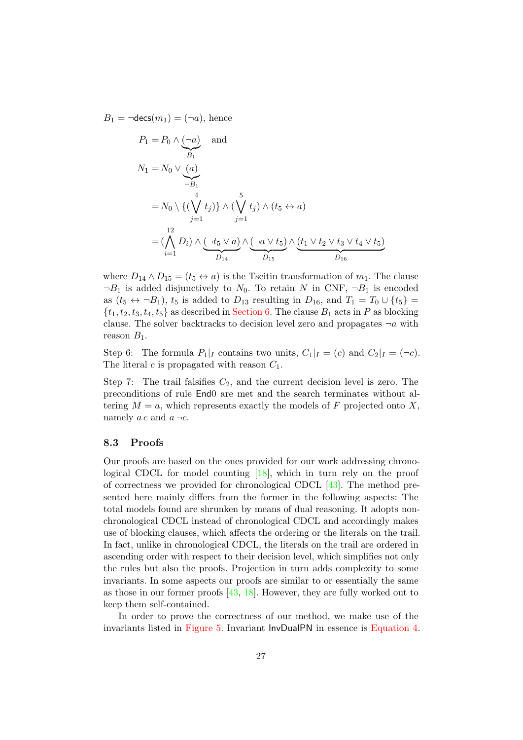$B_1 = \neg\mathsf{decs}(m_1) = (\neg a)$, hence

$$
\begin{aligned}
P_1 &= P_0 \wedge \underbrace{(\neg a)}_{B_1} \quad \text{and} \\
N_1 &= N_0 \vee \underbrace{(a)}_{\neg B_1} \\
&= N_0 \setminus \{(\bigvee_{j=1}^{4} t_j)\} \wedge (\bigvee_{j=1}^{5} t_j) \wedge (t_5 \leftrightarrow a) \\
&= (\bigwedge_{i=1}^{12} D_i) \wedge \underbrace{(\neg t_5 \vee a)}_{D_{14}} \wedge \underbrace{(\neg a \vee t_5)}_{D_{15}} \wedge \underbrace{(t_1 \vee t_2 \vee t_3 \vee t_4 \vee t_5)}_{D_{16}}
\end{aligned}
$$

where $D_{14} \wedge D_{15} = (t_5 \leftrightarrow a)$ is the Tseitin transformation of $m_1$. The clause $\neg B_1$ is added disjunctively to $N_0$. To retain $N$ in CNF, $\neg B_1$ is encoded as $(t_5 \leftrightarrow \neg B_1)$, $t_5$ is added to $D_{13}$ resulting in $D_{16}$, and $T_1 = T_0 \cup \{t_5\} = \{t_1, t_2, t_3, t_4, t_5\}$ as described in Section 6. The clause $B_1$ acts in $P$ as blocking clause. The solver backtracks to decision level zero and propagates $\neg a$ with reason $B_1$.

Step 6: The formula $P_1|_I$ contains two units, $C_1|_I = (c)$ and $C_2|_I = (\neg c)$. The literal $c$ is propagated with reason $C_1$.

Step 7: The trail falsifies $C_2$, and the current decision level is zero. The preconditions of rule End0 are met and the search terminates without altering $M = a$, which represents exactly the models of $F$ projected onto $X$, namely $a\,c$ and $a\,\neg c$.

### 8.3 Proofs

Our proofs are based on the ones provided for our work addressing chronological CDCL for model counting [18], which in turn rely on the proof of correctness we provided for chronological CDCL [43]. The method presented here mainly differs from the former in the following aspects: The total models found are shrunken by means of dual reasoning. It adopts non-chronological CDCL instead of chronological CDCL and accordingly makes use of blocking clauses, which affects the ordering or the literals on the trail. In fact, unlike in chronological CDCL, the literals on the trail are ordered in ascending order with respect to their decision level, which simplifies not only the rules but also the proofs. Projection in turn adds complexity to some invariants. In some aspects our proofs are similar to or essentially the same as those in our former proofs [43, 18]. However, they are fully worked out to keep them self-contained.

In order to prove the correctness of our method, we make use of the invariants listed in Figure 5. Invariant InvDualPN in essence is Equation 4.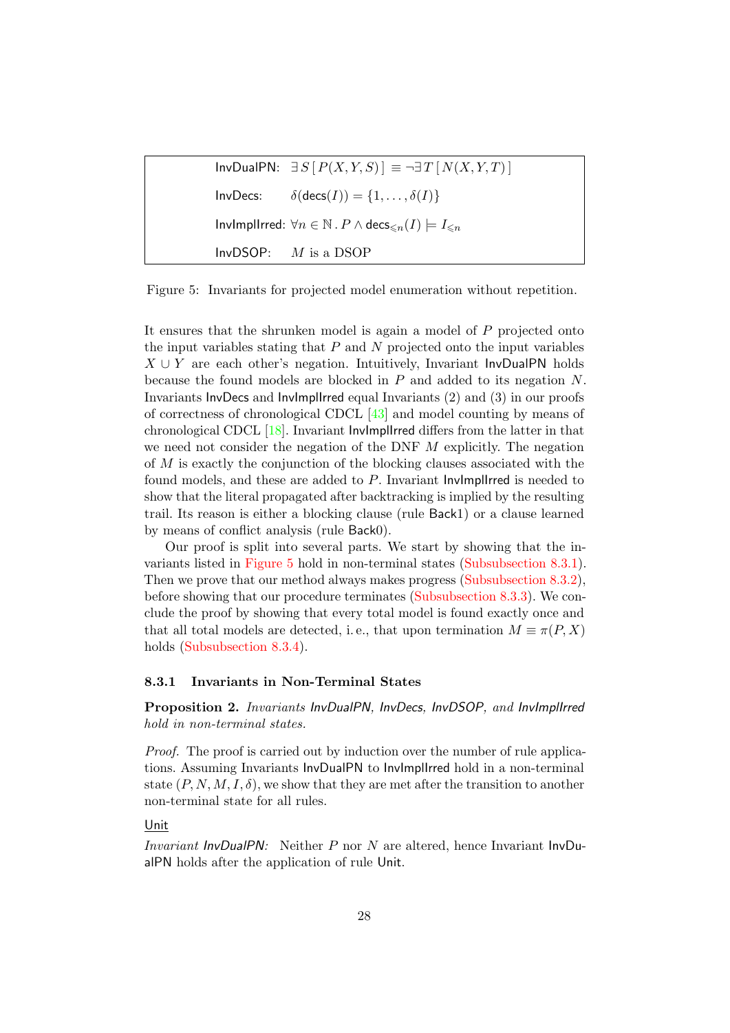| | |
|---|---|
| InvDualPN: | $\exists S\,[\,P(X,Y,S)\,] \equiv \neg\exists T\,[\,N(X,Y,T)\,]$ |
| InvDecs: | $\delta(\mathsf{decs}(I)) = \{1,\ldots,\delta(I)\}$ |
| InvImplIrred: | $\forall n \in \mathbb{N} \,.\, P \wedge \mathsf{decs}_{\leqslant n}(I) \models I_{\leqslant n}$ |
| InvDSOP: | $M$ is a DSOP |

Figure 5: Invariants for projected model enumeration without repetition.

It ensures that the shrunken model is again a model of $P$ projected onto the input variables stating that $P$ and $N$ projected onto the input variables $X \cup Y$ are each other's negation. Intuitively, Invariant InvDualPN holds because the found models are blocked in $P$ and added to its negation $N$. Invariants InvDecs and InvImplIrred equal Invariants (2) and (3) in our proofs of correctness of chronological CDCL [43] and model counting by means of chronological CDCL [18]. Invariant InvImplIrred differs from the latter in that we need not consider the negation of the DNF $M$ explicitly. The negation of $M$ is exactly the conjunction of the blocking clauses associated with the found models, and these are added to $P$. Invariant InvImplIrred is needed to show that the literal propagated after backtracking is implied by the resulting trail. Its reason is either a blocking clause (rule Back1) or a clause learned by means of conflict analysis (rule Back0).

Our proof is split into several parts. We start by showing that the invariants listed in Figure 5 hold in non-terminal states (Subsubsection 8.3.1). Then we prove that our method always makes progress (Subsubsection 8.3.2), before showing that our procedure terminates (Subsubsection 8.3.3). We conclude the proof by showing that every total model is found exactly once and that all total models are detected, i. e., that upon termination $M \equiv \pi(P, X)$ holds (Subsubsection 8.3.4).

#### 8.3.1 Invariants in Non-Terminal States

**Proposition 2.** *Invariants InvDualPN, InvDecs, InvDSOP, and InvImplIrred hold in non-terminal states.*

*Proof.* The proof is carried out by induction over the number of rule applications. Assuming Invariants InvDualPN to InvImplIrred hold in a non-terminal state $(P, N, M, I, \delta)$, we show that they are met after the transition to another non-terminal state for all rules.

Unit

*Invariant InvDualPN:* Neither $P$ nor $N$ are altered, hence Invariant InvDualPN holds after the application of rule Unit.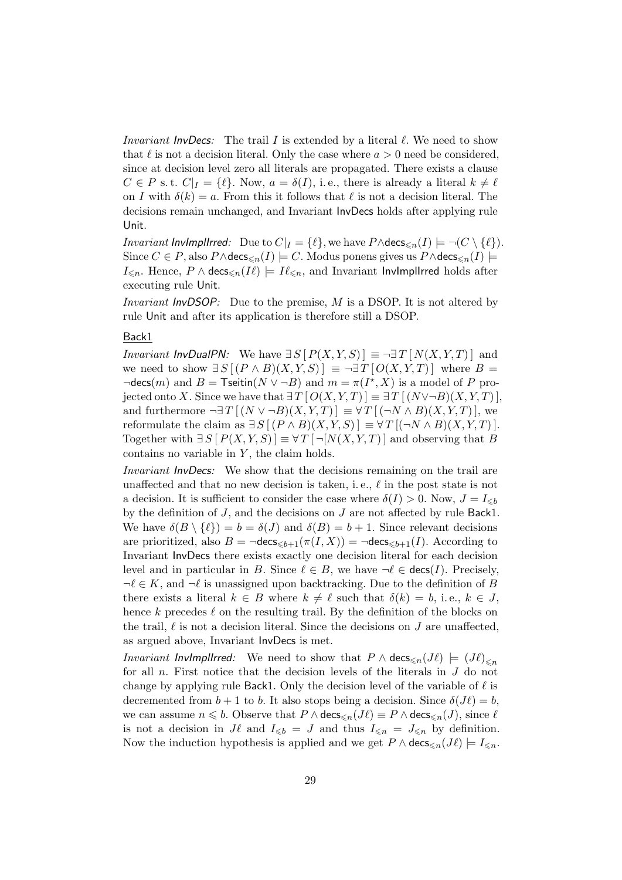*Invariant* InvDecs*:* The trail $I$ is extended by a literal $\ell$. We need to show that $\ell$ is not a decision literal. Only the case where $a > 0$ need be considered, since at decision level zero all literals are propagated. There exists a clause $C \in P$ s. t. $C|_I = \{\ell\}$. Now, $a = \delta(I)$, i. e., there is already a literal $k \neq \ell$ on $I$ with $\delta(k) = a$. From this it follows that $\ell$ is not a decision literal. The decisions remain unchanged, and Invariant InvDecs holds after applying rule Unit.

*Invariant* InvImplIrred*:* Due to $C|_I = \{\ell\}$, we have $P \wedge \mathsf{decs}_{\leqslant n}(I) \models \neg(C \setminus \{\ell\})$. Since $C \in P$, also $P \wedge \mathsf{decs}_{\leqslant n}(I) \models C$. Modus ponens gives us $P \wedge \mathsf{decs}_{\leqslant n}(I) \models I_{\leqslant n}$. Hence, $P \wedge \mathsf{decs}_{\leqslant n}(I\ell) \models I\ell_{\leqslant n}$, and Invariant InvImplIrred holds after executing rule Unit.

*Invariant* InvDSOP*:* Due to the premise, $M$ is a DSOP. It is not altered by rule Unit and after its application is therefore still a DSOP.

Back1

*Invariant* InvDualPN*:* We have $\exists S\,[\,P(X,Y,S)\,] \equiv \neg\exists T\,[\,N(X,Y,T)\,]$ and we need to show $\exists S\,[\,(P \wedge B)(X,Y,S)\,] \equiv \neg\exists T\,[\,O(X,Y,T)\,]$ where $B = \neg\mathsf{decs}(m)$ and $B = \mathsf{Tseitin}(N \vee \neg B)$ and $m = \pi(I^\star, X)$ is a model of $P$ projected onto $X$. Since we have that $\exists T\,[\,O(X,Y,T)\,] \equiv \exists T\,[\,(N \vee \neg B)(X,Y,T)\,]$, and furthermore $\neg\exists T\,[\,(N \vee \neg B)(X,Y,T)\,] \equiv \forall T\,[\,(\neg N \wedge B)(X,Y,T)\,]$, we reformulate the claim as $\exists S\,[\,(P \wedge B)(X,Y,S)\,] \equiv \forall T\,[(\neg N \wedge B)(X,Y,T)\,]$. Together with $\exists S\,[\,P(X,Y,S)\,] \equiv \forall T\,[\,\neg[N(X,Y,T)\,]$ and observing that $B$ contains no variable in $Y$, the claim holds.

*Invariant* InvDecs*:* We show that the decisions remaining on the trail are unaffected and that no new decision is taken, i. e., $\ell$ in the post state is not a decision. It is sufficient to consider the case where $\delta(I) > 0$. Now, $J = I_{\leqslant b}$ by the definition of $J$, and the decisions on $J$ are not affected by rule Back1. We have $\delta(B \setminus \{\ell\}) = b = \delta(J)$ and $\delta(B) = b + 1$. Since relevant decisions are prioritized, also $B = \neg\mathsf{decs}_{\leqslant b+1}(\pi(I,X)) = \neg\mathsf{decs}_{\leqslant b+1}(I)$. According to Invariant InvDecs there exists exactly one decision literal for each decision level and in particular in $B$. Since $\ell \in B$, we have $\neg\ell \in \mathsf{decs}(I)$. Precisely, $\neg\ell \in K$, and $\neg\ell$ is unassigned upon backtracking. Due to the definition of $B$ there exists a literal $k \in B$ where $k \neq \ell$ such that $\delta(k) = b$, i. e., $k \in J$, hence $k$ precedes $\ell$ on the resulting trail. By the definition of the blocks on the trail, $\ell$ is not a decision literal. Since the decisions on $J$ are unaffected, as argued above, Invariant InvDecs is met.

*Invariant* InvImplIrred*:* We need to show that $P \wedge \mathsf{decs}_{\leqslant n}(J\ell) \models (J\ell)_{\leqslant n}$ for all $n$. First notice that the decision levels of the literals in $J$ do not change by applying rule Back1. Only the decision level of the variable of $\ell$ is decremented from $b+1$ to $b$. It also stops being a decision. Since $\delta(J\ell) = b$, we can assume $n \leqslant b$. Observe that $P \wedge \mathsf{decs}_{\leqslant n}(J\ell) \equiv P \wedge \mathsf{decs}_{\leqslant n}(J)$, since $\ell$ is not a decision in $J\ell$ and $I_{\leqslant b} = J$ and thus $I_{\leqslant n} = J_{\leqslant n}$ by definition. Now the induction hypothesis is applied and we get $P \wedge \mathsf{decs}_{\leqslant n}(J\ell) \models I_{\leqslant n}$.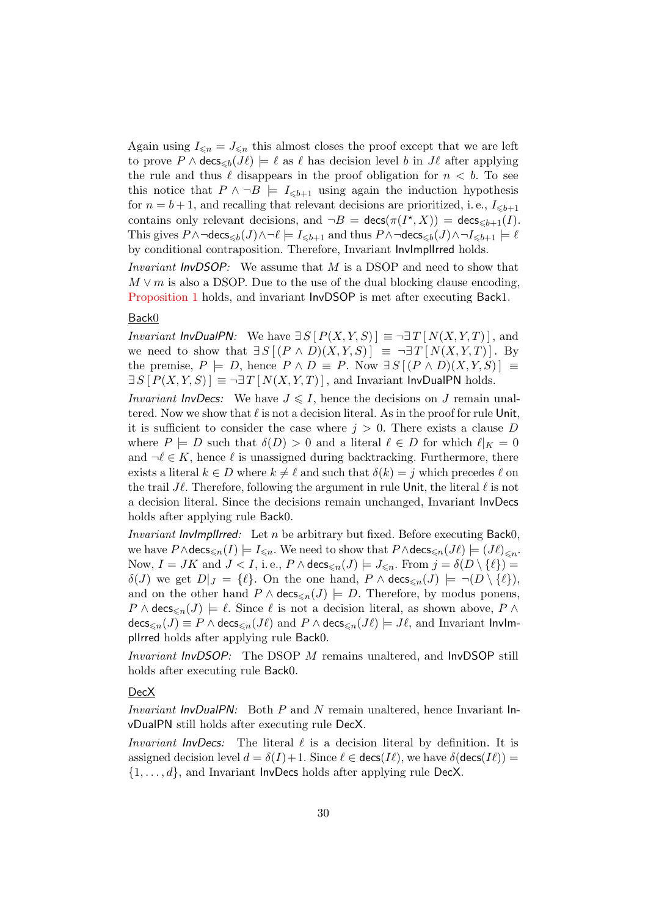Again using $I_{\leqslant n} = J_{\leqslant n}$ this almost closes the proof except that we are left to prove $P \wedge \mathsf{decs}_{\leqslant b}(J\ell) \models \ell$ as $\ell$ has decision level $b$ in $J\ell$ after applying the rule and thus $\ell$ disappears in the proof obligation for $n < b$. To see this notice that $P \wedge \neg B \models I_{\leqslant b+1}$ using again the induction hypothesis for $n = b+1$, and recalling that relevant decisions are prioritized, i. e., $I_{\leqslant b+1}$ contains only relevant decisions, and $\neg B = \mathsf{decs}(\pi(I^\star, X)) = \mathsf{decs}_{\leqslant b+1}(I)$. This gives $P \wedge \neg \mathsf{decs}_{\leqslant b}(J) \wedge \neg \ell \models I_{\leqslant b+1}$ and thus $P \wedge \neg \mathsf{decs}_{\leqslant b}(J) \wedge \neg I_{\leqslant b+1} \models \ell$ by conditional contraposition. Therefore, Invariant InvImplIrred holds.

*Invariant InvDSOP:* We assume that $M$ is a DSOP and need to show that $M \vee m$ is also a DSOP. Due to the use of the dual blocking clause encoding, Proposition 1 holds, and invariant InvDSOP is met after executing Back1.

Back0

*Invariant InvDualPN:* We have $\exists S\,[\,P(X,Y,S)\,] \equiv \neg\exists T\,[\,N(X,Y,T)\,]$, and we need to show that $\exists S\,[\,(P \wedge D)(X,Y,S)\,] \equiv \neg\exists T\,[\,N(X,Y,T)\,]$. By the premise, $P \models D$, hence $P \wedge D \equiv P$. Now $\exists S\,[\,(P \wedge D)(X,Y,S)\,] \equiv \exists S\,[\,P(X,Y,S)\,] \equiv \neg\exists T\,[\,N(X,Y,T)\,]$, and Invariant InvDualPN holds.

*Invariant InvDecs:* We have $J \leqslant I$, hence the decisions on $J$ remain unaltered. Now we show that $\ell$ is not a decision literal. As in the proof for rule Unit, it is sufficient to consider the case where $j > 0$. There exists a clause $D$ where $P \models D$ such that $\delta(D) > 0$ and a literal $\ell \in D$ for which $\ell|_K = 0$ and $\neg\ell \in K$, hence $\ell$ is unassigned during backtracking. Furthermore, there exists a literal $k \in D$ where $k \neq \ell$ and such that $\delta(k) = j$ which precedes $\ell$ on the trail $J\ell$. Therefore, following the argument in rule Unit, the literal $\ell$ is not a decision literal. Since the decisions remain unchanged, Invariant InvDecs holds after applying rule Back0.

*Invariant InvImplIrred:* Let $n$ be arbitrary but fixed. Before executing Back0, we have $P \wedge \mathsf{decs}_{\leqslant n}(I) \models I_{\leqslant n}$. We need to show that $P \wedge \mathsf{decs}_{\leqslant n}(J\ell) \models (J\ell)_{\leqslant n}$. Now, $I = JK$ and $J < I$, i. e., $P \wedge \mathsf{decs}_{\leqslant n}(J) \models J_{\leqslant n}$. From $j = \delta(D \setminus \{\ell\}) = \delta(J)$ we get $D|_J = \{\ell\}$. On the one hand, $P \wedge \mathsf{decs}_{\leqslant n}(J) \models \neg(D \setminus \{\ell\})$, and on the other hand $P \wedge \mathsf{decs}_{\leqslant n}(J) \models D$. Therefore, by modus ponens, $P \wedge \mathsf{decs}_{\leqslant n}(J) \models \ell$. Since $\ell$ is not a decision literal, as shown above, $P \wedge \mathsf{decs}_{\leqslant n}(J) \equiv P \wedge \mathsf{decs}_{\leqslant n}(J\ell)$ and $P \wedge \mathsf{decs}_{\leqslant n}(J\ell) \models J\ell$, and Invariant InvImplIrred holds after applying rule Back0.

*Invariant InvDSOP:* The DSOP $M$ remains unaltered, and InvDSOP still holds after executing rule Back0.

DecX

*Invariant InvDualPN:* Both $P$ and $N$ remain unaltered, hence Invariant InvDualPN still holds after executing rule DecX.

*Invariant InvDecs:* The literal $\ell$ is a decision literal by definition. It is assigned decision level $d = \delta(I)+1$. Since $\ell \in \mathsf{decs}(I\ell)$, we have $\delta(\mathsf{decs}(I\ell)) = \{1, \ldots, d\}$, and Invariant InvDecs holds after applying rule DecX.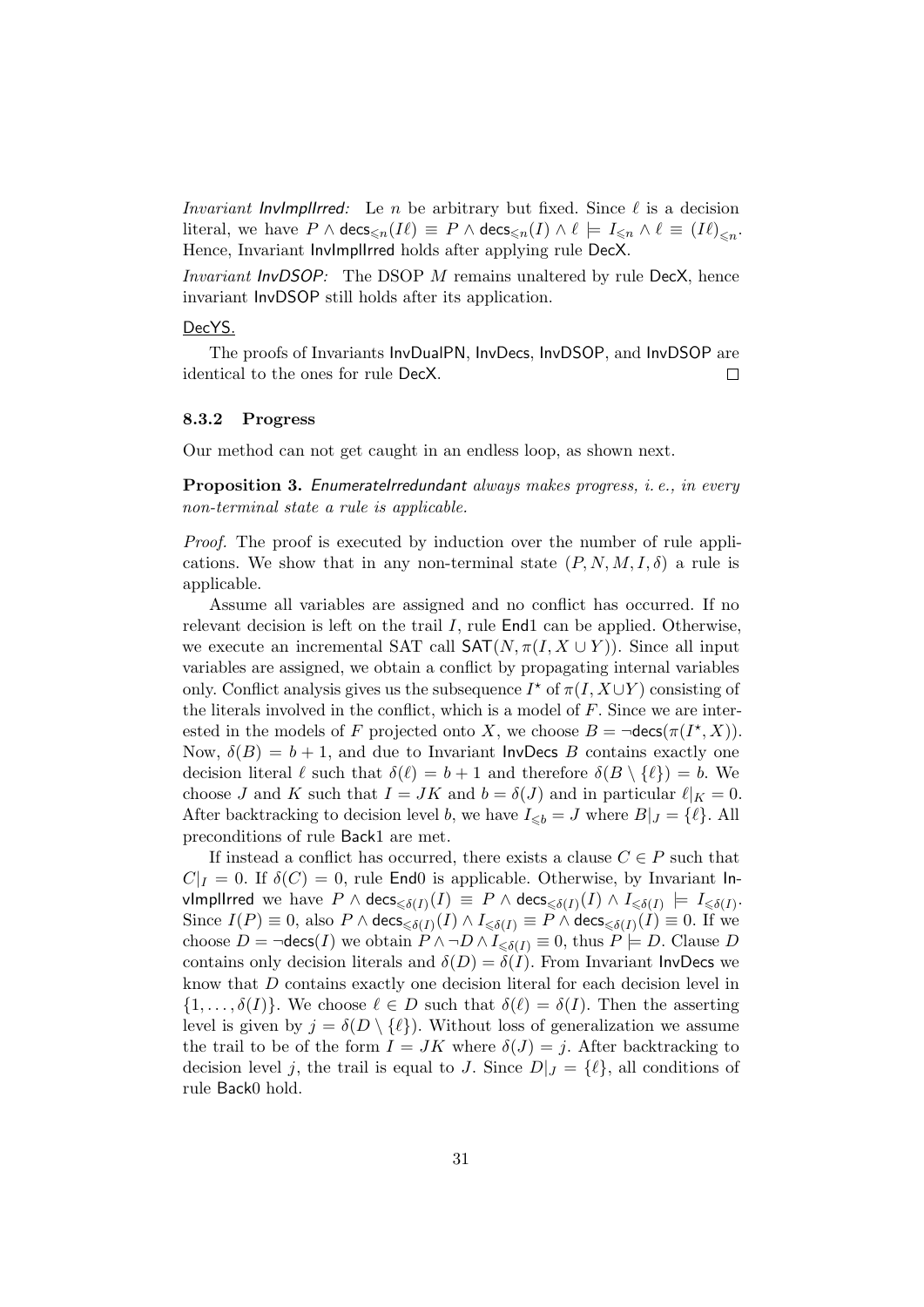*Invariant InvImplIrred:* Le $n$ be arbitrary but fixed. Since $\ell$ is a decision literal, we have $P \wedge \mathsf{decs}_{\leqslant n}(I\ell) \equiv P \wedge \mathsf{decs}_{\leqslant n}(I) \wedge \ell \models I_{\leqslant n} \wedge \ell \equiv (I\ell)_{\leqslant n}$. Hence, Invariant InvImplIrred holds after applying rule DecX.

*Invariant InvDSOP:* The DSOP $M$ remains unaltered by rule DecX, hence invariant InvDSOP still holds after its application.

DecYS.

The proofs of Invariants InvDualPN, InvDecs, InvDSOP, and InvDSOP are identical to the ones for rule DecX. □

### 8.3.2 Progress

Our method can not get caught in an endless loop, as shown next.

**Proposition 3.** *EnumerateIrredundant always makes progress, i. e., in every non-terminal state a rule is applicable.*

*Proof.* The proof is executed by induction over the number of rule applications. We show that in any non-terminal state $(P, N, M, I, \delta)$ a rule is applicable.

Assume all variables are assigned and no conflict has occurred. If no relevant decision is left on the trail $I$, rule End1 can be applied. Otherwise, we execute an incremental SAT call $\mathsf{SAT}(N, \pi(I, X \cup Y))$. Since all input variables are assigned, we obtain a conflict by propagating internal variables only. Conflict analysis gives us the subsequence $I^\star$ of $\pi(I, X \cup Y)$ consisting of the literals involved in the conflict, which is a model of $F$. Since we are interested in the models of $F$ projected onto $X$, we choose $B = \neg\mathsf{decs}(\pi(I^\star, X))$. Now, $\delta(B) = b + 1$, and due to Invariant InvDecs $B$ contains exactly one decision literal $\ell$ such that $\delta(\ell) = b + 1$ and therefore $\delta(B \setminus \{\ell\}) = b$. We choose $J$ and $K$ such that $I = JK$ and $b = \delta(J)$ and in particular $\ell|_K = 0$. After backtracking to decision level $b$, we have $I_{\leqslant b} = J$ where $B|_J = \{\ell\}$. All preconditions of rule Back1 are met.

If instead a conflict has occurred, there exists a clause $C \in P$ such that $C|_I = 0$. If $\delta(C) = 0$, rule End0 is applicable. Otherwise, by Invariant InvImplIrred we have $P \wedge \mathsf{decs}_{\leqslant \delta(I)}(I) \equiv P \wedge \mathsf{decs}_{\leqslant \delta(I)}(I) \wedge I_{\leqslant \delta(I)} \models I_{\leqslant \delta(I)}$. Since $I(P) \equiv 0$, also $P \wedge \mathsf{decs}_{\leqslant \delta(I)}(I) \wedge I_{\leqslant \delta(I)} \equiv P \wedge \mathsf{decs}_{\leqslant \delta(I)}(I) \equiv 0$. If we choose $D = \neg\mathsf{decs}(I)$ we obtain $P \wedge \neg D \wedge I_{\leqslant \delta(I)} \equiv 0$, thus $P \models D$. Clause $D$ contains only decision literals and $\delta(D) = \delta(I)$. From Invariant InvDecs we know that $D$ contains exactly one decision literal for each decision level in $\{1, \ldots, \delta(I)\}$. We choose $\ell \in D$ such that $\delta(\ell) = \delta(I)$. Then the asserting level is given by $j = \delta(D \setminus \{\ell\})$. Without loss of generalization we assume the trail to be of the form $I = JK$ where $\delta(J) = j$. After backtracking to decision level $j$, the trail is equal to $J$. Since $D|_J = \{\ell\}$, all conditions of rule Back0 hold.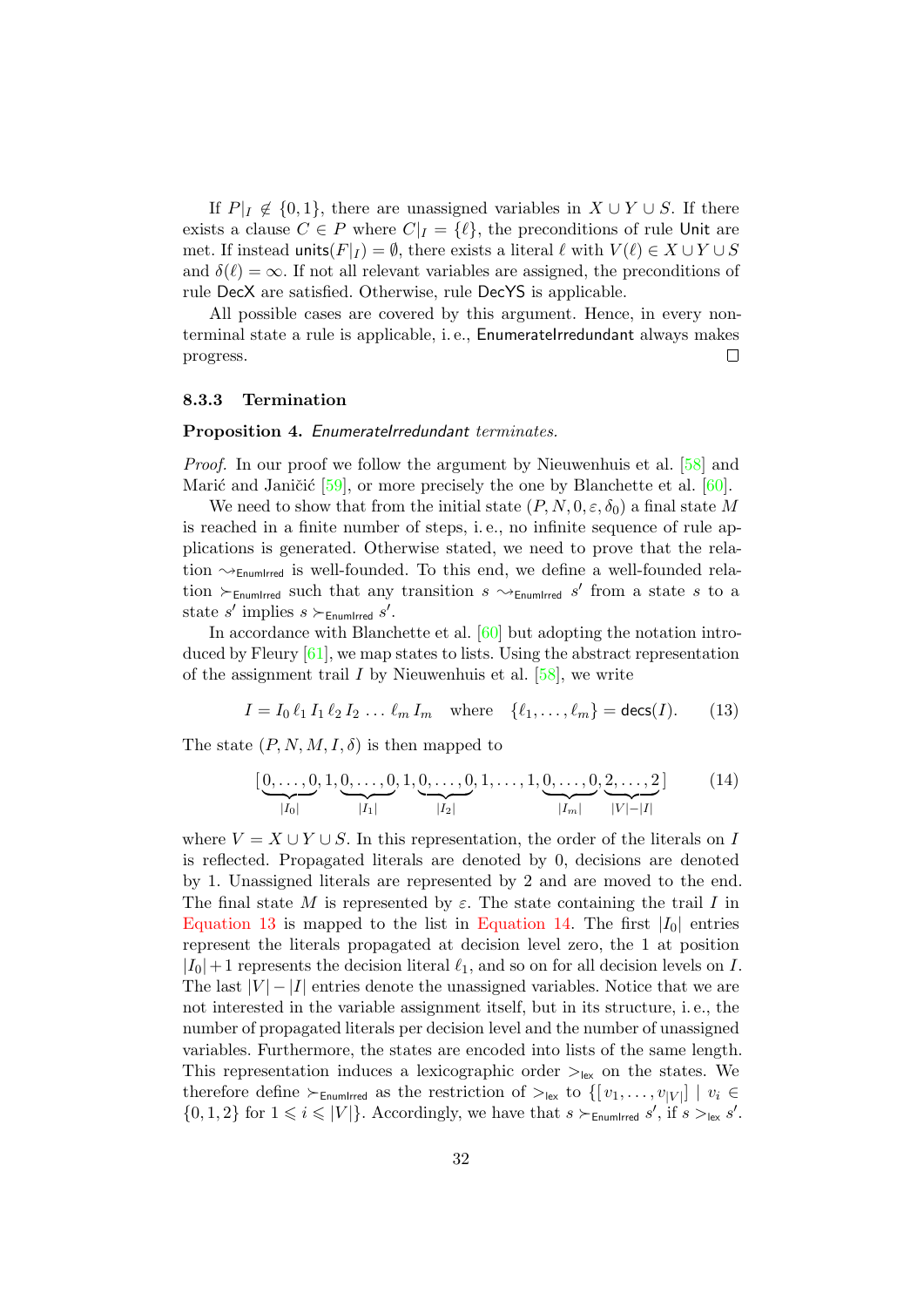If $P|_I \notin \{0, 1\}$, there are unassigned variables in $X \cup Y \cup S$. If there exists a clause $C \in P$ where $C|_I = \{\ell\}$, the preconditions of rule Unit are met. If instead $\mathsf{units}(F|_I) = \emptyset$, there exists a literal $\ell$ with $V(\ell) \in X \cup Y \cup S$ and $\delta(\ell) = \infty$. If not all relevant variables are assigned, the preconditions of rule DecX are satisfied. Otherwise, rule DecYS is applicable.

All possible cases are covered by this argument. Hence, in every non-terminal state a rule is applicable, i. e., EnumerateIrredundant always makes progress. □

### 8.3.3 Termination

**Proposition 4.** *EnumerateIrredundant terminates.*

*Proof.* In our proof we follow the argument by Nieuwenhuis et al. [58] and Marić and Janičić [59], or more precisely the one by Blanchette et al. [60].

We need to show that from the initial state $(P, N, 0, \varepsilon, \delta_0)$ a final state $M$ is reached in a finite number of steps, i. e., no infinite sequence of rule applications is generated. Otherwise stated, we need to prove that the relation $\leadsto_{\mathsf{EnumIrred}}$ is well-founded. To this end, we define a well-founded relation $\succ_{\mathsf{EnumIrred}}$ such that any transition $s \leadsto_{\mathsf{EnumIrred}} s'$ from a state $s$ to a state $s'$ implies $s \succ_{\mathsf{EnumIrred}} s'$.

In accordance with Blanchette et al. [60] but adopting the notation introduced by Fleury [61], we map states to lists. Using the abstract representation of the assignment trail $I$ by Nieuwenhuis et al. [58], we write

$$I = I_0 \, \ell_1 \, I_1 \, \ell_2 \, I_2 \, \ldots \, \ell_m \, I_m \quad \text{where} \quad \{\ell_1, \ldots, \ell_m\} = \mathsf{decs}(I). \tag{13}$$

The state $(P, N, M, I, \delta)$ is then mapped to

$$[\underbrace{0, \ldots, 0}_{|I_0|}, 1, \underbrace{0, \ldots, 0}_{|I_1|}, 1, \underbrace{0, \ldots, 0}_{|I_2|}, 1, \ldots, 1, \underbrace{0, \ldots, 0}_{|I_m|}, \underbrace{2, \ldots, 2}_{|V|-|I|}] \tag{14}$$

where $V = X \cup Y \cup S$. In this representation, the order of the literals on $I$ is reflected. Propagated literals are denoted by 0, decisions are denoted by 1. Unassigned literals are represented by 2 and are moved to the end. The final state $M$ is represented by $\varepsilon$. The state containing the trail $I$ in Equation 13 is mapped to the list in Equation 14. The first $|I_0|$ entries represent the literals propagated at decision level zero, the 1 at position $|I_0|+1$ represents the decision literal $\ell_1$, and so on for all decision levels on $I$. The last $|V| - |I|$ entries denote the unassigned variables. Notice that we are not interested in the variable assignment itself, but in its structure, i. e., the number of propagated literals per decision level and the number of unassigned variables. Furthermore, the states are encoded into lists of the same length. This representation induces a lexicographic order $>_{\mathsf{lex}}$ on the states. We therefore define $\succ_{\mathsf{EnumIrred}}$ as the restriction of $>_{\mathsf{lex}}$ to $\{[\, v_1, \ldots, v_{|V|}] \mid v_i \in \{0, 1, 2\} \text{ for } 1 \leqslant i \leqslant |V|\}$. Accordingly, we have that $s \succ_{\mathsf{EnumIrred}} s'$, if $s >_{\mathsf{lex}} s'$.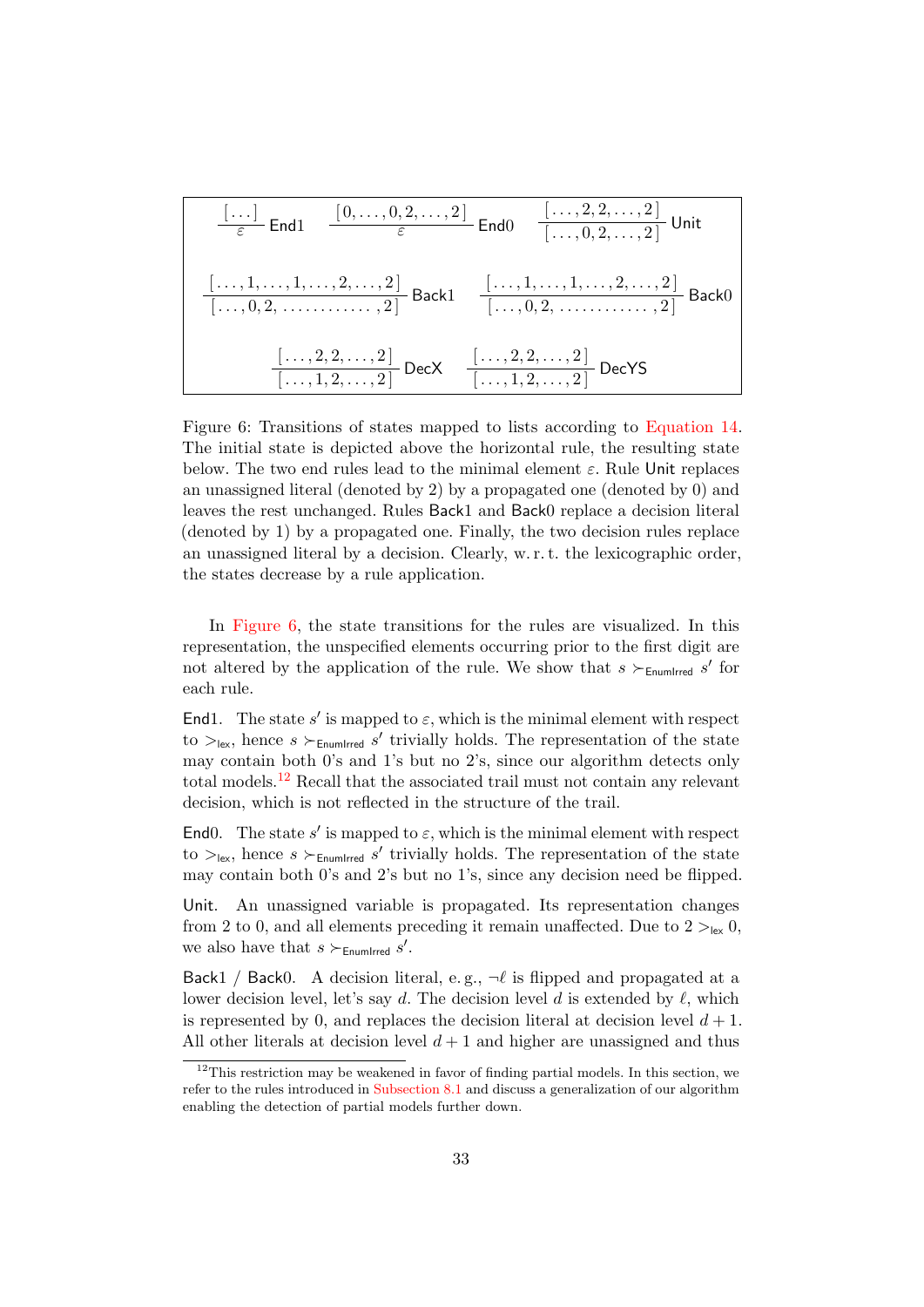$$\frac{[\,\ldots\,]}{\varepsilon}\ \mathsf{End1} \qquad \frac{[\,0,\ldots,0,2,\ldots,2\,]}{\varepsilon}\ \mathsf{End0} \qquad \frac{[\,\ldots,2,2,\ldots,2\,]}{[\,\ldots,0,2,\ldots,2\,]}\ \mathsf{Unit}$$

$$\frac{[\,\ldots,1,\ldots,1,\ldots,2,\ldots,2\,]}{[\,\ldots,0,2,\ldots\ldots\ldots\ldots,2\,]}\ \mathsf{Back1} \qquad \frac{[\,\ldots,1,\ldots,1,\ldots,2,\ldots,2\,]}{[\,\ldots,0,2,\ldots\ldots\ldots\ldots,2\,]}\ \mathsf{Back0}$$

$$\frac{[\,\ldots,2,2,\ldots,2\,]}{[\,\ldots,1,2,\ldots,2\,]}\ \mathsf{DecX} \qquad \frac{[\,\ldots,2,2,\ldots,2\,]}{[\,\ldots,1,2,\ldots,2\,]}\ \mathsf{DecYS}$$

Figure 6: Transitions of states mapped to lists according to Equation 14. The initial state is depicted above the horizontal rule, the resulting state below. The two end rules lead to the minimal element $\varepsilon$. Rule Unit replaces an unassigned literal (denoted by 2) by a propagated one (denoted by 0) and leaves the rest unchanged. Rules Back1 and Back0 replace a decision literal (denoted by 1) by a propagated one. Finally, the two decision rules replace an unassigned literal by a decision. Clearly, w. r. t. the lexicographic order, the states decrease by a rule application.

In Figure 6, the state transitions for the rules are visualized. In this representation, the unspecified elements occurring prior to the first digit are not altered by the application of the rule. We show that $s \succ_{\mathsf{EnumIrred}} s'$ for each rule.

End1. The state $s'$ is mapped to $\varepsilon$, which is the minimal element with respect to $>_{\mathsf{lex}}$, hence $s \succ_{\mathsf{EnumIrred}} s'$ trivially holds. The representation of the state may contain both 0's and 1's but no 2's, since our algorithm detects only total models.[12] Recall that the associated trail must not contain any relevant decision, which is not reflected in the structure of the trail.

End0. The state $s'$ is mapped to $\varepsilon$, which is the minimal element with respect to $>_{\mathsf{lex}}$, hence $s \succ_{\mathsf{EnumIrred}} s'$ trivially holds. The representation of the state may contain both 0's and 2's but no 1's, since any decision need be flipped.

Unit. An unassigned variable is propagated. Its representation changes from 2 to 0, and all elements preceding it remain unaffected. Due to $2 >_{\mathsf{lex}} 0$, we also have that $s \succ_{\mathsf{EnumIrred}} s'$.

Back1 / Back0. A decision literal, e. g., $\neg\ell$ is flipped and propagated at a lower decision level, let's say $d$. The decision level $d$ is extended by $\ell$, which is represented by 0, and replaces the decision literal at decision level $d + 1$. All other literals at decision level $d + 1$ and higher are unassigned and thus

[12] This restriction may be weakened in favor of finding partial models. In this section, we refer to the rules introduced in Subsection 8.1 and discuss a generalization of our algorithm enabling the detection of partial models further down.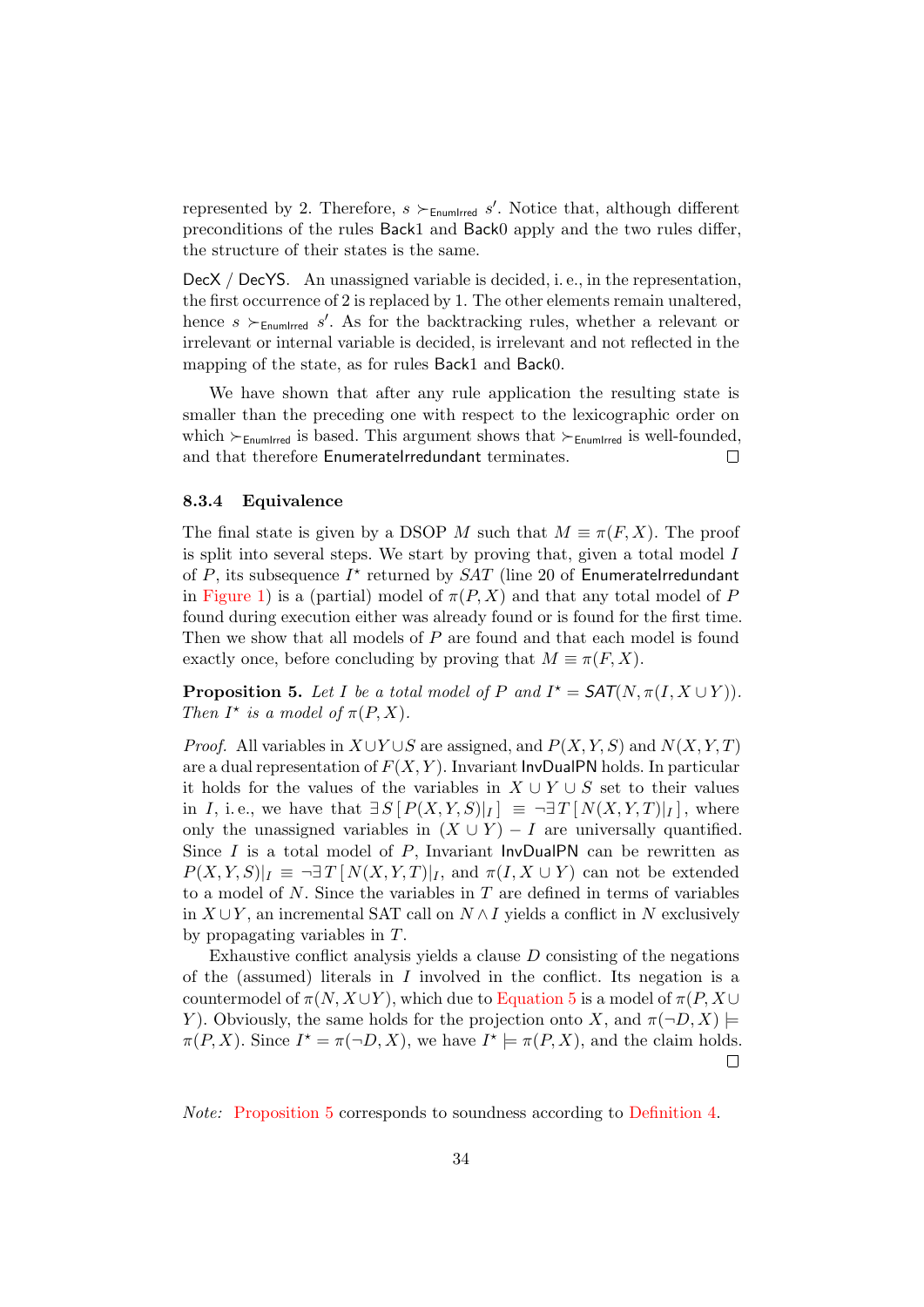represented by 2. Therefore, $s \succ_{\mathsf{EnumIrred}} s'$. Notice that, although different preconditions of the rules Back1 and Back0 apply and the two rules differ, the structure of their states is the same.

DecX / DecYS. An unassigned variable is decided, i. e., in the representation, the first occurrence of 2 is replaced by 1. The other elements remain unaltered, hence $s \succ_{\mathsf{EnumIrred}} s'$. As for the backtracking rules, whether a relevant or irrelevant or internal variable is decided, is irrelevant and not reflected in the mapping of the state, as for rules Back1 and Back0.

We have shown that after any rule application the resulting state is smaller than the preceding one with respect to the lexicographic order on which $\succ_{\mathsf{EnumIrred}}$ is based. This argument shows that $\succ_{\mathsf{EnumIrred}}$ is well-founded, and that therefore EnumerateIrredundant terminates. ☐

### 8.3.4 Equivalence

The final state is given by a DSOP $M$ such that $M \equiv \pi(F, X)$. The proof is split into several steps. We start by proving that, given a total model $I$ of $P$, its subsequence $I^\star$ returned by $SAT$ (line 20 of EnumerateIrredundant in Figure 1) is a (partial) model of $\pi(P, X)$ and that any total model of $P$ found during execution either was already found or is found for the first time. Then we show that all models of $P$ are found and that each model is found exactly once, before concluding by proving that $M \equiv \pi(F, X)$.

**Proposition 5.** *Let $I$ be a total model of $P$ and $I^\star = \mathsf{SAT}(N, \pi(I, X \cup Y))$. Then $I^\star$ is a model of $\pi(P, X)$.*

*Proof.* All variables in $X \cup Y \cup S$ are assigned, and $P(X, Y, S)$ and $N(X, Y, T)$ are a dual representation of $F(X, Y)$. Invariant InvDualPN holds. In particular it holds for the values of the variables in $X \cup Y \cup S$ set to their values in $I$, i. e., we have that $\exists S\,[\,P(X, Y, S)|_I\,] \;\equiv\; \neg\exists T\,[\,N(X, Y, T)|_I\,]$, where only the unassigned variables in $(X \cup Y) - I$ are universally quantified. Since $I$ is a total model of $P$, Invariant InvDualPN can be rewritten as $P(X, Y, S)|_I \equiv \neg\exists T\,[\,N(X, Y, T)]|_I$, and $\pi(I, X \cup Y)$ can not be extended to a model of $N$. Since the variables in $T$ are defined in terms of variables in $X \cup Y$, an incremental SAT call on $N \wedge I$ yields a conflict in $N$ exclusively by propagating variables in $T$.

Exhaustive conflict analysis yields a clause $D$ consisting of the negations of the (assumed) literals in $I$ involved in the conflict. Its negation is a countermodel of $\pi(N, X \cup Y)$, which due to Equation 5 is a model of $\pi(P, X \cup Y)$. Obviously, the same holds for the projection onto $X$, and $\pi(\neg D, X) \models \pi(P, X)$. Since $I^\star = \pi(\neg D, X)$, we have $I^\star \models \pi(P, X)$, and the claim holds. ☐

*Note:* Proposition 5 corresponds to soundness according to Definition 4.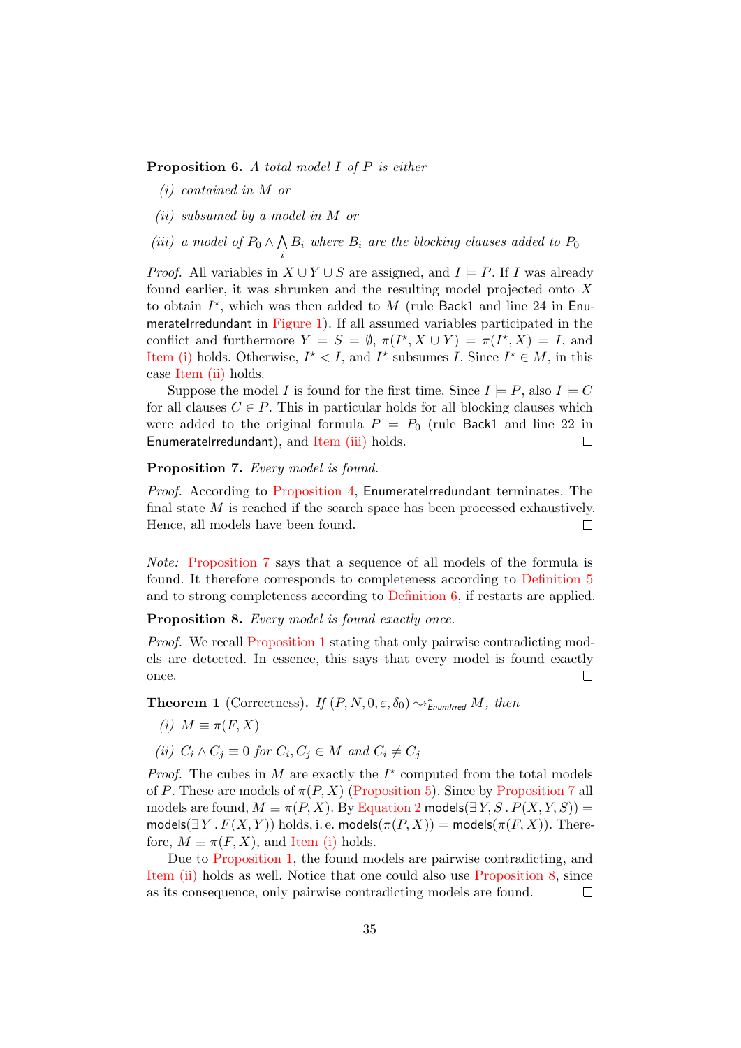**Proposition 6.** *A total model $I$ of $P$ is either*

*(i) contained in $M$ or*

*(ii) subsumed by a model in $M$ or*

*(iii) a model of $P_0 \wedge \bigwedge_i B_i$ where $B_i$ are the blocking clauses added to $P_0$*

*Proof.* All variables in $X \cup Y \cup S$ are assigned, and $I \models P$. If $I$ was already found earlier, it was shrunken and the resulting model projected onto $X$ to obtain $I^\star$, which was then added to $M$ (rule Back1 and line 24 in EnumerateIrredundant in Figure 1). If all assumed variables participated in the conflict and furthermore $Y = S = \emptyset$, $\pi(I^\star, X \cup Y) = \pi(I^\star, X) = I$, and Item (i) holds. Otherwise, $I^\star < I$, and $I^\star$ subsumes $I$. Since $I^\star \in M$, in this case Item (ii) holds.

Suppose the model $I$ is found for the first time. Since $I \models P$, also $I \models C$ for all clauses $C \in P$. This in particular holds for all blocking clauses which were added to the original formula $P = P_0$ (rule Back1 and line 22 in EnumerateIrredundant), and Item (iii) holds. □

**Proposition 7.** *Every model is found.*

*Proof.* According to Proposition 4, EnumerateIrredundant terminates. The final state $M$ is reached if the search space has been processed exhaustively. Hence, all models have been found. □

*Note:* Proposition 7 says that a sequence of all models of the formula is found. It therefore corresponds to completeness according to Definition 5 and to strong completeness according to Definition 6, if restarts are applied.

**Proposition 8.** *Every model is found exactly once.*

*Proof.* We recall Proposition 1 stating that only pairwise contradicting models are detected. In essence, this says that every model is found exactly once. □

**Theorem 1** (Correctness). *If $(P, N, 0, \varepsilon, \delta_0) \leadsto^*_{\mathsf{EnumIrred}} M$, then*

*(i) $M \equiv \pi(F, X)$*

*(ii) $C_i \wedge C_j \equiv 0$ for $C_i, C_j \in M$ and $C_i \neq C_j$*

*Proof.* The cubes in $M$ are exactly the $I^\star$ computed from the total models of $P$. These are models of $\pi(P, X)$ (Proposition 5). Since by Proposition 7 all models are found, $M \equiv \pi(P, X)$. By Equation 2 $\mathsf{models}(\exists Y, S \,.\, P(X, Y, S)) = \mathsf{models}(\exists Y \,.\, F(X, Y))$ holds, i. e. $\mathsf{models}(\pi(P, X)) = \mathsf{models}(\pi(F, X))$. Therefore, $M \equiv \pi(F, X)$, and Item (i) holds.

Due to Proposition 1, the found models are pairwise contradicting, and Item (ii) holds as well. Notice that one could also use Proposition 8, since as its consequence, only pairwise contradicting models are found. □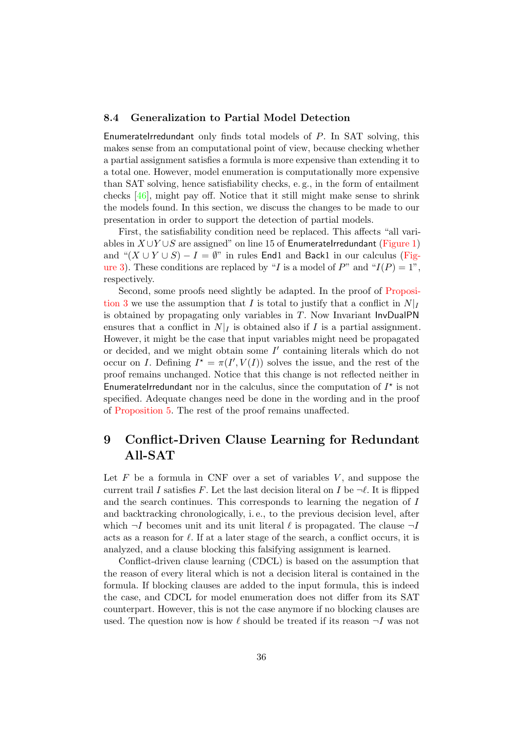### 8.4 Generalization to Partial Model Detection

EnumerateIrredundant only finds total models of $P$. In SAT solving, this makes sense from an computational point of view, because checking whether a partial assignment satisfies a formula is more expensive than extending it to a total one. However, model enumeration is computationally more expensive than SAT solving, hence satisfiability checks, e. g., in the form of entailment checks [46], might pay off. Notice that it still might make sense to shrink the models found. In this section, we discuss the changes to be made to our presentation in order to support the detection of partial models.

First, the satisfiability condition need be replaced. This affects "all variables in $X \cup Y \cup S$ are assigned" on line 15 of EnumerateIrredundant (Figure 1) and "$(X \cup Y \cup S) - I = \emptyset$" in rules End1 and Back1 in our calculus (Figure 3). These conditions are replaced by "$I$ is a model of $P$" and "$I(P) = 1$", respectively.

Second, some proofs need slightly be adapted. In the proof of Proposition 3 we use the assumption that $I$ is total to justify that a conflict in $N|_I$ is obtained by propagating only variables in $T$. Now Invariant InvDualPN ensures that a conflict in $N|_I$ is obtained also if $I$ is a partial assignment. However, it might be the case that input variables might need be propagated or decided, and we might obtain some $I'$ containing literals which do not occur on $I$. Defining $I^\star = \pi(I', V(I))$ solves the issue, and the rest of the proof remains unchanged. Notice that this change is not reflected neither in EnumerateIrredundant nor in the calculus, since the computation of $I^\star$ is not specified. Adequate changes need be done in the wording and in the proof of Proposition 5. The rest of the proof remains unaffected.

## 9 Conflict-Driven Clause Learning for Redundant All-SAT

Let $F$ be a formula in CNF over a set of variables $V$, and suppose the current trail $I$ satisfies $F$. Let the last decision literal on $I$ be $\neg\ell$. It is flipped and the search continues. This corresponds to learning the negation of $I$ and backtracking chronologically, i. e., to the previous decision level, after which $\neg I$ becomes unit and its unit literal $\ell$ is propagated. The clause $\neg I$ acts as a reason for $\ell$. If at a later stage of the search, a conflict occurs, it is analyzed, and a clause blocking this falsifying assignment is learned.

Conflict-driven clause learning (CDCL) is based on the assumption that the reason of every literal which is not a decision literal is contained in the formula. If blocking clauses are added to the input formula, this is indeed the case, and CDCL for model enumeration does not differ from its SAT counterpart. However, this is not the case anymore if no blocking clauses are used. The question now is how $\ell$ should be treated if its reason $\neg I$ was not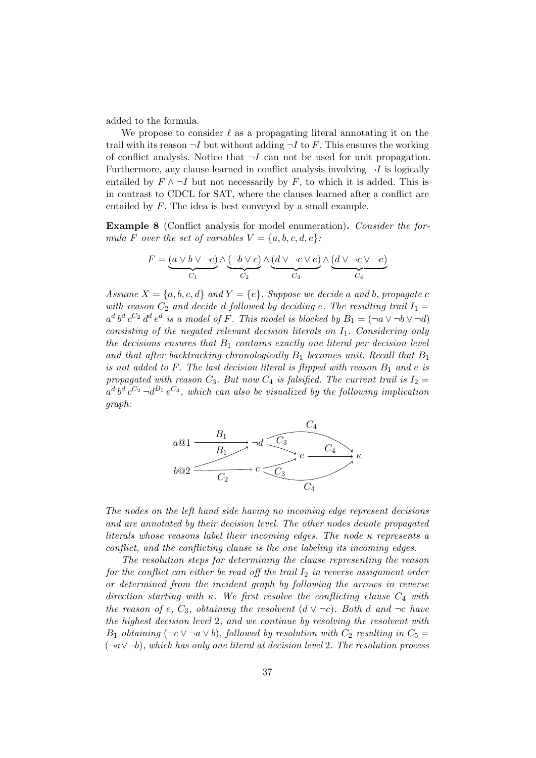added to the formula.

We propose to consider $\ell$ as a propagating literal annotating it on the trail with its reason $\neg I$ but without adding $\neg I$ to $F$. This ensures the working of conflict analysis. Notice that $\neg I$ can not be used for unit propagation. Furthermore, any clause learned in conflict analysis involving $\neg I$ is logically entailed by $F \wedge \neg I$ but not necessarily by $F$, to which it is added. This is in contrast to CDCL for SAT, where the clauses learned after a conflict are entailed by $F$. The idea is best conveyed by a small example.

**Example 8** (Conflict analysis for model enumeration)**.** *Consider the formula $F$ over the set of variables $V = \{a, b, c, d, e\}$:*

$$F = \underbrace{(a \vee b \vee \neg c)}_{C_1} \wedge \underbrace{(\neg b \vee c)}_{C_2} \wedge \underbrace{(d \vee \neg c \vee e)}_{C_3} \wedge \underbrace{(d \vee \neg c \vee \neg e)}_{C_4}$$

*Assume $X = \{a, b, c, d\}$ and $Y = \{e\}$. Suppose we decide $a$ and $b$, propagate $c$ with reason $C_2$ and decide $d$ followed by deciding $e$. The resulting trail $I_1 = a^d\, b^d\, c^{C_2}\, d^d\, e^d$ is a model of $F$. This model is blocked by $B_1 = (\neg a \vee \neg b \vee \neg d)$ consisting of the negated relevant decision literals on $I_1$. Considering only the decisions ensures that $B_1$ contains exactly one literal per decision level and that after backtracking chronologically $B_1$ becomes unit. Recall that $B_1$ is not added to $F$. The last decision literal is flipped with reason $B_1$ and $e$ is propagated with reason $C_3$. But now $C_4$ is falsified. The current trail is $I_2 = a^d\, b^d\, c^{C_2}\, \neg d^{B_1}\, e^{C_3}$, which can also be visualized by the following implication graph:*

*The nodes on the left hand side having no incoming edge represent decisions and are annotated by their decision level. The other nodes denote propagated literals whose reasons label their incoming edges. The node $\kappa$ represents a conflict, and the conflicting clause is the one labeling its incoming edges.*

*The resolution steps for determining the clause representing the reason for the conflict can either be read off the trail $I_2$ in reverse assignment order or determined from the incident graph by following the arrows in reverse direction starting with $\kappa$. We first resolve the conflicting clause $C_4$ with the reason of $e$, $C_3$, obtaining the resolvent $(d \vee \neg c)$. Both $d$ and $\neg c$ have the highest decision level 2, and we continue by resolving the resolvent with $B_1$ obtaining $(\neg c \vee \neg a \vee b)$, followed by resolution with $C_2$ resulting in $C_5 = (\neg a \vee \neg b)$, which has only one literal at decision level 2. The resolution process*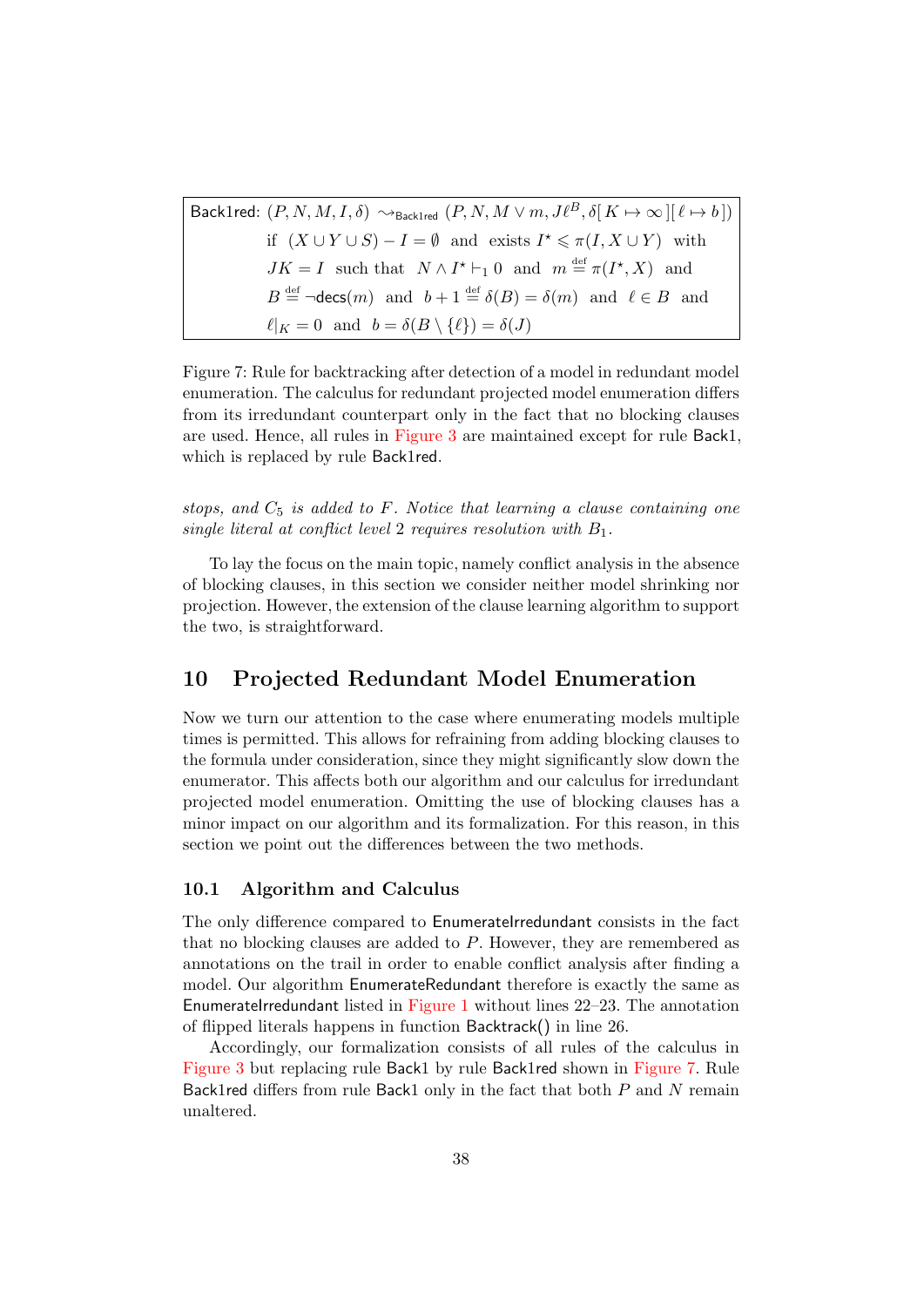$$\text{Back1red: } (P, N, M, I, \delta) \leadsto_{\text{Back1red}} (P, N, M \vee m, J\ell^B, \delta[\,K \mapsto \infty\,][\,\ell \mapsto b\,])$$
$$\text{if } (X \cup Y \cup S) - I = \emptyset \text{ and exists } I^\star \leqslant \pi(I, X \cup Y) \text{ with}$$
$$JK = I \text{ such that } N \wedge I^\star \vdash_1 0 \text{ and } m \stackrel{\text{def}}{=} \pi(I^\star, X) \text{ and}$$
$$B \stackrel{\text{def}}{=} \neg\mathsf{decs}(m) \text{ and } b+1 \stackrel{\text{def}}{=} \delta(B) = \delta(m) \text{ and } \ell \in B \text{ and}$$
$$\ell|_K = 0 \text{ and } b = \delta(B \setminus \{\ell\}) = \delta(J)$$

Figure 7: Rule for backtracking after detection of a model in redundant model enumeration. The calculus for redundant projected model enumeration differs from its irredundant counterpart only in the fact that no blocking clauses are used. Hence, all rules in Figure 3 are maintained except for rule Back1, which is replaced by rule Back1red.

*stops, and $C_5$ is added to $F$. Notice that learning a clause containing one single literal at conflict level 2 requires resolution with $B_1$.*

To lay the focus on the main topic, namely conflict analysis in the absence of blocking clauses, in this section we consider neither model shrinking nor projection. However, the extension of the clause learning algorithm to support the two, is straightforward.

## 10 Projected Redundant Model Enumeration

Now we turn our attention to the case where enumerating models multiple times is permitted. This allows for refraining from adding blocking clauses to the formula under consideration, since they might significantly slow down the enumerator. This affects both our algorithm and our calculus for irredundant projected model enumeration. Omitting the use of blocking clauses has a minor impact on our algorithm and its formalization. For this reason, in this section we point out the differences between the two methods.

### 10.1 Algorithm and Calculus

The only difference compared to EnumerateIrredundant consists in the fact that no blocking clauses are added to $P$. However, they are remembered as annotations on the trail in order to enable conflict analysis after finding a model. Our algorithm EnumerateRedundant therefore is exactly the same as EnumerateIrredundant listed in Figure 1 without lines 22–23. The annotation of flipped literals happens in function Backtrack() in line 26.

Accordingly, our formalization consists of all rules of the calculus in Figure 3 but replacing rule Back1 by rule Back1red shown in Figure 7. Rule Back1red differs from rule Back1 only in the fact that both $P$ and $N$ remain unaltered.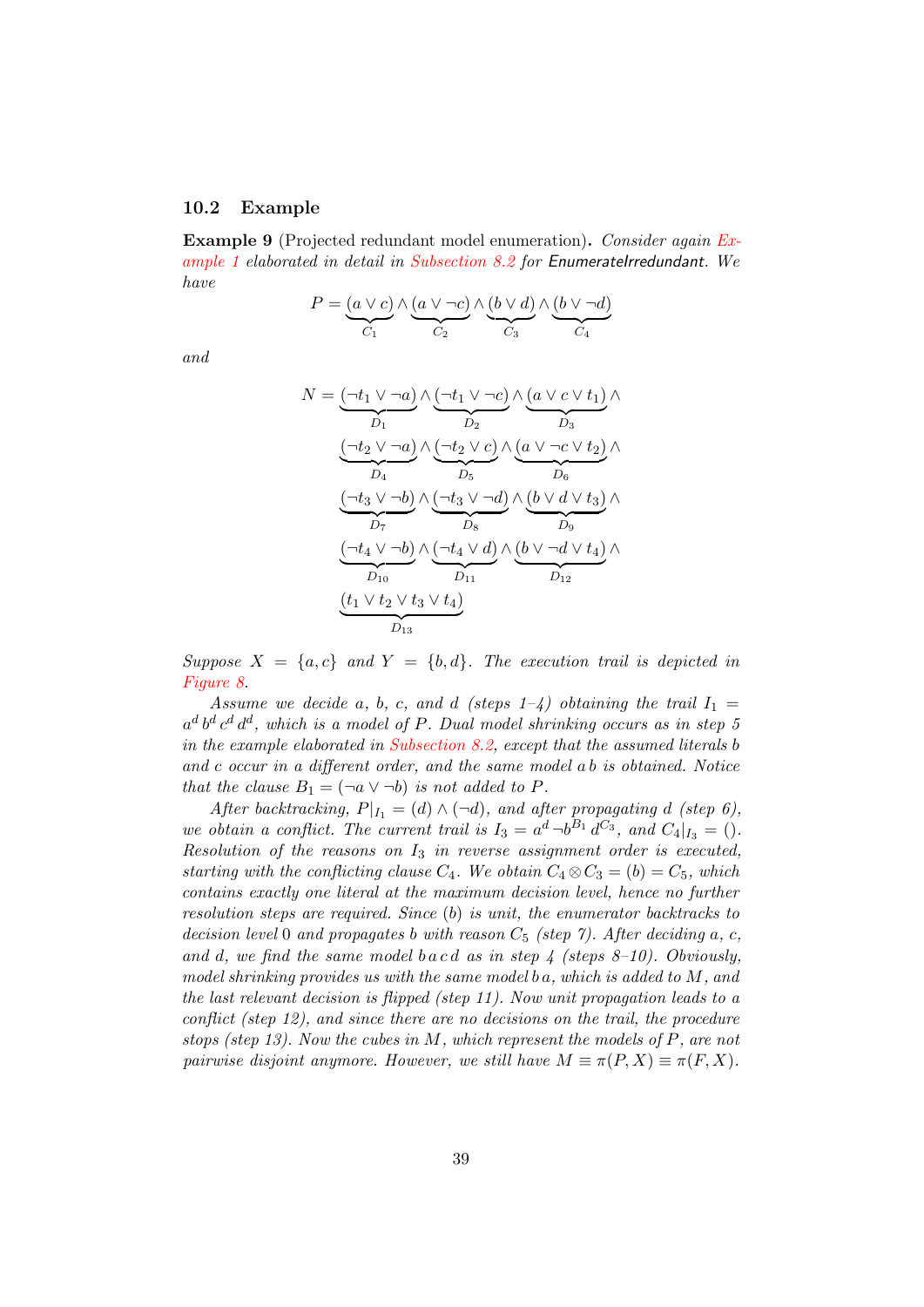## 10.2 Example

**Example 9** (Projected redundant model enumeration)**.** *Consider again Example 1 elaborated in detail in Subsection 8.2 for* EnumerateIrredundant*. We have*

$$P = \underbrace{(a \vee c)}_{C_1} \wedge \underbrace{(a \vee \neg c)}_{C_2} \wedge \underbrace{(b \vee d)}_{C_3} \wedge \underbrace{(b \vee \neg d)}_{C_4}$$

*and*

$$\begin{aligned} N = \; & \underbrace{(\neg t_1 \vee \neg a)}_{D_1} \wedge \underbrace{(\neg t_1 \vee \neg c)}_{D_2} \wedge \underbrace{(a \vee c \vee t_1)}_{D_3} \wedge \\ & \underbrace{(\neg t_2 \vee \neg a)}_{D_4} \wedge \underbrace{(\neg t_2 \vee c)}_{D_5} \wedge \underbrace{(a \vee \neg c \vee t_2)}_{D_6} \wedge \\ & \underbrace{(\neg t_3 \vee \neg b)}_{D_7} \wedge \underbrace{(\neg t_3 \vee \neg d)}_{D_8} \wedge \underbrace{(b \vee d \vee t_3)}_{D_9} \wedge \\ & \underbrace{(\neg t_4 \vee \neg b)}_{D_{10}} \wedge \underbrace{(\neg t_4 \vee d)}_{D_{11}} \wedge \underbrace{(b \vee \neg d \vee t_4)}_{D_{12}} \wedge \\ & \underbrace{(t_1 \vee t_2 \vee t_3 \vee t_4)}_{D_{13}} \end{aligned}$$

*Suppose $X = \{a, c\}$ and $Y = \{b, d\}$. The execution trail is depicted in Figure 8.*

*Assume we decide $a$, $b$, $c$, and $d$ (steps 1–4) obtaining the trail $I_1 = a^d\, b^d\, c^d\, d^d$, which is a model of $P$. Dual model shrinking occurs as in step 5 in the example elaborated in Subsection 8.2, except that the assumed literals $b$ and $c$ occur in a different order, and the same model $a\,b$ is obtained. Notice that the clause $B_1 = (\neg a \vee \neg b)$ is not added to $P$.*

*After backtracking, $P|_{I_1} = (d) \wedge (\neg d)$, and after propagating $d$ (step 6), we obtain a conflict. The current trail is $I_3 = a^d\, \neg b^{B_1}\, d^{C_3}$, and $C_4|_{I_3} = ()$. Resolution of the reasons on $I_3$ in reverse assignment order is executed, starting with the conflicting clause $C_4$. We obtain $C_4 \otimes C_3 = (b) = C_5$, which contains exactly one literal at the maximum decision level, hence no further resolution steps are required. Since $(b)$ is unit, the enumerator backtracks to decision level $0$ and propagates $b$ with reason $C_5$ (step 7). After deciding $a$, $c$, and $d$, we find the same model $b\,a\,c\,d$ as in step 4 (steps 8–10). Obviously, model shrinking provides us with the same model $b\,a$, which is added to $M$, and the last relevant decision is flipped (step 11). Now unit propagation leads to a conflict (step 12), and since there are no decisions on the trail, the procedure stops (step 13). Now the cubes in $M$, which represent the models of $P$, are not pairwise disjoint anymore. However, we still have $M \equiv \pi(P, X) \equiv \pi(F, X)$.*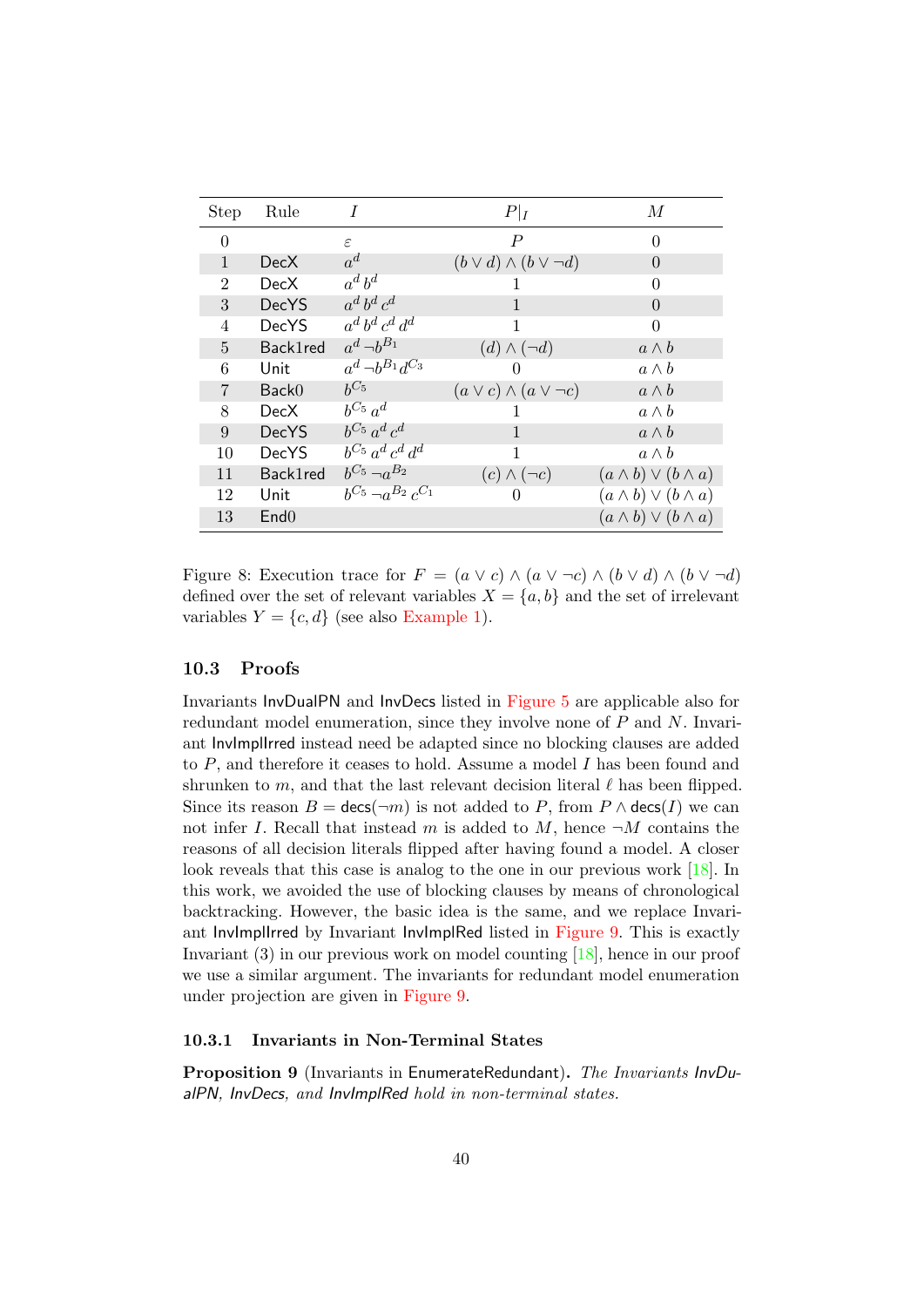| Step | Rule | $I$ | $P\|_I$ | $M$ |
|---|---|---|---|---|
| 0 | | $\varepsilon$ | $P$ | $0$ |
| 1 | DecX | $a^d$ | $(b \vee d) \wedge (b \vee \neg d)$ | $0$ |
| 2 | DecX | $a^d\, b^d$ | $1$ | $0$ |
| 3 | DecYS | $a^d\, b^d\, c^d$ | $1$ | $0$ |
| 4 | DecYS | $a^d\, b^d\, c^d\, d^d$ | $1$ | $0$ |
| 5 | Back1red | $a^d\, \neg b^{B_1}$ | $(d) \wedge (\neg d)$ | $a \wedge b$ |
| 6 | Unit | $a^d\, \neg b^{B_1}\, d^{C_3}$ | $0$ | $a \wedge b$ |
| 7 | Back0 | $b^{C_5}$ | $(a \vee c) \wedge (a \vee \neg c)$ | $a \wedge b$ |
| 8 | DecX | $b^{C_5}\, a^d$ | $1$ | $a \wedge b$ |
| 9 | DecYS | $b^{C_5}\, a^d\, c^d$ | $1$ | $a \wedge b$ |
| 10 | DecYS | $b^{C_5}\, a^d\, c^d\, d^d$ | $1$ | $a \wedge b$ |
| 11 | Back1red | $b^{C_5}\, \neg a^{B_2}$ | $(c) \wedge (\neg c)$ | $(a \wedge b) \vee (b \wedge a)$ |
| 12 | Unit | $b^{C_5}\, \neg a^{B_2}\, c^{C_1}$ | $0$ | $(a \wedge b) \vee (b \wedge a)$ |
| 13 | End0 | | | $(a \wedge b) \vee (b \wedge a)$ |

Figure 8: Execution trace for $F = (a \vee c) \wedge (a \vee \neg c) \wedge (b \vee d) \wedge (b \vee \neg d)$ defined over the set of relevant variables $X = \{a, b\}$ and the set of irrelevant variables $Y = \{c, d\}$ (see also Example 1).

### 10.3 Proofs

Invariants InvDualPN and InvDecs listed in Figure 5 are applicable also for redundant model enumeration, since they involve none of $P$ and $N$. Invariant InvImplIrred instead need be adapted since no blocking clauses are added to $P$, and therefore it ceases to hold. Assume a model $I$ has been found and shrunken to $m$, and that the last relevant decision literal $\ell$ has been flipped. Since its reason $B = \mathsf{decs}(\neg m)$ is not added to $P$, from $P \wedge \mathsf{decs}(I)$ we can not infer $I$. Recall that instead $m$ is added to $M$, hence $\neg M$ contains the reasons of all decision literals flipped after having found a model. A closer look reveals that this case is analog to the one in our previous work [18]. In this work, we avoided the use of blocking clauses by means of chronological backtracking. However, the basic idea is the same, and we replace Invariant InvImplIrred by Invariant InvImplRed listed in Figure 9. This is exactly Invariant (3) in our previous work on model counting [18], hence in our proof we use a similar argument. The invariants for redundant model enumeration under projection are given in Figure 9.

#### 10.3.1 Invariants in Non-Terminal States

**Proposition 9** (Invariants in EnumerateRedundant)**.** *The Invariants InvDualPN, InvDecs, and InvImplRed hold in non-terminal states.*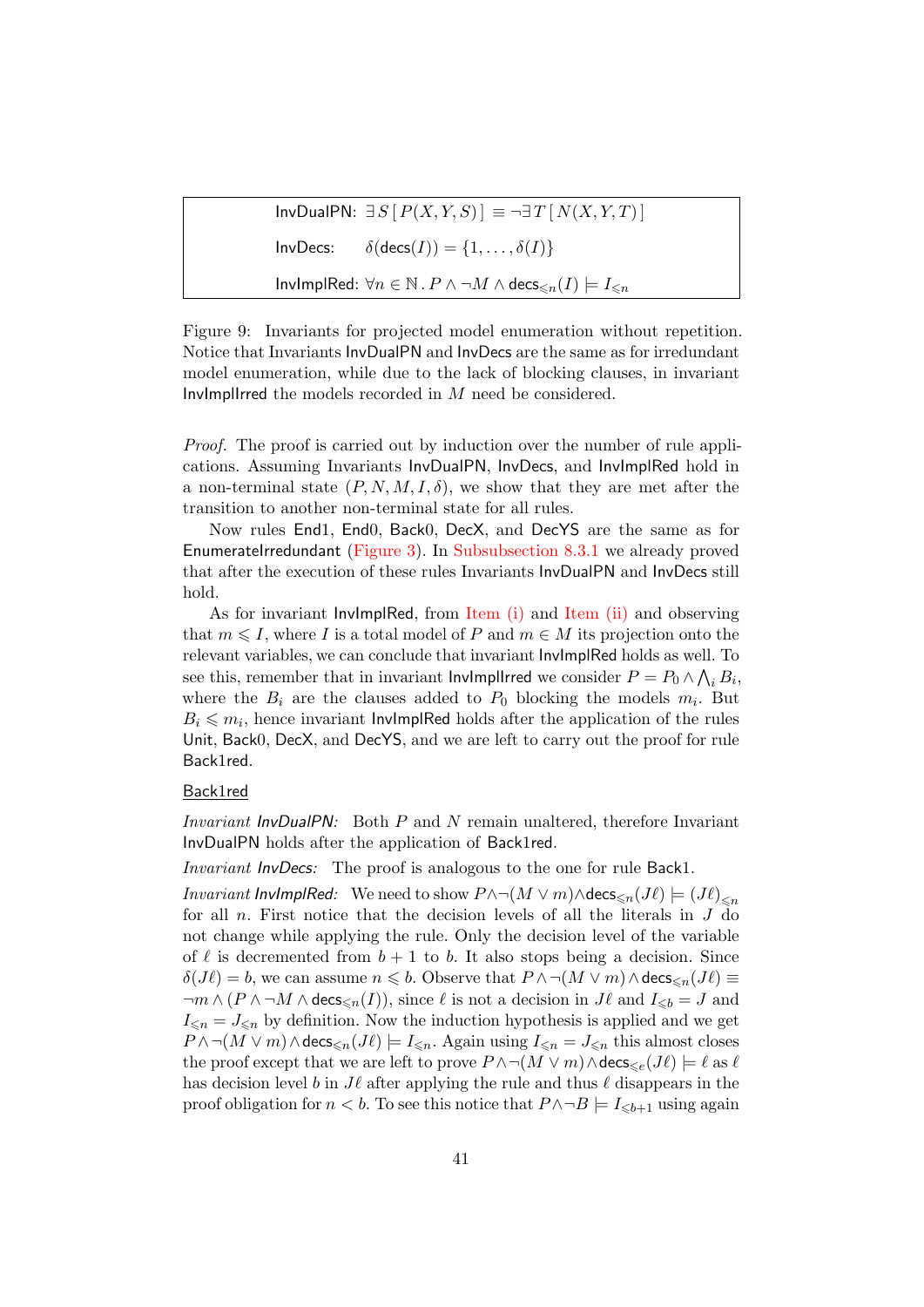| |
|---|
| InvDualPN: $\exists S\,[\,P(X,Y,S)\,] \equiv \neg\exists T\,[\,N(X,Y,T)\,]$ |
| InvDecs: $\delta(\mathsf{decs}(I)) = \{1,\ldots,\delta(I)\}$ |
| InvImplRed: $\forall n \in \mathbb{N}\,.\,P \wedge \neg M \wedge \mathsf{decs}_{\leqslant n}(I) \models I_{\leqslant n}$ |

Figure 9: Invariants for projected model enumeration without repetition. Notice that Invariants InvDualPN and InvDecs are the same as for irredundant model enumeration, while due to the lack of blocking clauses, in invariant InvImplIrred the models recorded in $M$ need be considered.

*Proof.* The proof is carried out by induction over the number of rule applications. Assuming Invariants InvDualPN, InvDecs, and InvImplRed hold in a non-terminal state $(P, N, M, I, \delta)$, we show that they are met after the transition to another non-terminal state for all rules.

Now rules End1, End0, Back0, DecX, and DecYS are the same as for EnumerateIrredundant (Figure 3). In Subsubsection 8.3.1 we already proved that after the execution of these rules Invariants InvDualPN and InvDecs still hold.

As for invariant InvImplRed, from Item (i) and Item (ii) and observing that $m \leqslant I$, where $I$ is a total model of $P$ and $m \in M$ its projection onto the relevant variables, we can conclude that invariant InvImplRed holds as well. To see this, remember that in invariant InvImplIrred we consider $P = P_0 \wedge \bigwedge_i B_i$, where the $B_i$ are the clauses added to $P_0$ blocking the models $m_i$. But $B_i \leqslant m_i$, hence invariant InvImplRed holds after the application of the rules Unit, Back0, DecX, and DecYS, and we are left to carry out the proof for rule Back1red.

<u>Back1red</u>

*Invariant InvDualPN:* Both $P$ and $N$ remain unaltered, therefore Invariant InvDualPN holds after the application of Back1red.

*Invariant InvDecs:* The proof is analogous to the one for rule Back1.

*Invariant InvImplRed:* We need to show $P \wedge \neg(M \vee m) \wedge \mathsf{decs}_{\leqslant n}(J\ell) \models (J\ell)_{\leqslant n}$ for all $n$. First notice that the decision levels of all the literals in $J$ do not change while applying the rule. Only the decision level of the variable of $\ell$ is decremented from $b+1$ to $b$. It also stops being a decision. Since $\delta(J\ell) = b$, we can assume $n \leqslant b$. Observe that $P \wedge \neg(M \vee m) \wedge \mathsf{decs}_{\leqslant n}(J\ell) \equiv \neg m \wedge (P \wedge \neg M \wedge \mathsf{decs}_{\leqslant n}(I))$, since $\ell$ is not a decision in $J\ell$ and $I_{\leqslant b} = J$ and $I_{\leqslant n} = J_{\leqslant n}$ by definition. Now the induction hypothesis is applied and we get $P \wedge \neg(M \vee m) \wedge \mathsf{decs}_{\leqslant n}(J\ell) \models I_{\leqslant n}$. Again using $I_{\leqslant n} = J_{\leqslant n}$ this almost closes the proof except that we are left to prove $P \wedge \neg(M \vee m) \wedge \mathsf{decs}_{\leqslant e}(J\ell) \models \ell$ as $\ell$ has decision level $b$ in $J\ell$ after applying the rule and thus $\ell$ disappears in the proof obligation for $n < b$. To see this notice that $P \wedge \neg B \models I_{\leqslant b+1}$ using again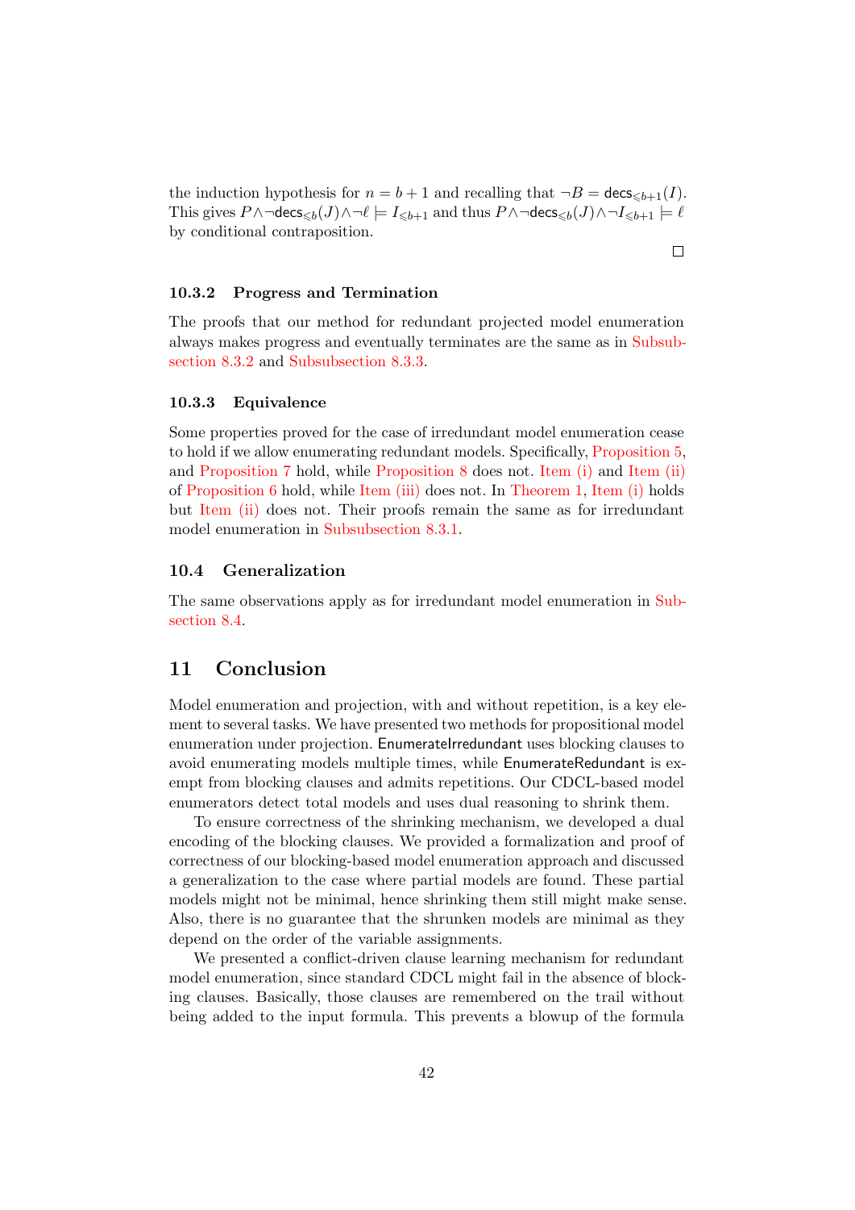the induction hypothesis for $n = b+1$ and recalling that $\neg B = \mathsf{decs}_{\leqslant b+1}(I)$. This gives $P \wedge \neg \mathsf{decs}_{\leqslant b}(J) \wedge \neg \ell \models I_{\leqslant b+1}$ and thus $P \wedge \neg \mathsf{decs}_{\leqslant b}(J) \wedge \neg I_{\leqslant b+1} \models \ell$ by conditional contraposition.

□

### 10.3.2 Progress and Termination

The proofs that our method for redundant projected model enumeration always makes progress and eventually terminates are the same as in Subsubsection 8.3.2 and Subsubsection 8.3.3.

### 10.3.3 Equivalence

Some properties proved for the case of irredundant model enumeration cease to hold if we allow enumerating redundant models. Specifically, Proposition 5, and Proposition 7 hold, while Proposition 8 does not. Item (i) and Item (ii) of Proposition 6 hold, while Item (iii) does not. In Theorem 1, Item (i) holds but Item (ii) does not. Their proofs remain the same as for irredundant model enumeration in Subsubsection 8.3.1.

## 10.4 Generalization

The same observations apply as for irredundant model enumeration in Subsection 8.4.

# 11 Conclusion

Model enumeration and projection, with and without repetition, is a key element to several tasks. We have presented two methods for propositional model enumeration under projection. EnumerateIrredundant uses blocking clauses to avoid enumerating models multiple times, while EnumerateRedundant is exempt from blocking clauses and admits repetitions. Our CDCL-based model enumerators detect total models and uses dual reasoning to shrink them.

To ensure correctness of the shrinking mechanism, we developed a dual encoding of the blocking clauses. We provided a formalization and proof of correctness of our blocking-based model enumeration approach and discussed a generalization to the case where partial models are found. These partial models might not be minimal, hence shrinking them still might make sense. Also, there is no guarantee that the shrunken models are minimal as they depend on the order of the variable assignments.

We presented a conflict-driven clause learning mechanism for redundant model enumeration, since standard CDCL might fail in the absence of blocking clauses. Basically, those clauses are remembered on the trail without being added to the input formula. This prevents a blowup of the formula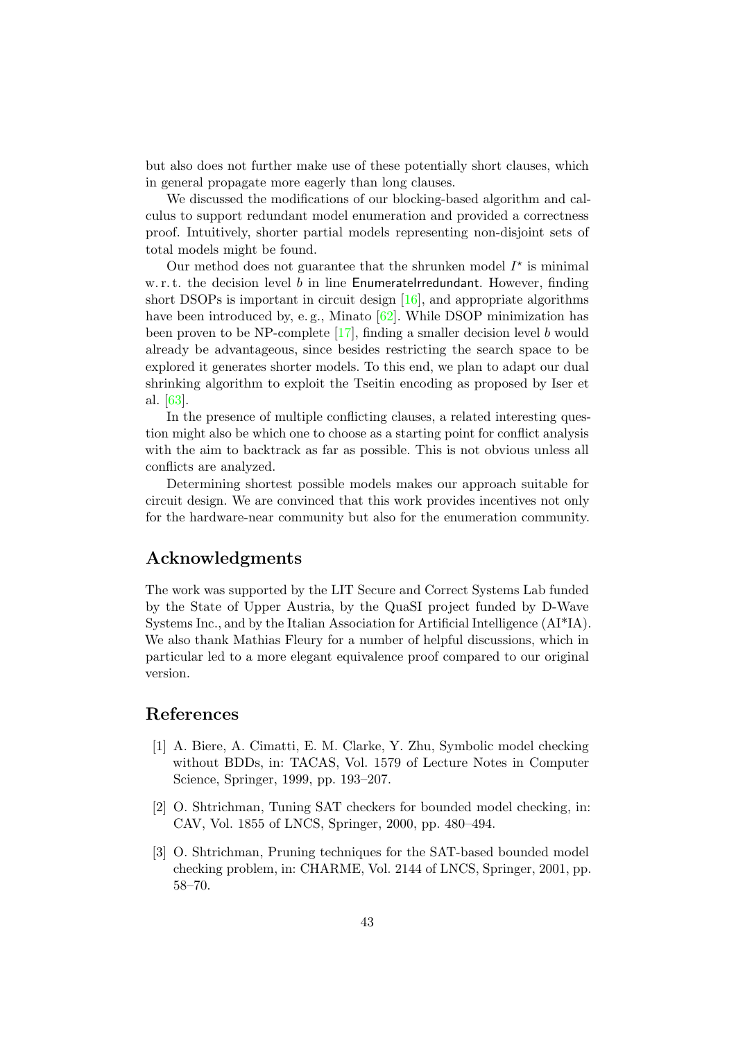but also does not further make use of these potentially short clauses, which in general propagate more eagerly than long clauses.

We discussed the modifications of our blocking-based algorithm and calculus to support redundant model enumeration and provided a correctness proof. Intuitively, shorter partial models representing non-disjoint sets of total models might be found.

Our method does not guarantee that the shrunken model $I^\star$ is minimal w. r. t. the decision level $b$ in line EnumerateIrredundant. However, finding short DSOPs is important in circuit design [16], and appropriate algorithms have been introduced by, e. g., Minato [62]. While DSOP minimization has been proven to be NP-complete [17], finding a smaller decision level $b$ would already be advantageous, since besides restricting the search space to be explored it generates shorter models. To this end, we plan to adapt our dual shrinking algorithm to exploit the Tseitin encoding as proposed by Iser et al. [63].

In the presence of multiple conflicting clauses, a related interesting question might also be which one to choose as a starting point for conflict analysis with the aim to backtrack as far as possible. This is not obvious unless all conflicts are analyzed.

Determining shortest possible models makes our approach suitable for circuit design. We are convinced that this work provides incentives not only for the hardware-near community but also for the enumeration community.

## Acknowledgments

The work was supported by the LIT Secure and Correct Systems Lab funded by the State of Upper Austria, by the QuaSI project funded by D-Wave Systems Inc., and by the Italian Association for Artificial Intelligence (AI*IA). We also thank Mathias Fleury for a number of helpful discussions, which in particular led to a more elegant equivalence proof compared to our original version.

## References

[1] A. Biere, A. Cimatti, E. M. Clarke, Y. Zhu, Symbolic model checking without BDDs, in: TACAS, Vol. 1579 of Lecture Notes in Computer Science, Springer, 1999, pp. 193–207.

[2] O. Shtrichman, Tuning SAT checkers for bounded model checking, in: CAV, Vol. 1855 of LNCS, Springer, 2000, pp. 480–494.

[3] O. Shtrichman, Pruning techniques for the SAT-based bounded model checking problem, in: CHARME, Vol. 2144 of LNCS, Springer, 2001, pp. 58–70.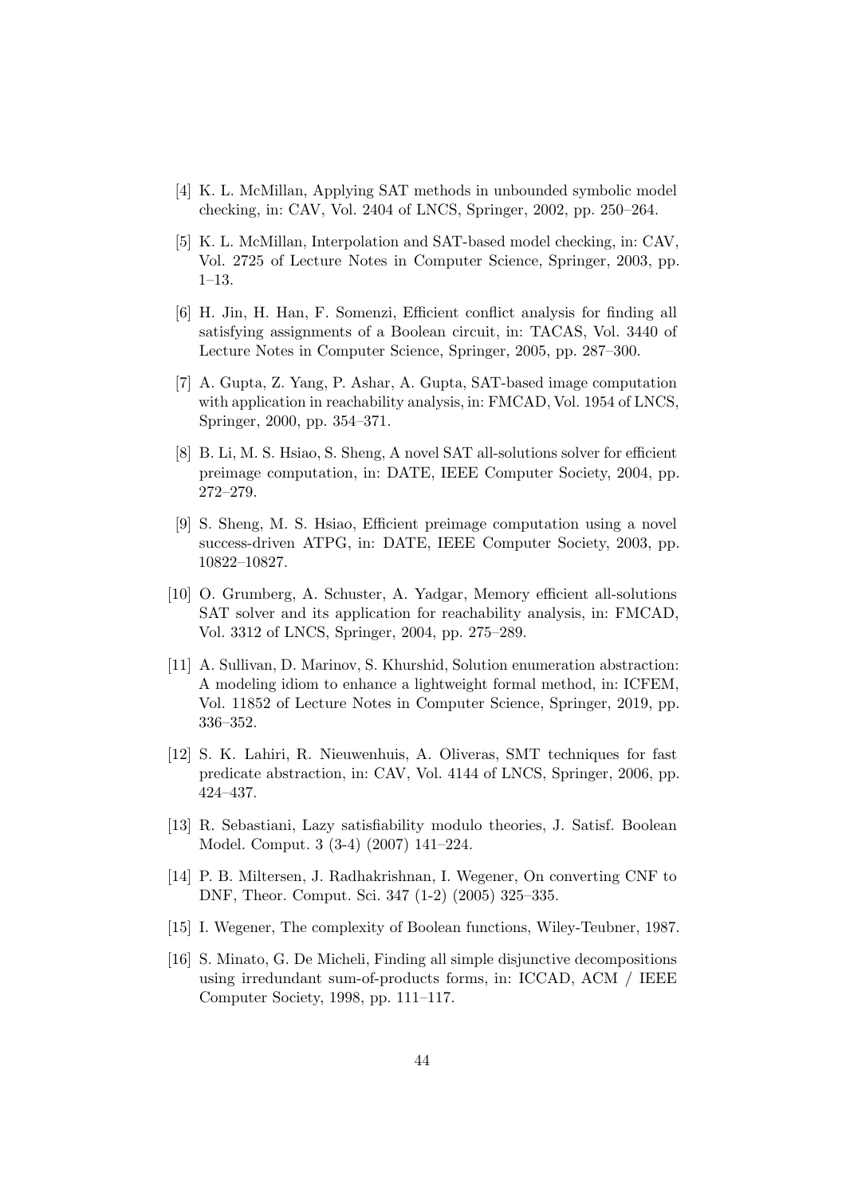[4] K. L. McMillan, Applying SAT methods in unbounded symbolic model checking, in: CAV, Vol. 2404 of LNCS, Springer, 2002, pp. 250–264.

[5] K. L. McMillan, Interpolation and SAT-based model checking, in: CAV, Vol. 2725 of Lecture Notes in Computer Science, Springer, 2003, pp. 1–13.

[6] H. Jin, H. Han, F. Somenzi, Efficient conflict analysis for finding all satisfying assignments of a Boolean circuit, in: TACAS, Vol. 3440 of Lecture Notes in Computer Science, Springer, 2005, pp. 287–300.

[7] A. Gupta, Z. Yang, P. Ashar, A. Gupta, SAT-based image computation with application in reachability analysis, in: FMCAD, Vol. 1954 of LNCS, Springer, 2000, pp. 354–371.

[8] B. Li, M. S. Hsiao, S. Sheng, A novel SAT all-solutions solver for efficient preimage computation, in: DATE, IEEE Computer Society, 2004, pp. 272–279.

[9] S. Sheng, M. S. Hsiao, Efficient preimage computation using a novel success-driven ATPG, in: DATE, IEEE Computer Society, 2003, pp. 10822–10827.

[10] O. Grumberg, A. Schuster, A. Yadgar, Memory efficient all-solutions SAT solver and its application for reachability analysis, in: FMCAD, Vol. 3312 of LNCS, Springer, 2004, pp. 275–289.

[11] A. Sullivan, D. Marinov, S. Khurshid, Solution enumeration abstraction: A modeling idiom to enhance a lightweight formal method, in: ICFEM, Vol. 11852 of Lecture Notes in Computer Science, Springer, 2019, pp. 336–352.

[12] S. K. Lahiri, R. Nieuwenhuis, A. Oliveras, SMT techniques for fast predicate abstraction, in: CAV, Vol. 4144 of LNCS, Springer, 2006, pp. 424–437.

[13] R. Sebastiani, Lazy satisfiability modulo theories, J. Satisf. Boolean Model. Comput. 3 (3-4) (2007) 141–224.

[14] P. B. Miltersen, J. Radhakrishnan, I. Wegener, On converting CNF to DNF, Theor. Comput. Sci. 347 (1-2) (2005) 325–335.

[15] I. Wegener, The complexity of Boolean functions, Wiley-Teubner, 1987.

[16] S. Minato, G. De Micheli, Finding all simple disjunctive decompositions using irredundant sum-of-products forms, in: ICCAD, ACM / IEEE Computer Society, 1998, pp. 111–117.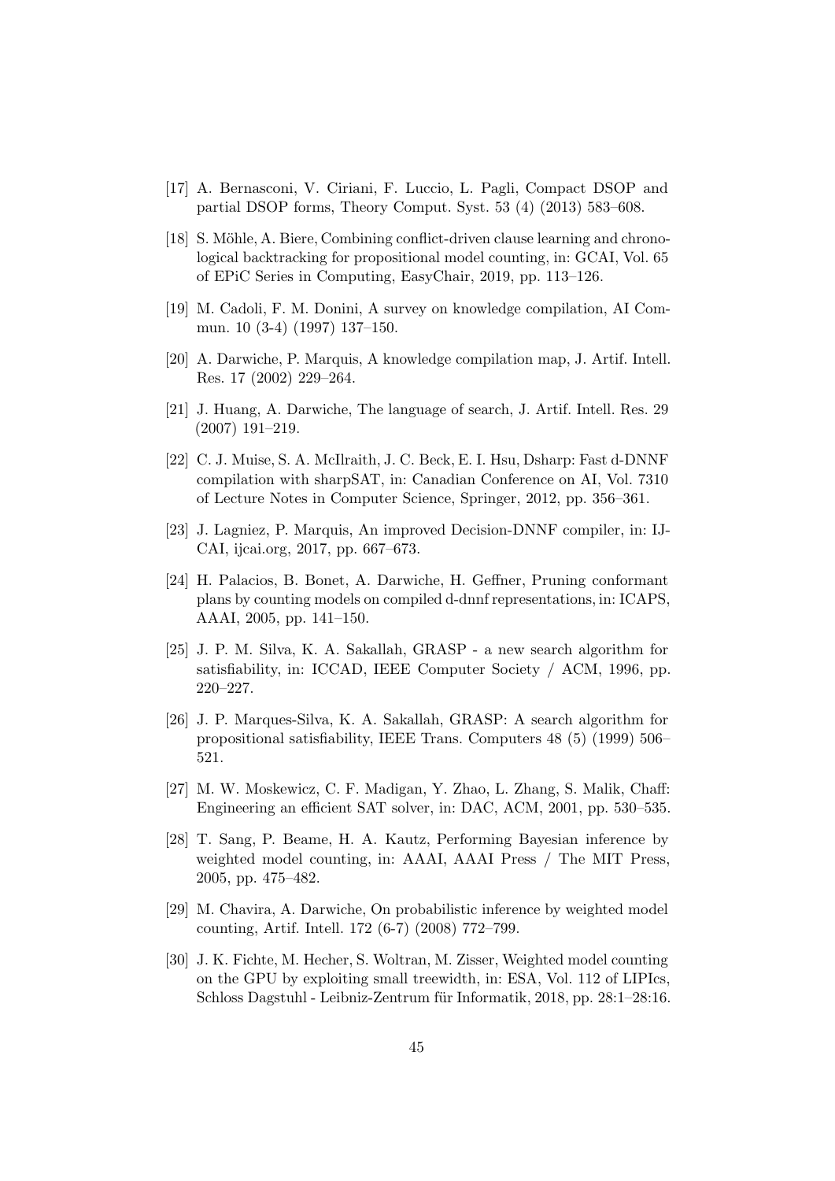[17] A. Bernasconi, V. Ciriani, F. Luccio, L. Pagli, Compact DSOP and partial DSOP forms, Theory Comput. Syst. 53 (4) (2013) 583–608.

[18] S. Möhle, A. Biere, Combining conflict-driven clause learning and chronological backtracking for propositional model counting, in: GCAI, Vol. 65 of EPiC Series in Computing, EasyChair, 2019, pp. 113–126.

[19] M. Cadoli, F. M. Donini, A survey on knowledge compilation, AI Commun. 10 (3-4) (1997) 137–150.

[20] A. Darwiche, P. Marquis, A knowledge compilation map, J. Artif. Intell. Res. 17 (2002) 229–264.

[21] J. Huang, A. Darwiche, The language of search, J. Artif. Intell. Res. 29 (2007) 191–219.

[22] C. J. Muise, S. A. McIlraith, J. C. Beck, E. I. Hsu, Dsharp: Fast d-DNNF compilation with sharpSAT, in: Canadian Conference on AI, Vol. 7310 of Lecture Notes in Computer Science, Springer, 2012, pp. 356–361.

[23] J. Lagniez, P. Marquis, An improved Decision-DNNF compiler, in: IJCAI, ijcai.org, 2017, pp. 667–673.

[24] H. Palacios, B. Bonet, A. Darwiche, H. Geffner, Pruning conformant plans by counting models on compiled d-dnnf representations, in: ICAPS, AAAI, 2005, pp. 141–150.

[25] J. P. M. Silva, K. A. Sakallah, GRASP - a new search algorithm for satisfiability, in: ICCAD, IEEE Computer Society / ACM, 1996, pp. 220–227.

[26] J. P. Marques-Silva, K. A. Sakallah, GRASP: A search algorithm for propositional satisfiability, IEEE Trans. Computers 48 (5) (1999) 506–521.

[27] M. W. Moskewicz, C. F. Madigan, Y. Zhao, L. Zhang, S. Malik, Chaff: Engineering an efficient SAT solver, in: DAC, ACM, 2001, pp. 530–535.

[28] T. Sang, P. Beame, H. A. Kautz, Performing Bayesian inference by weighted model counting, in: AAAI, AAAI Press / The MIT Press, 2005, pp. 475–482.

[29] M. Chavira, A. Darwiche, On probabilistic inference by weighted model counting, Artif. Intell. 172 (6-7) (2008) 772–799.

[30] J. K. Fichte, M. Hecher, S. Woltran, M. Zisser, Weighted model counting on the GPU by exploiting small treewidth, in: ESA, Vol. 112 of LIPIcs, Schloss Dagstuhl - Leibniz-Zentrum für Informatik, 2018, pp. 28:1–28:16.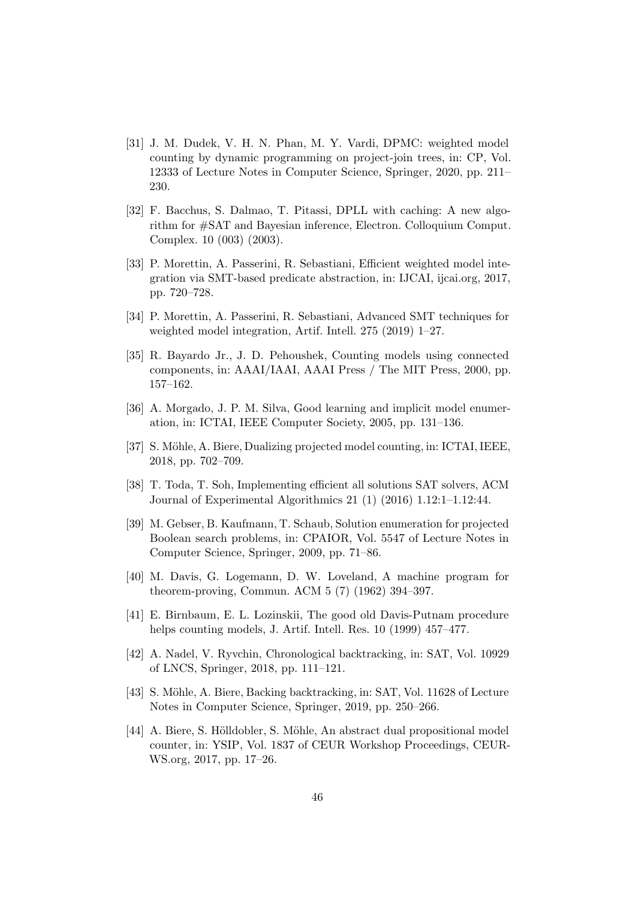[31] J. M. Dudek, V. H. N. Phan, M. Y. Vardi, DPMC: weighted model counting by dynamic programming on project-join trees, in: CP, Vol. 12333 of Lecture Notes in Computer Science, Springer, 2020, pp. 211–230.

[32] F. Bacchus, S. Dalmao, T. Pitassi, DPLL with caching: A new algorithm for #SAT and Bayesian inference, Electron. Colloquium Comput. Complex. 10 (003) (2003).

[33] P. Morettin, A. Passerini, R. Sebastiani, Efficient weighted model integration via SMT-based predicate abstraction, in: IJCAI, ijcai.org, 2017, pp. 720–728.

[34] P. Morettin, A. Passerini, R. Sebastiani, Advanced SMT techniques for weighted model integration, Artif. Intell. 275 (2019) 1–27.

[35] R. Bayardo Jr., J. D. Pehoushek, Counting models using connected components, in: AAAI/IAAI, AAAI Press / The MIT Press, 2000, pp. 157–162.

[36] A. Morgado, J. P. M. Silva, Good learning and implicit model enumeration, in: ICTAI, IEEE Computer Society, 2005, pp. 131–136.

[37] S. Möhle, A. Biere, Dualizing projected model counting, in: ICTAI, IEEE, 2018, pp. 702–709.

[38] T. Toda, T. Soh, Implementing efficient all solutions SAT solvers, ACM Journal of Experimental Algorithmics 21 (1) (2016) 1.12:1–1.12:44.

[39] M. Gebser, B. Kaufmann, T. Schaub, Solution enumeration for projected Boolean search problems, in: CPAIOR, Vol. 5547 of Lecture Notes in Computer Science, Springer, 2009, pp. 71–86.

[40] M. Davis, G. Logemann, D. W. Loveland, A machine program for theorem-proving, Commun. ACM 5 (7) (1962) 394–397.

[41] E. Birnbaum, E. L. Lozinskii, The good old Davis-Putnam procedure helps counting models, J. Artif. Intell. Res. 10 (1999) 457–477.

[42] A. Nadel, V. Ryvchin, Chronological backtracking, in: SAT, Vol. 10929 of LNCS, Springer, 2018, pp. 111–121.

[43] S. Möhle, A. Biere, Backing backtracking, in: SAT, Vol. 11628 of Lecture Notes in Computer Science, Springer, 2019, pp. 250–266.

[44] A. Biere, S. Hölldobler, S. Möhle, An abstract dual propositional model counter, in: YSIP, Vol. 1837 of CEUR Workshop Proceedings, CEUR-WS.org, 2017, pp. 17–26.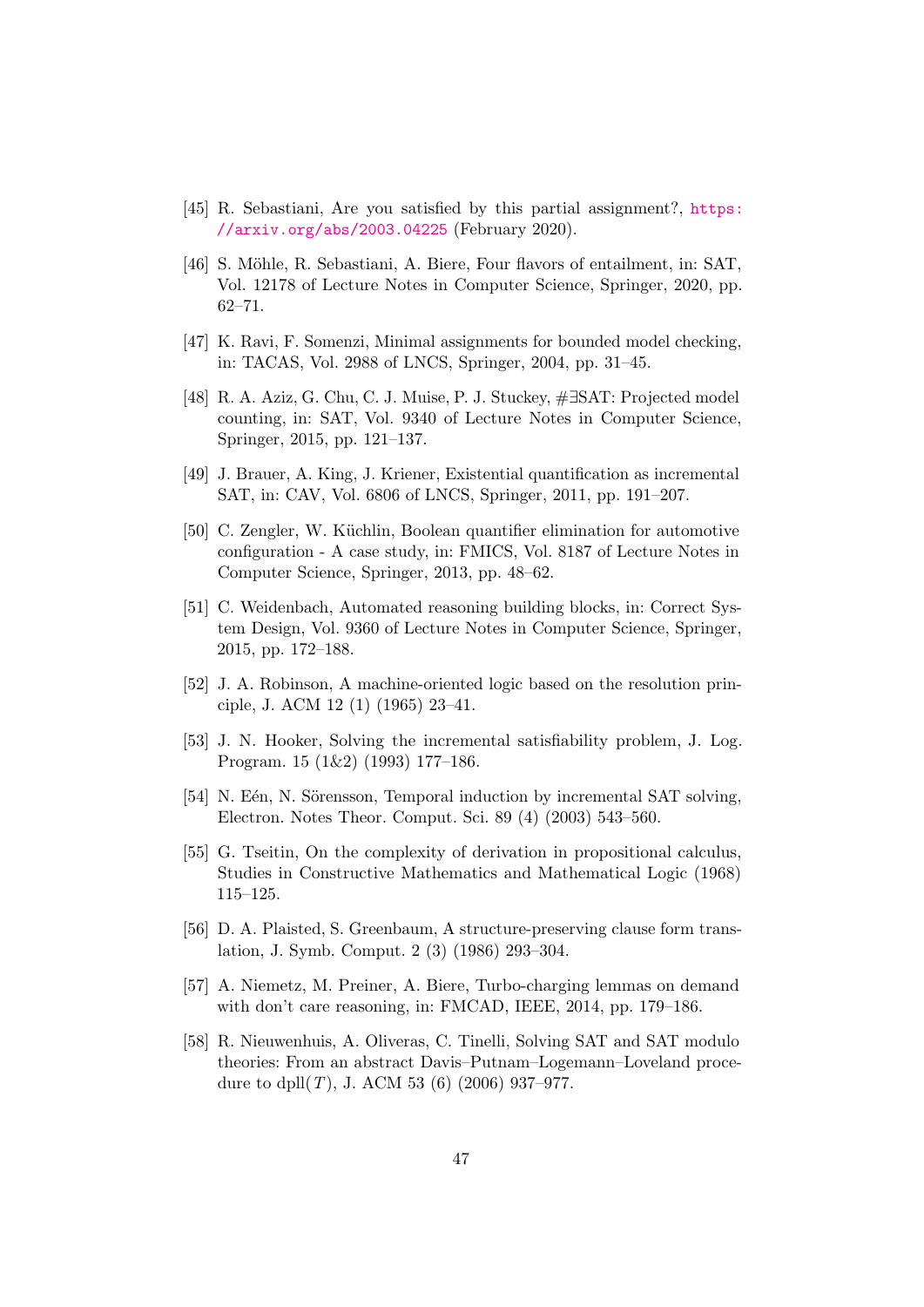[45] R. Sebastiani, Are you satisfied by this partial assignment?, https://arxiv.org/abs/2003.04225 (February 2020).

[46] S. Möhle, R. Sebastiani, A. Biere, Four flavors of entailment, in: SAT, Vol. 12178 of Lecture Notes in Computer Science, Springer, 2020, pp. 62–71.

[47] K. Ravi, F. Somenzi, Minimal assignments for bounded model checking, in: TACAS, Vol. 2988 of LNCS, Springer, 2004, pp. 31–45.

[48] R. A. Aziz, G. Chu, C. J. Muise, P. J. Stuckey, #∃SAT: Projected model counting, in: SAT, Vol. 9340 of Lecture Notes in Computer Science, Springer, 2015, pp. 121–137.

[49] J. Brauer, A. King, J. Kriener, Existential quantification as incremental SAT, in: CAV, Vol. 6806 of LNCS, Springer, 2011, pp. 191–207.

[50] C. Zengler, W. Küchlin, Boolean quantifier elimination for automotive configuration - A case study, in: FMICS, Vol. 8187 of Lecture Notes in Computer Science, Springer, 2013, pp. 48–62.

[51] C. Weidenbach, Automated reasoning building blocks, in: Correct System Design, Vol. 9360 of Lecture Notes in Computer Science, Springer, 2015, pp. 172–188.

[52] J. A. Robinson, A machine-oriented logic based on the resolution principle, J. ACM 12 (1) (1965) 23–41.

[53] J. N. Hooker, Solving the incremental satisfiability problem, J. Log. Program. 15 (1&2) (1993) 177–186.

[54] N. Eén, N. Sörensson, Temporal induction by incremental SAT solving, Electron. Notes Theor. Comput. Sci. 89 (4) (2003) 543–560.

[55] G. Tseitin, On the complexity of derivation in propositional calculus, Studies in Constructive Mathematics and Mathematical Logic (1968) 115–125.

[56] D. A. Plaisted, S. Greenbaum, A structure-preserving clause form translation, J. Symb. Comput. 2 (3) (1986) 293–304.

[57] A. Niemetz, M. Preiner, A. Biere, Turbo-charging lemmas on demand with don't care reasoning, in: FMCAD, IEEE, 2014, pp. 179–186.

[58] R. Nieuwenhuis, A. Oliveras, C. Tinelli, Solving SAT and SAT modulo theories: From an abstract Davis–Putnam–Logemann–Loveland procedure to dpll($T$), J. ACM 53 (6) (2006) 937–977.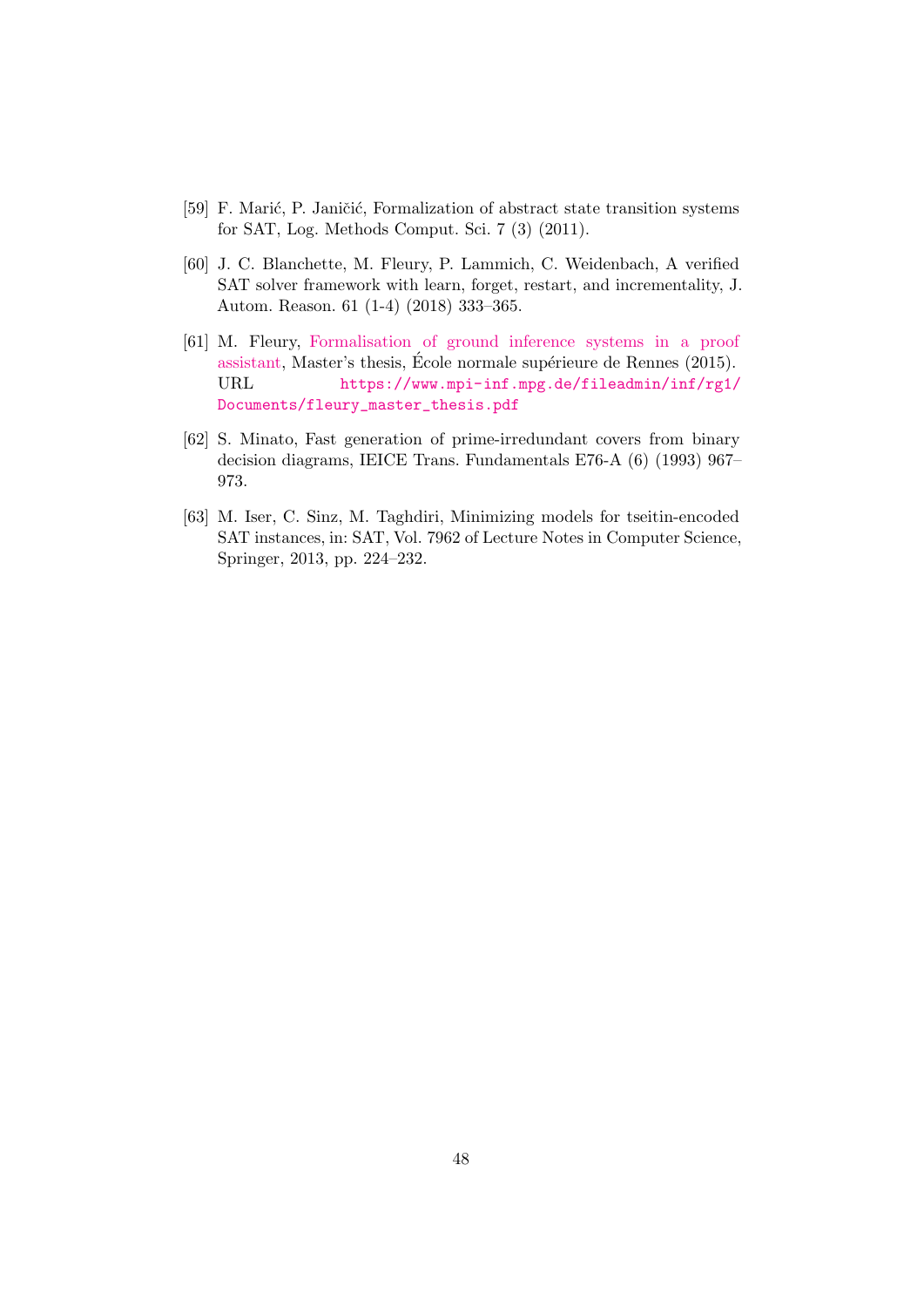[59] F. Marić, P. Janičić, Formalization of abstract state transition systems for SAT, Log. Methods Comput. Sci. 7 (3) (2011).

[60] J. C. Blanchette, M. Fleury, P. Lammich, C. Weidenbach, A verified SAT solver framework with learn, forget, restart, and incrementality, J. Autom. Reason. 61 (1-4) (2018) 333–365.

[61] M. Fleury, Formalisation of ground inference systems in a proof assistant, Master's thesis, École normale supérieure de Rennes (2015). URL https://www.mpi-inf.mpg.de/fileadmin/inf/rg1/Documents/fleury_master_thesis.pdf

[62] S. Minato, Fast generation of prime-irredundant covers from binary decision diagrams, IEICE Trans. Fundamentals E76-A (6) (1993) 967–973.

[63] M. Iser, C. Sinz, M. Taghdiri, Minimizing models for tseitin-encoded SAT instances, in: SAT, Vol. 7962 of Lecture Notes in Computer Science, Springer, 2013, pp. 224–232.